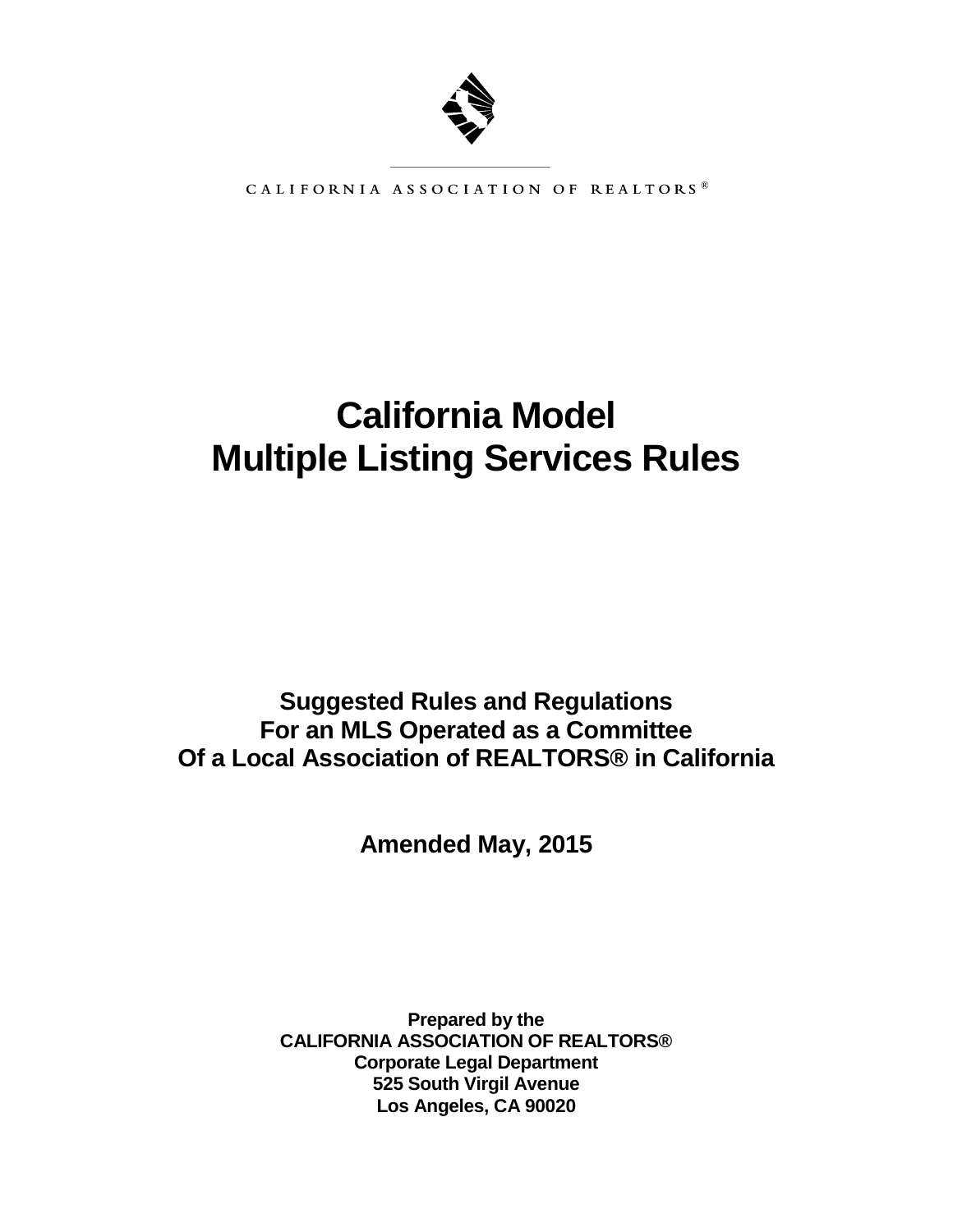CALIFORNIA ASSOCIATION OF REALTORS®

# California Model Multiple Listing Services Rules

## Suggested Rules and Regulations For an MLS Operated as a Committee Of a Local Association of REALTORS® in California

**Amended May, 2015**

**Prepared by the**
**CALIFORNIA ASSOCIATION OF REALTORS®**
**Corporate Legal Department**
**525 South Virgil Avenue**
**Los Angeles, CA 90020**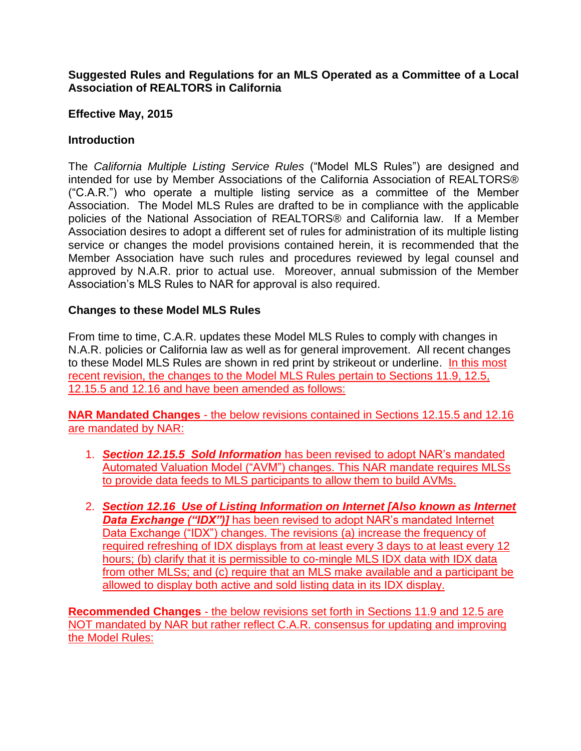**Suggested Rules and Regulations for an MLS Operated as a Committee of a Local Association of REALTORS in California**

**Effective May, 2015**

**Introduction**

The *California Multiple Listing Service Rules* ("Model MLS Rules") are designed and intended for use by Member Associations of the California Association of REALTORS® ("C.A.R.") who operate a multiple listing service as a committee of the Member Association. The Model MLS Rules are drafted to be in compliance with the applicable policies of the National Association of REALTORS® and California law. If a Member Association desires to adopt a different set of rules for administration of its multiple listing service or changes the model provisions contained herein, it is recommended that the Member Association have such rules and procedures reviewed by legal counsel and approved by N.A.R. prior to actual use. Moreover, annual submission of the Member Association's MLS Rules to NAR for approval is also required.

**Changes to these Model MLS Rules**

From time to time, C.A.R. updates these Model MLS Rules to comply with changes in N.A.R. policies or California law as well as for general improvement. All recent changes to these Model MLS Rules are shown in red print by strikeout or underline. In this most recent revision, the changes to the Model MLS Rules pertain to Sections 11.9, 12.5, 12.15.5 and 12.16 and have been amended as follows:

**NAR Mandated Changes** - the below revisions contained in Sections 12.15.5 and 12.16 are mandated by NAR:

1. ***Section 12.15.5 Sold Information*** has been revised to adopt NAR's mandated Automated Valuation Model ("AVM") changes. This NAR mandate requires MLSs to provide data feeds to MLS participants to allow them to build AVMs.
2. ***Section 12.16 Use of Listing Information on Internet [Also known as Internet Data Exchange ("IDX")]*** has been revised to adopt NAR's mandated Internet Data Exchange ("IDX") changes. The revisions (a) increase the frequency of required refreshing of IDX displays from at least every 3 days to at least every 12 hours; (b) clarify that it is permissible to co-mingle MLS IDX data with IDX data from other MLSs; and (c) require that an MLS make available and a participant be allowed to display both active and sold listing data in its IDX display.

**Recommended Changes** - the below revisions set forth in Sections 11.9 and 12.5 are NOT mandated by NAR but rather reflect C.A.R. consensus for updating and improving the Model Rules: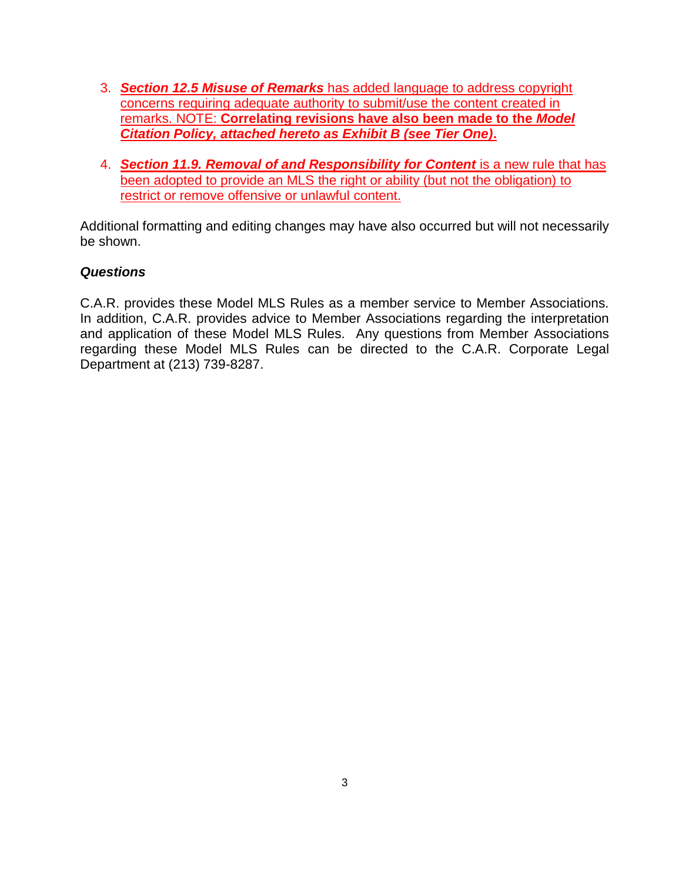3. ***Section 12.5 Misuse of Remarks*** has added language to address copyright concerns requiring adequate authority to submit/use the content created in remarks. NOTE: **Correlating revisions have also been made to the *Model Citation Policy, attached hereto as Exhibit B (see Tier One).***

4. ***Section 11.9. Removal of and Responsibility for Content*** is a new rule that has been adopted to provide an MLS the right or ability (but not the obligation) to restrict or remove offensive or unlawful content.

Additional formatting and editing changes may have also occurred but will not necessarily be shown.

***Questions***

C.A.R. provides these Model MLS Rules as a member service to Member Associations. In addition, C.A.R. provides advice to Member Associations regarding the interpretation and application of these Model MLS Rules. Any questions from Member Associations regarding these Model MLS Rules can be directed to the C.A.R. Corporate Legal Department at (213) 739-8287.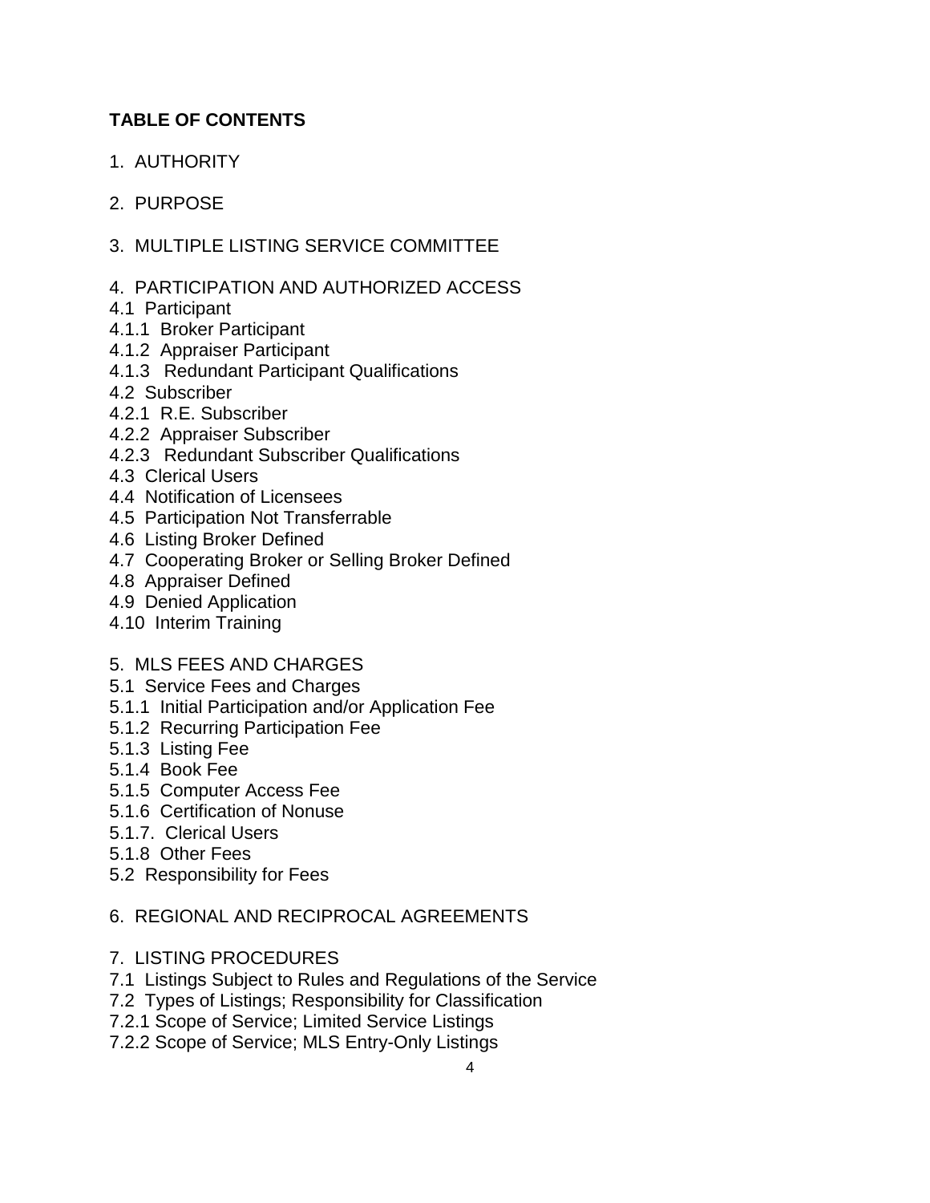**TABLE OF CONTENTS**

1. AUTHORITY

2. PURPOSE

3. MULTIPLE LISTING SERVICE COMMITTEE

4. PARTICIPATION AND AUTHORIZED ACCESS
4.1 Participant
4.1.1 Broker Participant
4.1.2 Appraiser Participant
4.1.3 Redundant Participant Qualifications
4.2 Subscriber
4.2.1 R.E. Subscriber
4.2.2 Appraiser Subscriber
4.2.3 Redundant Subscriber Qualifications
4.3 Clerical Users
4.4 Notification of Licensees
4.5 Participation Not Transferrable
4.6 Listing Broker Defined
4.7 Cooperating Broker or Selling Broker Defined
4.8 Appraiser Defined
4.9 Denied Application
4.10 Interim Training

5. MLS FEES AND CHARGES
5.1 Service Fees and Charges
5.1.1 Initial Participation and/or Application Fee
5.1.2 Recurring Participation Fee
5.1.3 Listing Fee
5.1.4 Book Fee
5.1.5 Computer Access Fee
5.1.6 Certification of Nonuse
5.1.7. Clerical Users
5.1.8 Other Fees
5.2 Responsibility for Fees

6. REGIONAL AND RECIPROCAL AGREEMENTS

7. LISTING PROCEDURES
7.1 Listings Subject to Rules and Regulations of the Service
7.2 Types of Listings; Responsibility for Classification
7.2.1 Scope of Service; Limited Service Listings
7.2.2 Scope of Service; MLS Entry-Only Listings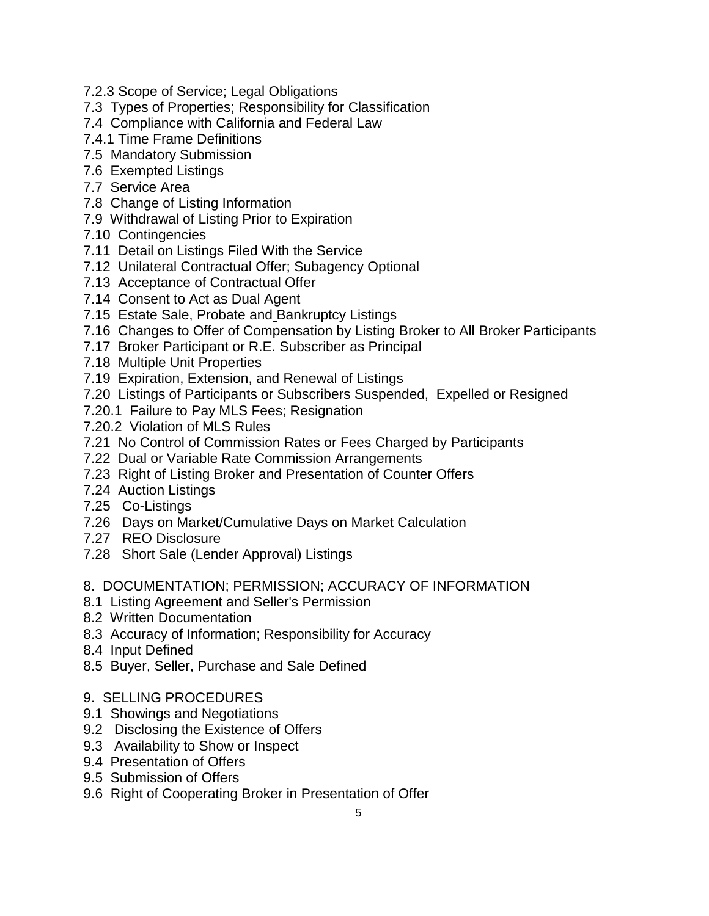7.2.3 Scope of Service; Legal Obligations
7.3 Types of Properties; Responsibility for Classification
7.4 Compliance with California and Federal Law
7.4.1 Time Frame Definitions
7.5 Mandatory Submission
7.6 Exempted Listings
7.7 Service Area
7.8 Change of Listing Information
7.9 Withdrawal of Listing Prior to Expiration
7.10 Contingencies
7.11 Detail on Listings Filed With the Service
7.12 Unilateral Contractual Offer; Subagency Optional
7.13 Acceptance of Contractual Offer
7.14 Consent to Act as Dual Agent
7.15 Estate Sale, Probate and Bankruptcy Listings
7.16 Changes to Offer of Compensation by Listing Broker to All Broker Participants
7.17 Broker Participant or R.E. Subscriber as Principal
7.18 Multiple Unit Properties
7.19 Expiration, Extension, and Renewal of Listings
7.20 Listings of Participants or Subscribers Suspended, Expelled or Resigned
7.20.1 Failure to Pay MLS Fees; Resignation
7.20.2 Violation of MLS Rules
7.21 No Control of Commission Rates or Fees Charged by Participants
7.22 Dual or Variable Rate Commission Arrangements
7.23 Right of Listing Broker and Presentation of Counter Offers
7.24 Auction Listings
7.25 Co-Listings
7.26 Days on Market/Cumulative Days on Market Calculation
7.27 REO Disclosure
7.28 Short Sale (Lender Approval) Listings

8. DOCUMENTATION; PERMISSION; ACCURACY OF INFORMATION
8.1 Listing Agreement and Seller's Permission
8.2 Written Documentation
8.3 Accuracy of Information; Responsibility for Accuracy
8.4 Input Defined
8.5 Buyer, Seller, Purchase and Sale Defined

9. SELLING PROCEDURES
9.1 Showings and Negotiations
9.2 Disclosing the Existence of Offers
9.3 Availability to Show or Inspect
9.4 Presentation of Offers
9.5 Submission of Offers
9.6 Right of Cooperating Broker in Presentation of Offer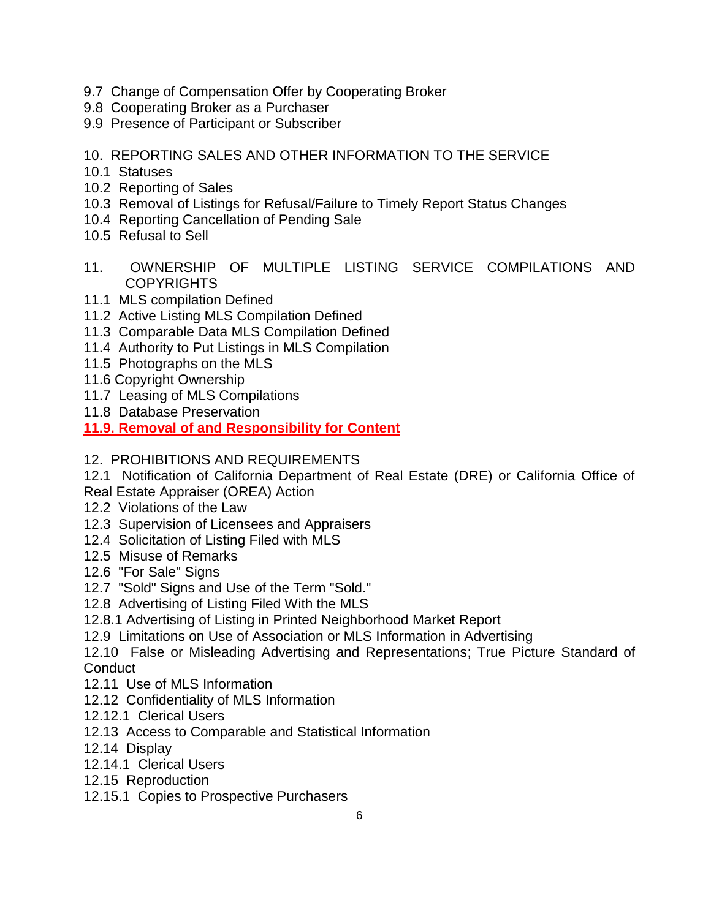9.7 Change of Compensation Offer by Cooperating Broker
9.8 Cooperating Broker as a Purchaser
9.9 Presence of Participant or Subscriber

10. REPORTING SALES AND OTHER INFORMATION TO THE SERVICE
10.1 Statuses
10.2 Reporting of Sales
10.3 Removal of Listings for Refusal/Failure to Timely Report Status Changes
10.4 Reporting Cancellation of Pending Sale
10.5 Refusal to Sell

11. OWNERSHIP OF MULTIPLE LISTING SERVICE COMPILATIONS AND COPYRIGHTS
11.1 MLS compilation Defined
11.2 Active Listing MLS Compilation Defined
11.3 Comparable Data MLS Compilation Defined
11.4 Authority to Put Listings in MLS Compilation
11.5 Photographs on the MLS
11.6 Copyright Ownership
11.7 Leasing of MLS Compilations
11.8 Database Preservation
**11.9. Removal of and Responsibility for Content**

12. PROHIBITIONS AND REQUIREMENTS
12.1 Notification of California Department of Real Estate (DRE) or California Office of Real Estate Appraiser (OREA) Action
12.2 Violations of the Law
12.3 Supervision of Licensees and Appraisers
12.4 Solicitation of Listing Filed with MLS
12.5 Misuse of Remarks
12.6 "For Sale" Signs
12.7 "Sold" Signs and Use of the Term "Sold."
12.8 Advertising of Listing Filed With the MLS
12.8.1 Advertising of Listing in Printed Neighborhood Market Report
12.9 Limitations on Use of Association or MLS Information in Advertising
12.10 False or Misleading Advertising and Representations; True Picture Standard of Conduct
12.11 Use of MLS Information
12.12 Confidentiality of MLS Information
12.12.1 Clerical Users
12.13 Access to Comparable and Statistical Information
12.14 Display
12.14.1 Clerical Users
12.15 Reproduction
12.15.1 Copies to Prospective Purchasers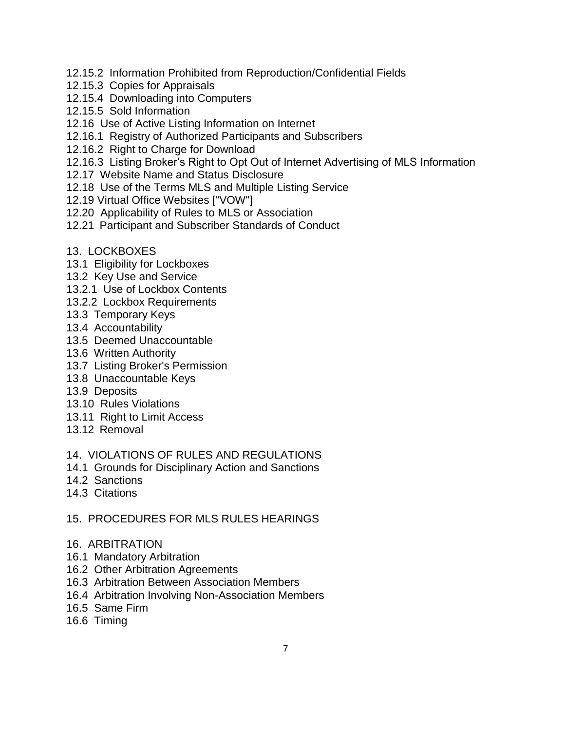12.15.2 Information Prohibited from Reproduction/Confidential Fields
12.15.3 Copies for Appraisals
12.15.4 Downloading into Computers
12.15.5 Sold Information
12.16 Use of Active Listing Information on Internet
12.16.1 Registry of Authorized Participants and Subscribers
12.16.2 Right to Charge for Download
12.16.3 Listing Broker's Right to Opt Out of Internet Advertising of MLS Information
12.17 Website Name and Status Disclosure
12.18 Use of the Terms MLS and Multiple Listing Service
12.19 Virtual Office Websites ["VOW"]
12.20 Applicability of Rules to MLS or Association
12.21 Participant and Subscriber Standards of Conduct

13. LOCKBOXES
13.1 Eligibility for Lockboxes
13.2 Key Use and Service
13.2.1 Use of Lockbox Contents
13.2.2 Lockbox Requirements
13.3 Temporary Keys
13.4 Accountability
13.5 Deemed Unaccountable
13.6 Written Authority
13.7 Listing Broker's Permission
13.8 Unaccountable Keys
13.9 Deposits
13.10 Rules Violations
13.11 Right to Limit Access
13.12 Removal

14. VIOLATIONS OF RULES AND REGULATIONS
14.1 Grounds for Disciplinary Action and Sanctions
14.2 Sanctions
14.3 Citations

15. PROCEDURES FOR MLS RULES HEARINGS

16. ARBITRATION
16.1 Mandatory Arbitration
16.2 Other Arbitration Agreements
16.3 Arbitration Between Association Members
16.4 Arbitration Involving Non-Association Members
16.5 Same Firm
16.6 Timing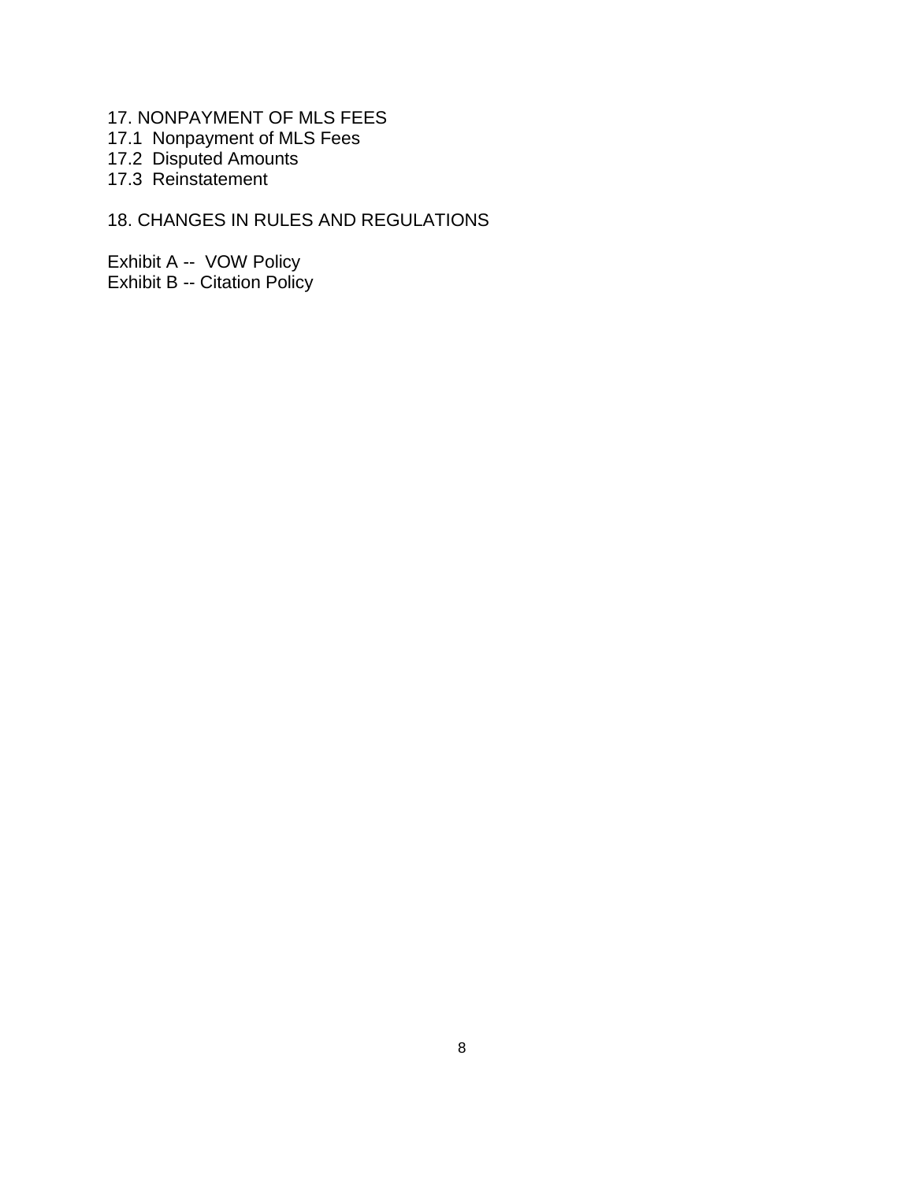17. NONPAYMENT OF MLS FEES
17.1 Nonpayment of MLS Fees
17.2 Disputed Amounts
17.3 Reinstatement

18. CHANGES IN RULES AND REGULATIONS

Exhibit A -- VOW Policy
Exhibit B -- Citation Policy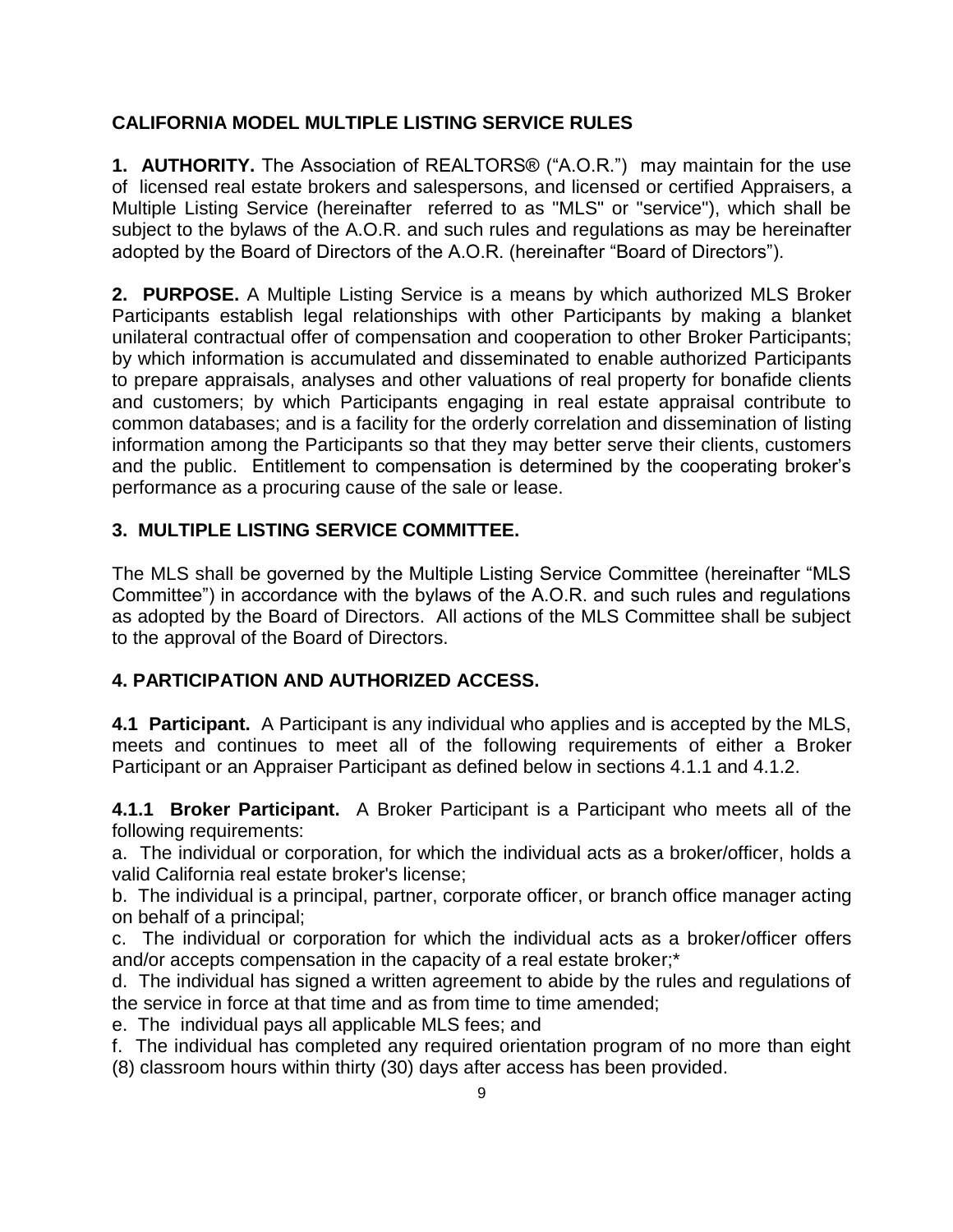# CALIFORNIA MODEL MULTIPLE LISTING SERVICE RULES

**1. AUTHORITY.** The Association of REALTORS® ("A.O.R.") may maintain for the use of licensed real estate brokers and salespersons, and licensed or certified Appraisers, a Multiple Listing Service (hereinafter referred to as "MLS" or "service"), which shall be subject to the bylaws of the A.O.R. and such rules and regulations as may be hereinafter adopted by the Board of Directors of the A.O.R. (hereinafter "Board of Directors").

**2. PURPOSE.** A Multiple Listing Service is a means by which authorized MLS Broker Participants establish legal relationships with other Participants by making a blanket unilateral contractual offer of compensation and cooperation to other Broker Participants; by which information is accumulated and disseminated to enable authorized Participants to prepare appraisals, analyses and other valuations of real property for bonafide clients and customers; by which Participants engaging in real estate appraisal contribute to common databases; and is a facility for the orderly correlation and dissemination of listing information among the Participants so that they may better serve their clients, customers and the public. Entitlement to compensation is determined by the cooperating broker's performance as a procuring cause of the sale or lease.

## 3. MULTIPLE LISTING SERVICE COMMITTEE.

The MLS shall be governed by the Multiple Listing Service Committee (hereinafter "MLS Committee") in accordance with the bylaws of the A.O.R. and such rules and regulations as adopted by the Board of Directors. All actions of the MLS Committee shall be subject to the approval of the Board of Directors.

## 4. PARTICIPATION AND AUTHORIZED ACCESS.

**4.1 Participant.** A Participant is any individual who applies and is accepted by the MLS, meets and continues to meet all of the following requirements of either a Broker Participant or an Appraiser Participant as defined below in sections 4.1.1 and 4.1.2.

**4.1.1 Broker Participant.** A Broker Participant is a Participant who meets all of the following requirements:

a. The individual or corporation, for which the individual acts as a broker/officer, holds a valid California real estate broker's license;

b. The individual is a principal, partner, corporate officer, or branch office manager acting on behalf of a principal;

c. The individual or corporation for which the individual acts as a broker/officer offers and/or accepts compensation in the capacity of a real estate broker;*

d. The individual has signed a written agreement to abide by the rules and regulations of the service in force at that time and as from time to time amended;

e. The individual pays all applicable MLS fees; and

f. The individual has completed any required orientation program of no more than eight (8) classroom hours within thirty (30) days after access has been provided.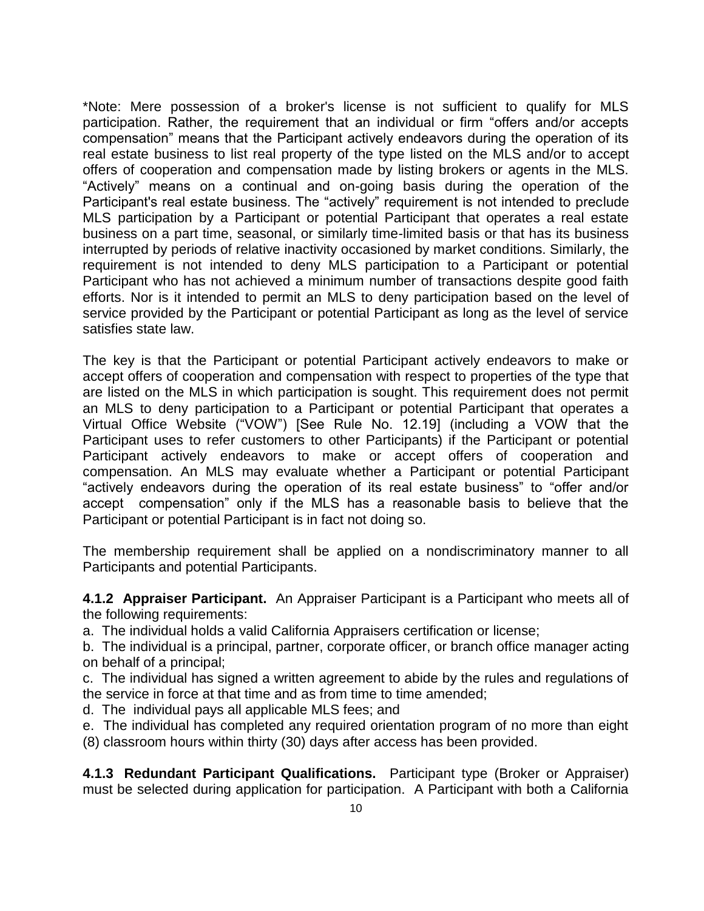*Note: Mere possession of a broker's license is not sufficient to qualify for MLS participation. Rather, the requirement that an individual or firm "offers and/or accepts compensation" means that the Participant actively endeavors during the operation of its real estate business to list real property of the type listed on the MLS and/or to accept offers of cooperation and compensation made by listing brokers or agents in the MLS. "Actively" means on a continual and on-going basis during the operation of the Participant's real estate business. The "actively" requirement is not intended to preclude MLS participation by a Participant or potential Participant that operates a real estate business on a part time, seasonal, or similarly time-limited basis or that has its business interrupted by periods of relative inactivity occasioned by market conditions. Similarly, the requirement is not intended to deny MLS participation to a Participant or potential Participant who has not achieved a minimum number of transactions despite good faith efforts. Nor is it intended to permit an MLS to deny participation based on the level of service provided by the Participant or potential Participant as long as the level of service satisfies state law.

The key is that the Participant or potential Participant actively endeavors to make or accept offers of cooperation and compensation with respect to properties of the type that are listed on the MLS in which participation is sought. This requirement does not permit an MLS to deny participation to a Participant or potential Participant that operates a Virtual Office Website ("VOW") [See Rule No. 12.19] (including a VOW that the Participant uses to refer customers to other Participants) if the Participant or potential Participant actively endeavors to make or accept offers of cooperation and compensation. An MLS may evaluate whether a Participant or potential Participant "actively endeavors during the operation of its real estate business" to "offer and/or accept compensation" only if the MLS has a reasonable basis to believe that the Participant or potential Participant is in fact not doing so.

The membership requirement shall be applied on a nondiscriminatory manner to all Participants and potential Participants.

**4.1.2 Appraiser Participant.** An Appraiser Participant is a Participant who meets all of the following requirements:

a. The individual holds a valid California Appraisers certification or license;

b. The individual is a principal, partner, corporate officer, or branch office manager acting on behalf of a principal;

c. The individual has signed a written agreement to abide by the rules and regulations of the service in force at that time and as from time to time amended;

d. The individual pays all applicable MLS fees; and

e. The individual has completed any required orientation program of no more than eight (8) classroom hours within thirty (30) days after access has been provided.

**4.1.3 Redundant Participant Qualifications.** Participant type (Broker or Appraiser) must be selected during application for participation. A Participant with both a California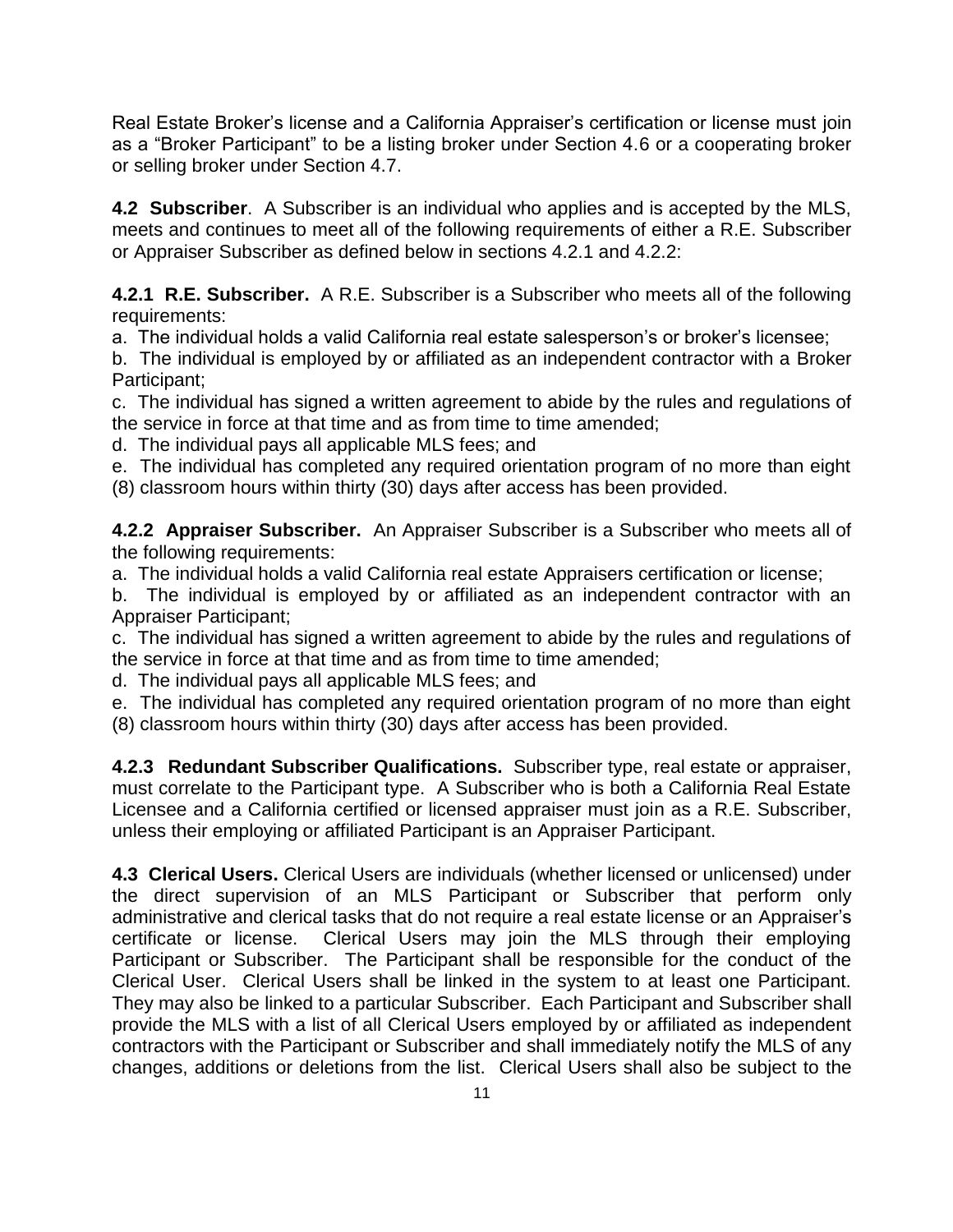Real Estate Broker's license and a California Appraiser's certification or license must join as a "Broker Participant" to be a listing broker under Section 4.6 or a cooperating broker or selling broker under Section 4.7.

**4.2 Subscriber**. A Subscriber is an individual who applies and is accepted by the MLS, meets and continues to meet all of the following requirements of either a R.E. Subscriber or Appraiser Subscriber as defined below in sections 4.2.1 and 4.2.2:

**4.2.1 R.E. Subscriber.** A R.E. Subscriber is a Subscriber who meets all of the following requirements:

a. The individual holds a valid California real estate salesperson's or broker's licensee;

b. The individual is employed by or affiliated as an independent contractor with a Broker Participant;

c. The individual has signed a written agreement to abide by the rules and regulations of the service in force at that time and as from time to time amended;

d. The individual pays all applicable MLS fees; and

e. The individual has completed any required orientation program of no more than eight (8) classroom hours within thirty (30) days after access has been provided.

**4.2.2 Appraiser Subscriber.** An Appraiser Subscriber is a Subscriber who meets all of the following requirements:

a. The individual holds a valid California real estate Appraisers certification or license;

b. The individual is employed by or affiliated as an independent contractor with an Appraiser Participant;

c. The individual has signed a written agreement to abide by the rules and regulations of the service in force at that time and as from time to time amended;

d. The individual pays all applicable MLS fees; and

e. The individual has completed any required orientation program of no more than eight (8) classroom hours within thirty (30) days after access has been provided.

**4.2.3 Redundant Subscriber Qualifications.** Subscriber type, real estate or appraiser, must correlate to the Participant type. A Subscriber who is both a California Real Estate Licensee and a California certified or licensed appraiser must join as a R.E. Subscriber, unless their employing or affiliated Participant is an Appraiser Participant.

**4.3 Clerical Users.** Clerical Users are individuals (whether licensed or unlicensed) under the direct supervision of an MLS Participant or Subscriber that perform only administrative and clerical tasks that do not require a real estate license or an Appraiser's certificate or license. Clerical Users may join the MLS through their employing Participant or Subscriber. The Participant shall be responsible for the conduct of the Clerical User. Clerical Users shall be linked in the system to at least one Participant. They may also be linked to a particular Subscriber. Each Participant and Subscriber shall provide the MLS with a list of all Clerical Users employed by or affiliated as independent contractors with the Participant or Subscriber and shall immediately notify the MLS of any changes, additions or deletions from the list. Clerical Users shall also be subject to the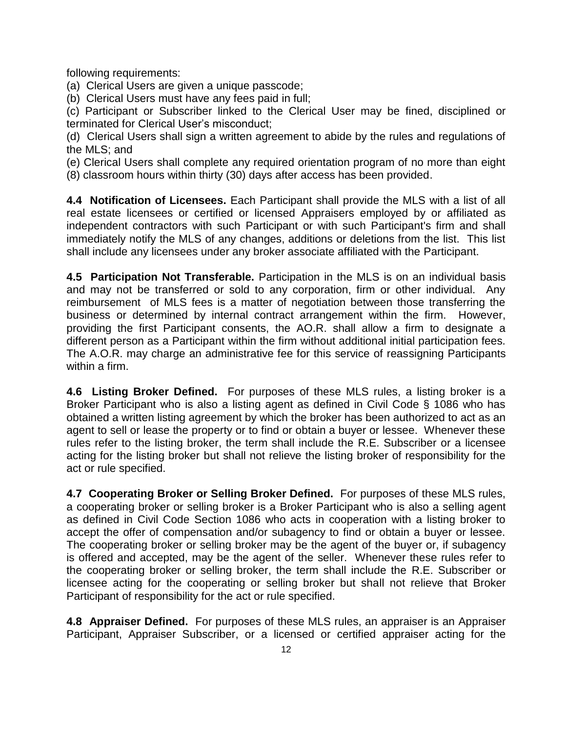following requirements:

(a) Clerical Users are given a unique passcode;

(b) Clerical Users must have any fees paid in full;

(c) Participant or Subscriber linked to the Clerical User may be fined, disciplined or terminated for Clerical User's misconduct;

(d) Clerical Users shall sign a written agreement to abide by the rules and regulations of the MLS; and

(e) Clerical Users shall complete any required orientation program of no more than eight (8) classroom hours within thirty (30) days after access has been provided.

**4.4 Notification of Licensees.** Each Participant shall provide the MLS with a list of all real estate licensees or certified or licensed Appraisers employed by or affiliated as independent contractors with such Participant or with such Participant's firm and shall immediately notify the MLS of any changes, additions or deletions from the list. This list shall include any licensees under any broker associate affiliated with the Participant.

**4.5 Participation Not Transferable.** Participation in the MLS is on an individual basis and may not be transferred or sold to any corporation, firm or other individual. Any reimbursement of MLS fees is a matter of negotiation between those transferring the business or determined by internal contract arrangement within the firm. However, providing the first Participant consents, the AO.R. shall allow a firm to designate a different person as a Participant within the firm without additional initial participation fees. The A.O.R. may charge an administrative fee for this service of reassigning Participants within a firm.

**4.6 Listing Broker Defined.** For purposes of these MLS rules, a listing broker is a Broker Participant who is also a listing agent as defined in Civil Code § 1086 who has obtained a written listing agreement by which the broker has been authorized to act as an agent to sell or lease the property or to find or obtain a buyer or lessee. Whenever these rules refer to the listing broker, the term shall include the R.E. Subscriber or a licensee acting for the listing broker but shall not relieve the listing broker of responsibility for the act or rule specified.

**4.7 Cooperating Broker or Selling Broker Defined.** For purposes of these MLS rules, a cooperating broker or selling broker is a Broker Participant who is also a selling agent as defined in Civil Code Section 1086 who acts in cooperation with a listing broker to accept the offer of compensation and/or subagency to find or obtain a buyer or lessee. The cooperating broker or selling broker may be the agent of the buyer or, if subagency is offered and accepted, may be the agent of the seller. Whenever these rules refer to the cooperating broker or selling broker, the term shall include the R.E. Subscriber or licensee acting for the cooperating or selling broker but shall not relieve that Broker Participant of responsibility for the act or rule specified.

**4.8 Appraiser Defined.** For purposes of these MLS rules, an appraiser is an Appraiser Participant, Appraiser Subscriber, or a licensed or certified appraiser acting for the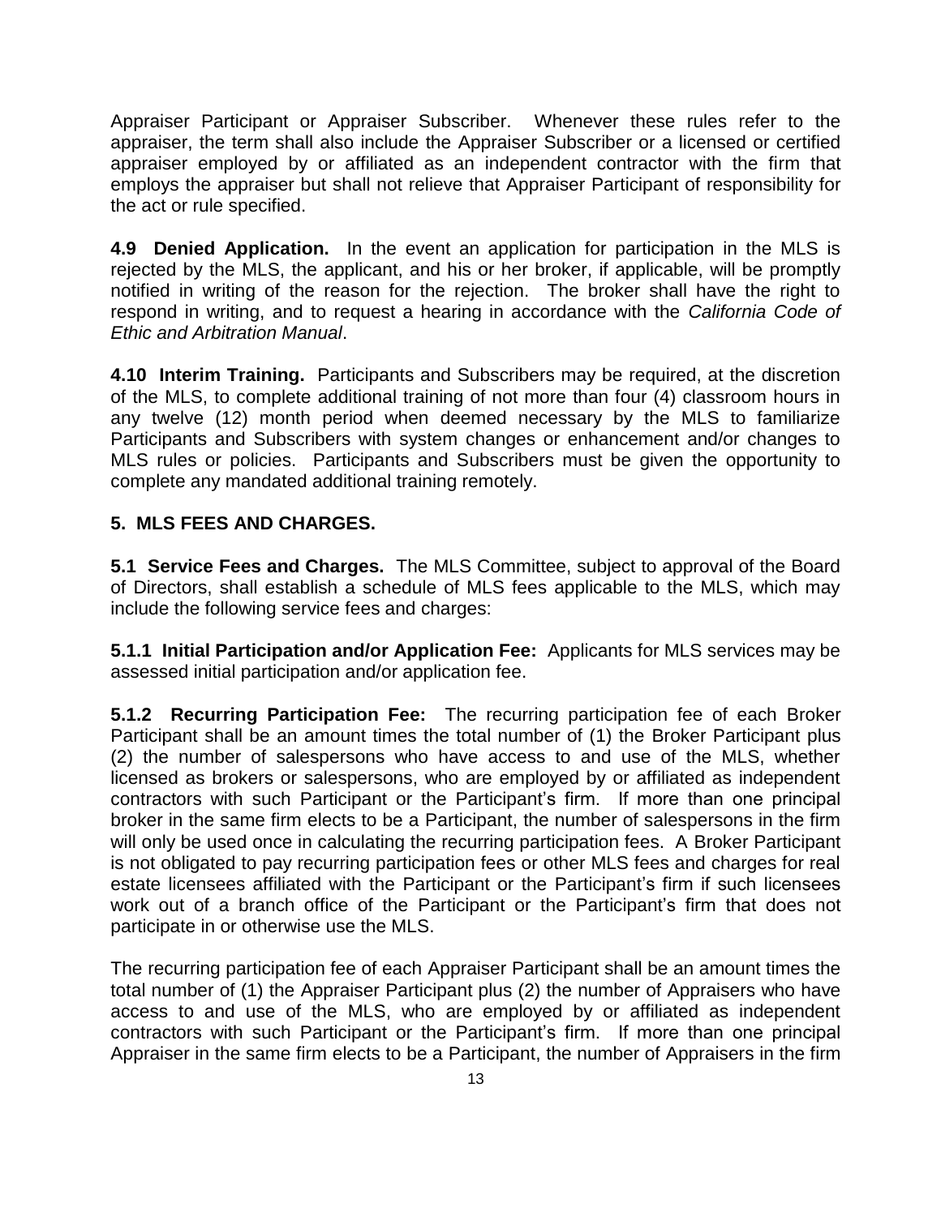Appraiser Participant or Appraiser Subscriber. Whenever these rules refer to the appraiser, the term shall also include the Appraiser Subscriber or a licensed or certified appraiser employed by or affiliated as an independent contractor with the firm that employs the appraiser but shall not relieve that Appraiser Participant of responsibility for the act or rule specified.

**4.9 Denied Application.** In the event an application for participation in the MLS is rejected by the MLS, the applicant, and his or her broker, if applicable, will be promptly notified in writing of the reason for the rejection. The broker shall have the right to respond in writing, and to request a hearing in accordance with the *California Code of Ethic and Arbitration Manual*.

**4.10 Interim Training.** Participants and Subscribers may be required, at the discretion of the MLS, to complete additional training of not more than four (4) classroom hours in any twelve (12) month period when deemed necessary by the MLS to familiarize Participants and Subscribers with system changes or enhancement and/or changes to MLS rules or policies. Participants and Subscribers must be given the opportunity to complete any mandated additional training remotely.

## 5. MLS FEES AND CHARGES.

**5.1 Service Fees and Charges.** The MLS Committee, subject to approval of the Board of Directors, shall establish a schedule of MLS fees applicable to the MLS, which may include the following service fees and charges:

**5.1.1 Initial Participation and/or Application Fee:** Applicants for MLS services may be assessed initial participation and/or application fee.

**5.1.2 Recurring Participation Fee:** The recurring participation fee of each Broker Participant shall be an amount times the total number of (1) the Broker Participant plus (2) the number of salespersons who have access to and use of the MLS, whether licensed as brokers or salespersons, who are employed by or affiliated as independent contractors with such Participant or the Participant's firm. If more than one principal broker in the same firm elects to be a Participant, the number of salespersons in the firm will only be used once in calculating the recurring participation fees. A Broker Participant is not obligated to pay recurring participation fees or other MLS fees and charges for real estate licensees affiliated with the Participant or the Participant's firm if such licensees work out of a branch office of the Participant or the Participant's firm that does not participate in or otherwise use the MLS.

The recurring participation fee of each Appraiser Participant shall be an amount times the total number of (1) the Appraiser Participant plus (2) the number of Appraisers who have access to and use of the MLS, who are employed by or affiliated as independent contractors with such Participant or the Participant's firm. If more than one principal Appraiser in the same firm elects to be a Participant, the number of Appraisers in the firm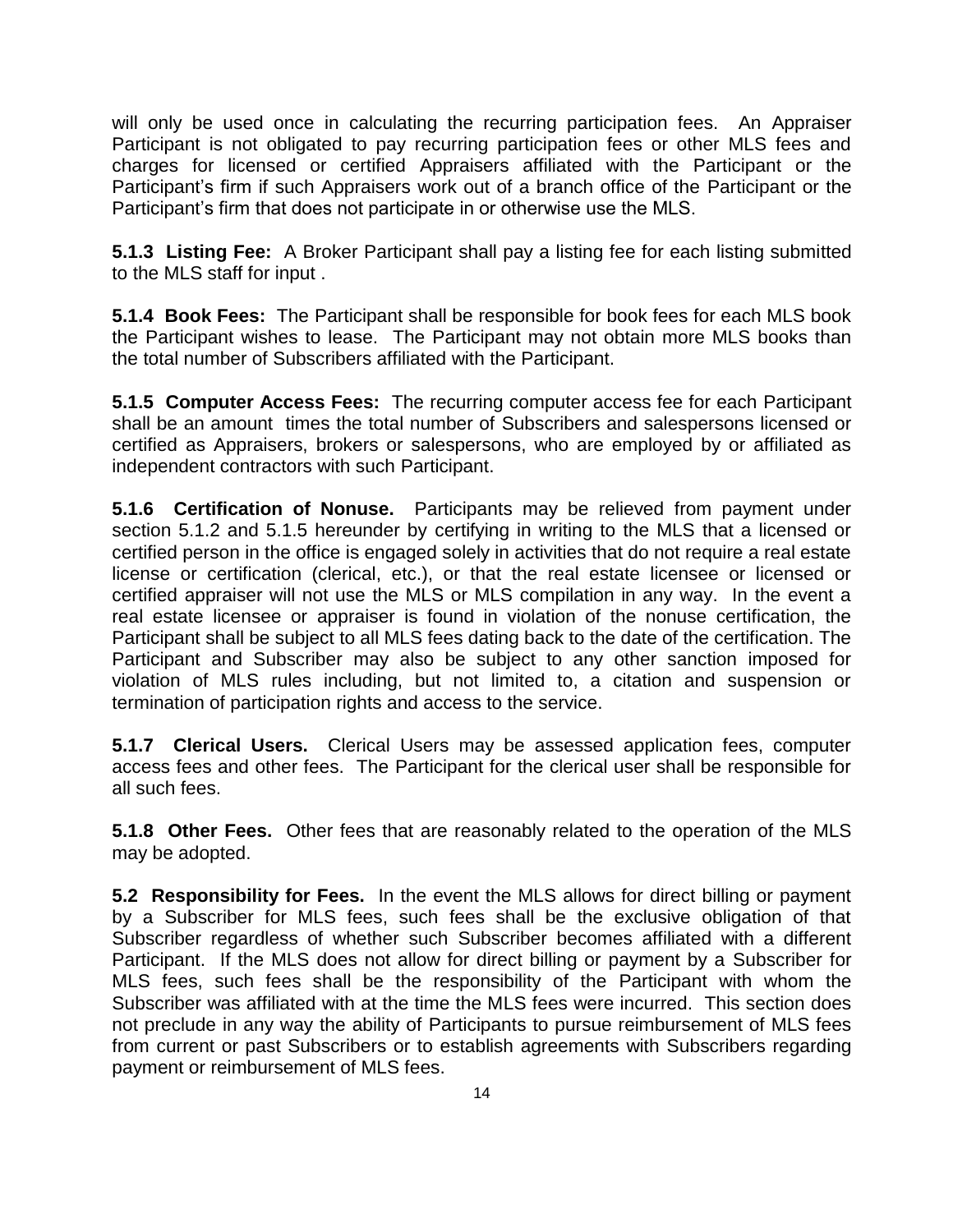will only be used once in calculating the recurring participation fees. An Appraiser Participant is not obligated to pay recurring participation fees or other MLS fees and charges for licensed or certified Appraisers affiliated with the Participant or the Participant's firm if such Appraisers work out of a branch office of the Participant or the Participant's firm that does not participate in or otherwise use the MLS.

**5.1.3 Listing Fee:** A Broker Participant shall pay a listing fee for each listing submitted to the MLS staff for input .

**5.1.4 Book Fees:** The Participant shall be responsible for book fees for each MLS book the Participant wishes to lease. The Participant may not obtain more MLS books than the total number of Subscribers affiliated with the Participant.

**5.1.5 Computer Access Fees:** The recurring computer access fee for each Participant shall be an amount times the total number of Subscribers and salespersons licensed or certified as Appraisers, brokers or salespersons, who are employed by or affiliated as independent contractors with such Participant.

**5.1.6 Certification of Nonuse.** Participants may be relieved from payment under section 5.1.2 and 5.1.5 hereunder by certifying in writing to the MLS that a licensed or certified person in the office is engaged solely in activities that do not require a real estate license or certification (clerical, etc.), or that the real estate licensee or licensed or certified appraiser will not use the MLS or MLS compilation in any way. In the event a real estate licensee or appraiser is found in violation of the nonuse certification, the Participant shall be subject to all MLS fees dating back to the date of the certification. The Participant and Subscriber may also be subject to any other sanction imposed for violation of MLS rules including, but not limited to, a citation and suspension or termination of participation rights and access to the service.

**5.1.7 Clerical Users.** Clerical Users may be assessed application fees, computer access fees and other fees. The Participant for the clerical user shall be responsible for all such fees.

**5.1.8 Other Fees.** Other fees that are reasonably related to the operation of the MLS may be adopted.

**5.2 Responsibility for Fees.** In the event the MLS allows for direct billing or payment by a Subscriber for MLS fees, such fees shall be the exclusive obligation of that Subscriber regardless of whether such Subscriber becomes affiliated with a different Participant. If the MLS does not allow for direct billing or payment by a Subscriber for MLS fees, such fees shall be the responsibility of the Participant with whom the Subscriber was affiliated with at the time the MLS fees were incurred. This section does not preclude in any way the ability of Participants to pursue reimbursement of MLS fees from current or past Subscribers or to establish agreements with Subscribers regarding payment or reimbursement of MLS fees.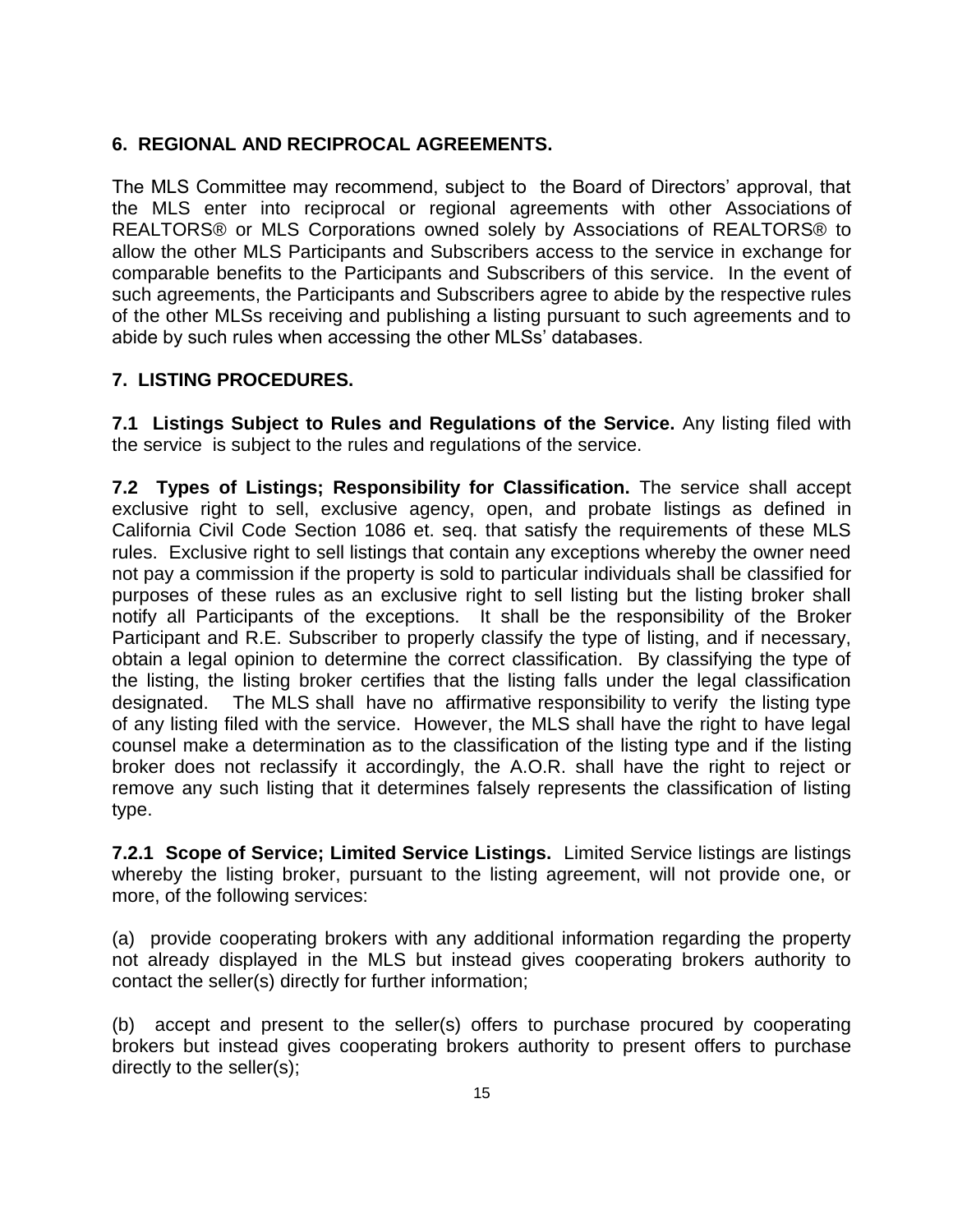## 6. REGIONAL AND RECIPROCAL AGREEMENTS.

The MLS Committee may recommend, subject to the Board of Directors' approval, that the MLS enter into reciprocal or regional agreements with other Associations of REALTORS® or MLS Corporations owned solely by Associations of REALTORS® to allow the other MLS Participants and Subscribers access to the service in exchange for comparable benefits to the Participants and Subscribers of this service. In the event of such agreements, the Participants and Subscribers agree to abide by the respective rules of the other MLSs receiving and publishing a listing pursuant to such agreements and to abide by such rules when accessing the other MLSs' databases.

## 7. LISTING PROCEDURES.

**7.1 Listings Subject to Rules and Regulations of the Service.** Any listing filed with the service is subject to the rules and regulations of the service.

**7.2 Types of Listings; Responsibility for Classification.** The service shall accept exclusive right to sell, exclusive agency, open, and probate listings as defined in California Civil Code Section 1086 et. seq. that satisfy the requirements of these MLS rules. Exclusive right to sell listings that contain any exceptions whereby the owner need not pay a commission if the property is sold to particular individuals shall be classified for purposes of these rules as an exclusive right to sell listing but the listing broker shall notify all Participants of the exceptions. It shall be the responsibility of the Broker Participant and R.E. Subscriber to properly classify the type of listing, and if necessary, obtain a legal opinion to determine the correct classification. By classifying the type of the listing, the listing broker certifies that the listing falls under the legal classification designated. The MLS shall have no affirmative responsibility to verify the listing type of any listing filed with the service. However, the MLS shall have the right to have legal counsel make a determination as to the classification of the listing type and if the listing broker does not reclassify it accordingly, the A.O.R. shall have the right to reject or remove any such listing that it determines falsely represents the classification of listing type.

**7.2.1 Scope of Service; Limited Service Listings.** Limited Service listings are listings whereby the listing broker, pursuant to the listing agreement, will not provide one, or more, of the following services:

(a) provide cooperating brokers with any additional information regarding the property not already displayed in the MLS but instead gives cooperating brokers authority to contact the seller(s) directly for further information;

(b) accept and present to the seller(s) offers to purchase procured by cooperating brokers but instead gives cooperating brokers authority to present offers to purchase directly to the seller(s);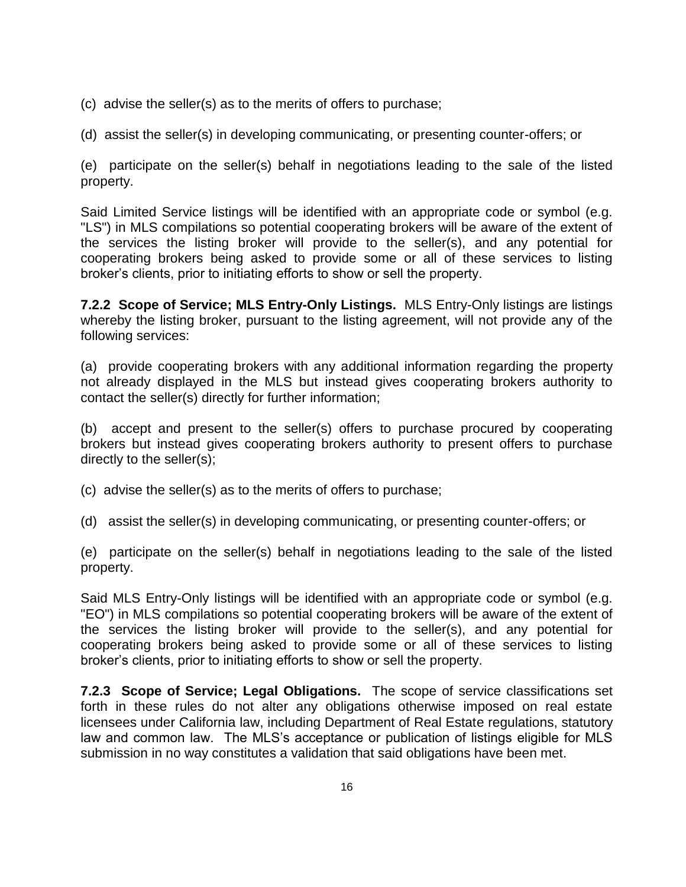(c) advise the seller(s) as to the merits of offers to purchase;

(d) assist the seller(s) in developing communicating, or presenting counter-offers; or

(e) participate on the seller(s) behalf in negotiations leading to the sale of the listed property.

Said Limited Service listings will be identified with an appropriate code or symbol (e.g. "LS") in MLS compilations so potential cooperating brokers will be aware of the extent of the services the listing broker will provide to the seller(s), and any potential for cooperating brokers being asked to provide some or all of these services to listing broker's clients, prior to initiating efforts to show or sell the property.

**7.2.2 Scope of Service; MLS Entry-Only Listings.** MLS Entry-Only listings are listings whereby the listing broker, pursuant to the listing agreement, will not provide any of the following services:

(a) provide cooperating brokers with any additional information regarding the property not already displayed in the MLS but instead gives cooperating brokers authority to contact the seller(s) directly for further information;

(b) accept and present to the seller(s) offers to purchase procured by cooperating brokers but instead gives cooperating brokers authority to present offers to purchase directly to the seller(s);

(c) advise the seller(s) as to the merits of offers to purchase;

(d) assist the seller(s) in developing communicating, or presenting counter-offers; or

(e) participate on the seller(s) behalf in negotiations leading to the sale of the listed property.

Said MLS Entry-Only listings will be identified with an appropriate code or symbol (e.g. "EO") in MLS compilations so potential cooperating brokers will be aware of the extent of the services the listing broker will provide to the seller(s), and any potential for cooperating brokers being asked to provide some or all of these services to listing broker's clients, prior to initiating efforts to show or sell the property.

**7.2.3 Scope of Service; Legal Obligations.** The scope of service classifications set forth in these rules do not alter any obligations otherwise imposed on real estate licensees under California law, including Department of Real Estate regulations, statutory law and common law. The MLS's acceptance or publication of listings eligible for MLS submission in no way constitutes a validation that said obligations have been met.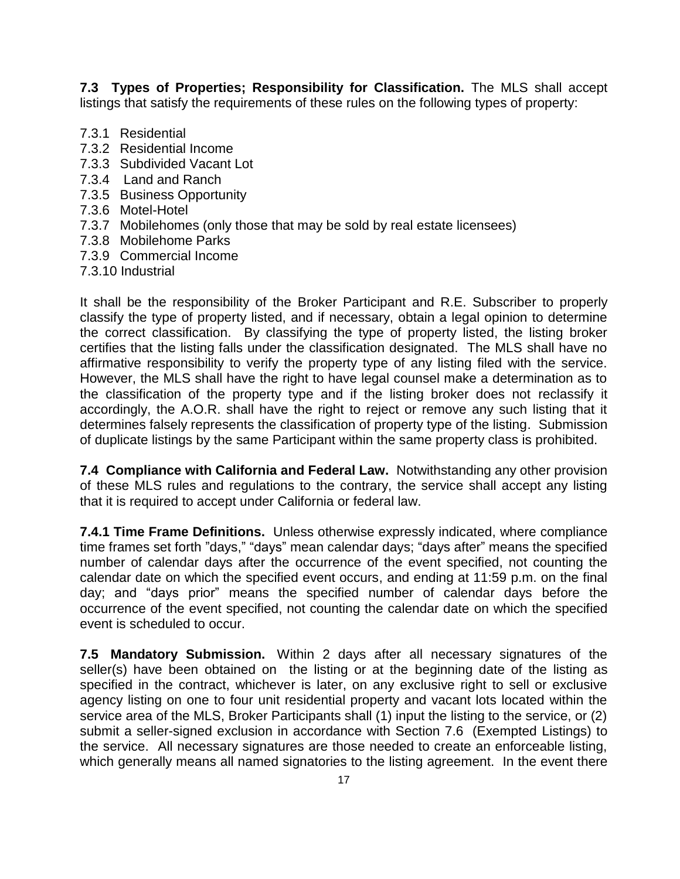**7.3 Types of Properties; Responsibility for Classification.** The MLS shall accept listings that satisfy the requirements of these rules on the following types of property:

7.3.1 Residential
7.3.2 Residential Income
7.3.3 Subdivided Vacant Lot
7.3.4 Land and Ranch
7.3.5 Business Opportunity
7.3.6 Motel-Hotel
7.3.7 Mobilehomes (only those that may be sold by real estate licensees)
7.3.8 Mobilehome Parks
7.3.9 Commercial Income
7.3.10 Industrial

It shall be the responsibility of the Broker Participant and R.E. Subscriber to properly classify the type of property listed, and if necessary, obtain a legal opinion to determine the correct classification. By classifying the type of property listed, the listing broker certifies that the listing falls under the classification designated. The MLS shall have no affirmative responsibility to verify the property type of any listing filed with the service. However, the MLS shall have the right to have legal counsel make a determination as to the classification of the property type and if the listing broker does not reclassify it accordingly, the A.O.R. shall have the right to reject or remove any such listing that it determines falsely represents the classification of property type of the listing. Submission of duplicate listings by the same Participant within the same property class is prohibited.

**7.4 Compliance with California and Federal Law.** Notwithstanding any other provision of these MLS rules and regulations to the contrary, the service shall accept any listing that it is required to accept under California or federal law.

**7.4.1 Time Frame Definitions.** Unless otherwise expressly indicated, where compliance time frames set forth "days," "days" mean calendar days; "days after" means the specified number of calendar days after the occurrence of the event specified, not counting the calendar date on which the specified event occurs, and ending at 11:59 p.m. on the final day; and "days prior" means the specified number of calendar days before the occurrence of the event specified, not counting the calendar date on which the specified event is scheduled to occur.

**7.5 Mandatory Submission.** Within 2 days after all necessary signatures of the seller(s) have been obtained on the listing or at the beginning date of the listing as specified in the contract, whichever is later, on any exclusive right to sell or exclusive agency listing on one to four unit residential property and vacant lots located within the service area of the MLS, Broker Participants shall (1) input the listing to the service, or (2) submit a seller-signed exclusion in accordance with Section 7.6 (Exempted Listings) to the service. All necessary signatures are those needed to create an enforceable listing, which generally means all named signatories to the listing agreement. In the event there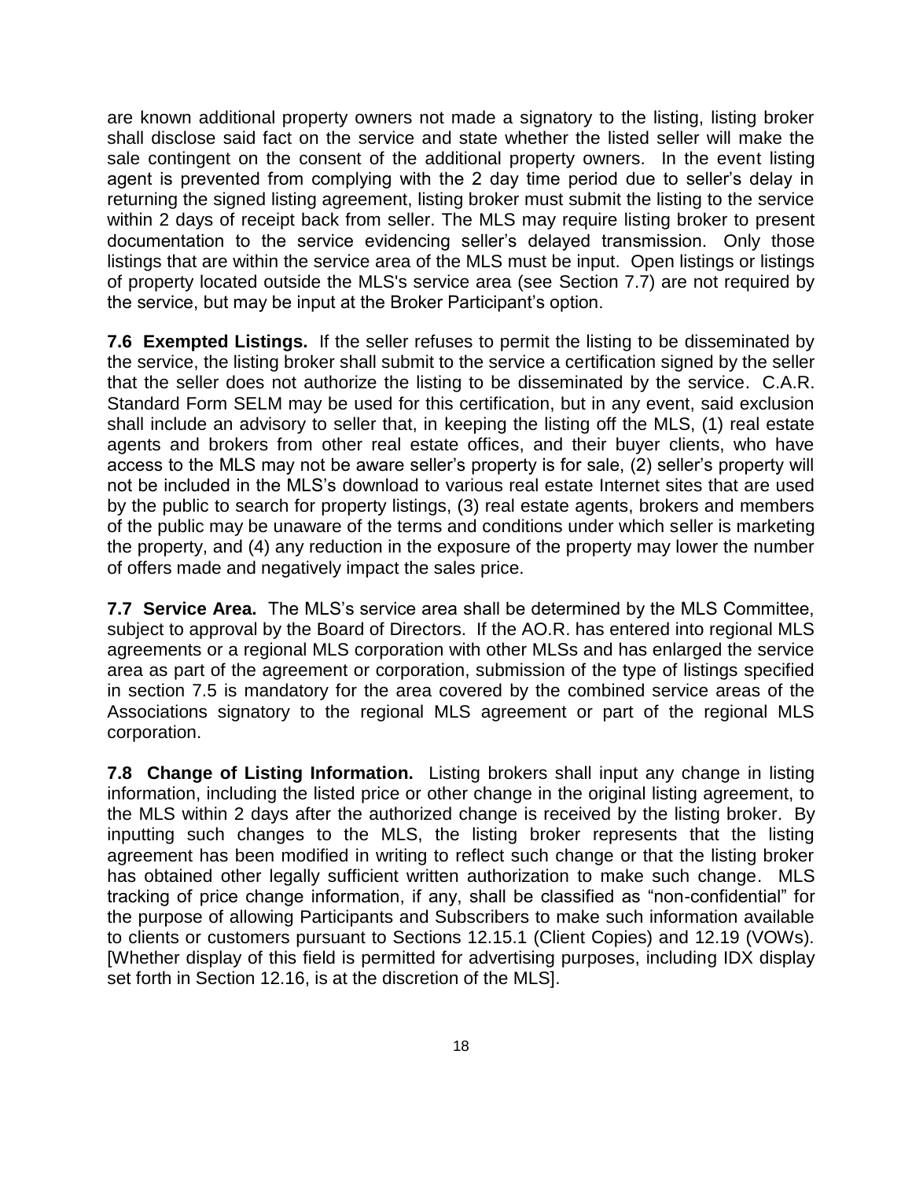are known additional property owners not made a signatory to the listing, listing broker shall disclose said fact on the service and state whether the listed seller will make the sale contingent on the consent of the additional property owners. In the event listing agent is prevented from complying with the 2 day time period due to seller's delay in returning the signed listing agreement, listing broker must submit the listing to the service within 2 days of receipt back from seller. The MLS may require listing broker to present documentation to the service evidencing seller's delayed transmission. Only those listings that are within the service area of the MLS must be input. Open listings or listings of property located outside the MLS's service area (see Section 7.7) are not required by the service, but may be input at the Broker Participant's option.

**7.6 Exempted Listings.** If the seller refuses to permit the listing to be disseminated by the service, the listing broker shall submit to the service a certification signed by the seller that the seller does not authorize the listing to be disseminated by the service. C.A.R. Standard Form SELM may be used for this certification, but in any event, said exclusion shall include an advisory to seller that, in keeping the listing off the MLS, (1) real estate agents and brokers from other real estate offices, and their buyer clients, who have access to the MLS may not be aware seller's property is for sale, (2) seller's property will not be included in the MLS's download to various real estate Internet sites that are used by the public to search for property listings, (3) real estate agents, brokers and members of the public may be unaware of the terms and conditions under which seller is marketing the property, and (4) any reduction in the exposure of the property may lower the number of offers made and negatively impact the sales price.

**7.7 Service Area.** The MLS's service area shall be determined by the MLS Committee, subject to approval by the Board of Directors. If the AO.R. has entered into regional MLS agreements or a regional MLS corporation with other MLSs and has enlarged the service area as part of the agreement or corporation, submission of the type of listings specified in section 7.5 is mandatory for the area covered by the combined service areas of the Associations signatory to the regional MLS agreement or part of the regional MLS corporation.

**7.8 Change of Listing Information.** Listing brokers shall input any change in listing information, including the listed price or other change in the original listing agreement, to the MLS within 2 days after the authorized change is received by the listing broker. By inputting such changes to the MLS, the listing broker represents that the listing agreement has been modified in writing to reflect such change or that the listing broker has obtained other legally sufficient written authorization to make such change. MLS tracking of price change information, if any, shall be classified as "non-confidential" for the purpose of allowing Participants and Subscribers to make such information available to clients or customers pursuant to Sections 12.15.1 (Client Copies) and 12.19 (VOWs). [Whether display of this field is permitted for advertising purposes, including IDX display set forth in Section 12.16, is at the discretion of the MLS].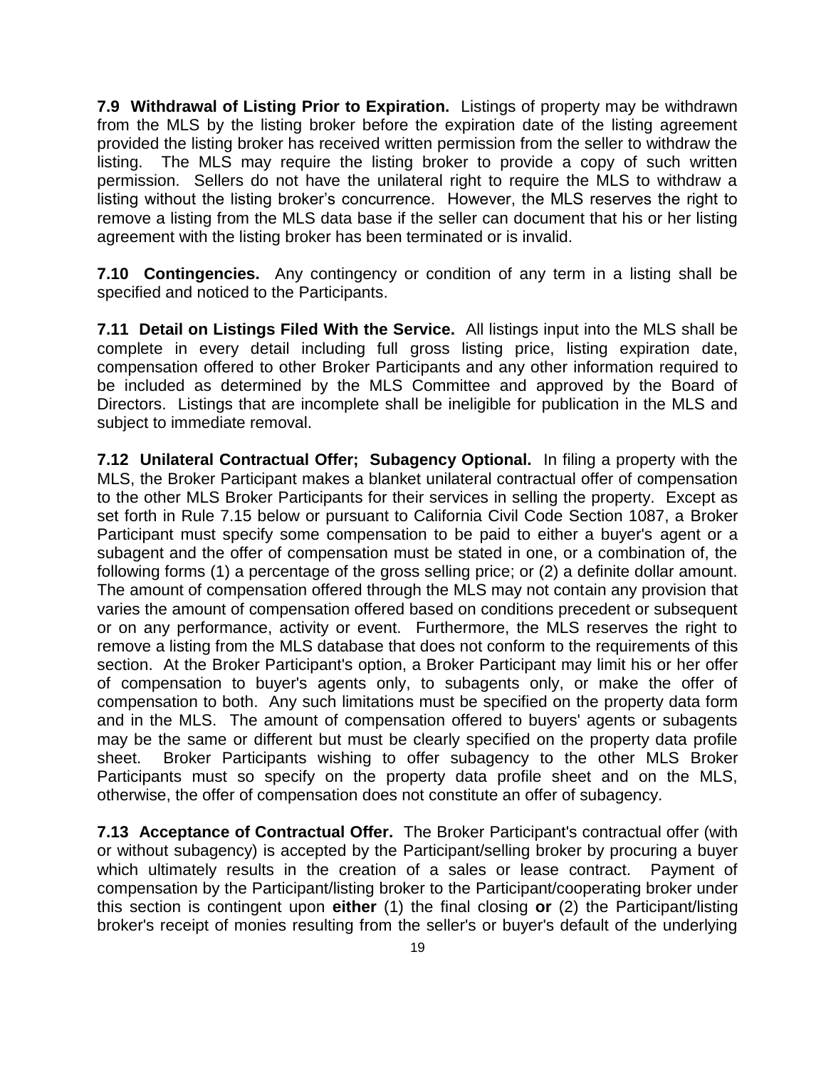**7.9 Withdrawal of Listing Prior to Expiration.** Listings of property may be withdrawn from the MLS by the listing broker before the expiration date of the listing agreement provided the listing broker has received written permission from the seller to withdraw the listing. The MLS may require the listing broker to provide a copy of such written permission. Sellers do not have the unilateral right to require the MLS to withdraw a listing without the listing broker's concurrence. However, the MLS reserves the right to remove a listing from the MLS data base if the seller can document that his or her listing agreement with the listing broker has been terminated or is invalid.

**7.10 Contingencies.** Any contingency or condition of any term in a listing shall be specified and noticed to the Participants.

**7.11 Detail on Listings Filed With the Service.** All listings input into the MLS shall be complete in every detail including full gross listing price, listing expiration date, compensation offered to other Broker Participants and any other information required to be included as determined by the MLS Committee and approved by the Board of Directors. Listings that are incomplete shall be ineligible for publication in the MLS and subject to immediate removal.

**7.12 Unilateral Contractual Offer; Subagency Optional.** In filing a property with the MLS, the Broker Participant makes a blanket unilateral contractual offer of compensation to the other MLS Broker Participants for their services in selling the property. Except as set forth in Rule 7.15 below or pursuant to California Civil Code Section 1087, a Broker Participant must specify some compensation to be paid to either a buyer's agent or a subagent and the offer of compensation must be stated in one, or a combination of, the following forms (1) a percentage of the gross selling price; or (2) a definite dollar amount. The amount of compensation offered through the MLS may not contain any provision that varies the amount of compensation offered based on conditions precedent or subsequent or on any performance, activity or event. Furthermore, the MLS reserves the right to remove a listing from the MLS database that does not conform to the requirements of this section. At the Broker Participant's option, a Broker Participant may limit his or her offer of compensation to buyer's agents only, to subagents only, or make the offer of compensation to both. Any such limitations must be specified on the property data form and in the MLS. The amount of compensation offered to buyers' agents or subagents may be the same or different but must be clearly specified on the property data profile sheet. Broker Participants wishing to offer subagency to the other MLS Broker Participants must so specify on the property data profile sheet and on the MLS, otherwise, the offer of compensation does not constitute an offer of subagency.

**7.13 Acceptance of Contractual Offer.** The Broker Participant's contractual offer (with or without subagency) is accepted by the Participant/selling broker by procuring a buyer which ultimately results in the creation of a sales or lease contract. Payment of compensation by the Participant/listing broker to the Participant/cooperating broker under this section is contingent upon **either** (1) the final closing **or** (2) the Participant/listing broker's receipt of monies resulting from the seller's or buyer's default of the underlying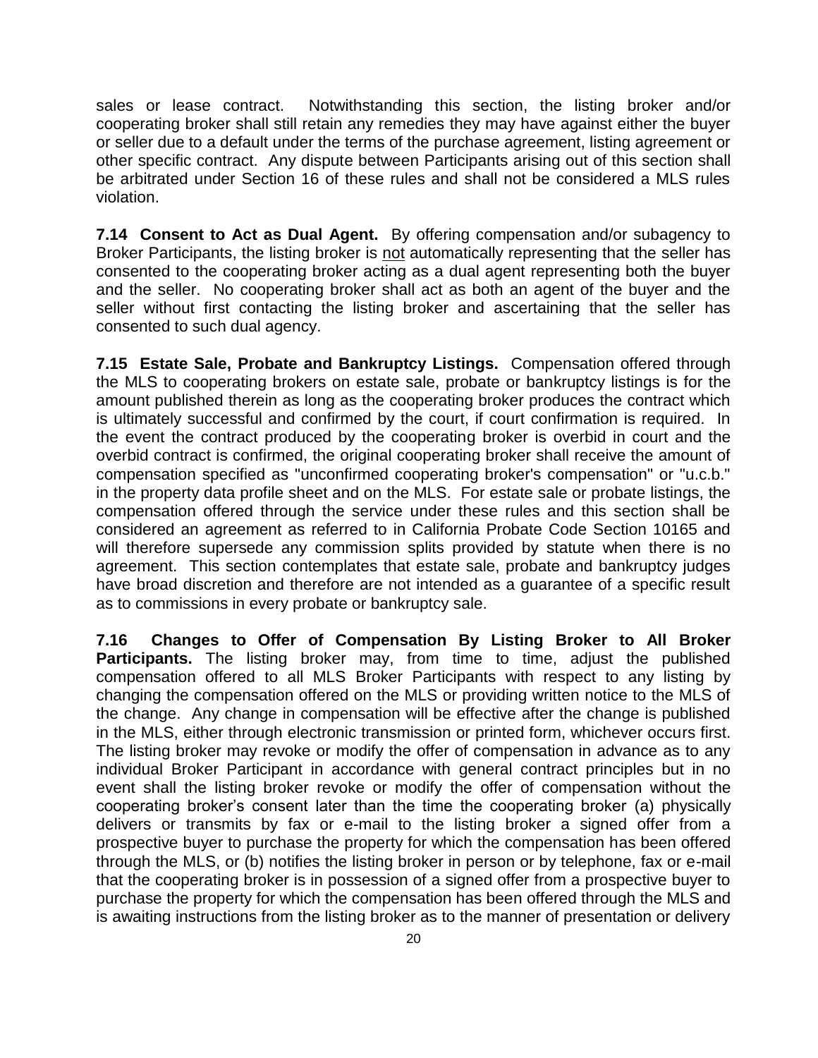sales or lease contract. Notwithstanding this section, the listing broker and/or cooperating broker shall still retain any remedies they may have against either the buyer or seller due to a default under the terms of the purchase agreement, listing agreement or other specific contract. Any dispute between Participants arising out of this section shall be arbitrated under Section 16 of these rules and shall not be considered a MLS rules violation.

**7.14 Consent to Act as Dual Agent.** By offering compensation and/or subagency to Broker Participants, the listing broker is not automatically representing that the seller has consented to the cooperating broker acting as a dual agent representing both the buyer and the seller. No cooperating broker shall act as both an agent of the buyer and the seller without first contacting the listing broker and ascertaining that the seller has consented to such dual agency.

**7.15 Estate Sale, Probate and Bankruptcy Listings.** Compensation offered through the MLS to cooperating brokers on estate sale, probate or bankruptcy listings is for the amount published therein as long as the cooperating broker produces the contract which is ultimately successful and confirmed by the court, if court confirmation is required. In the event the contract produced by the cooperating broker is overbid in court and the overbid contract is confirmed, the original cooperating broker shall receive the amount of compensation specified as "unconfirmed cooperating broker's compensation" or "u.c.b." in the property data profile sheet and on the MLS. For estate sale or probate listings, the compensation offered through the service under these rules and this section shall be considered an agreement as referred to in California Probate Code Section 10165 and will therefore supersede any commission splits provided by statute when there is no agreement. This section contemplates that estate sale, probate and bankruptcy judges have broad discretion and therefore are not intended as a guarantee of a specific result as to commissions in every probate or bankruptcy sale.

**7.16 Changes to Offer of Compensation By Listing Broker to All Broker Participants.** The listing broker may, from time to time, adjust the published compensation offered to all MLS Broker Participants with respect to any listing by changing the compensation offered on the MLS or providing written notice to the MLS of the change. Any change in compensation will be effective after the change is published in the MLS, either through electronic transmission or printed form, whichever occurs first. The listing broker may revoke or modify the offer of compensation in advance as to any individual Broker Participant in accordance with general contract principles but in no event shall the listing broker revoke or modify the offer of compensation without the cooperating broker's consent later than the time the cooperating broker (a) physically delivers or transmits by fax or e-mail to the listing broker a signed offer from a prospective buyer to purchase the property for which the compensation has been offered through the MLS, or (b) notifies the listing broker in person or by telephone, fax or e-mail that the cooperating broker is in possession of a signed offer from a prospective buyer to purchase the property for which the compensation has been offered through the MLS and is awaiting instructions from the listing broker as to the manner of presentation or delivery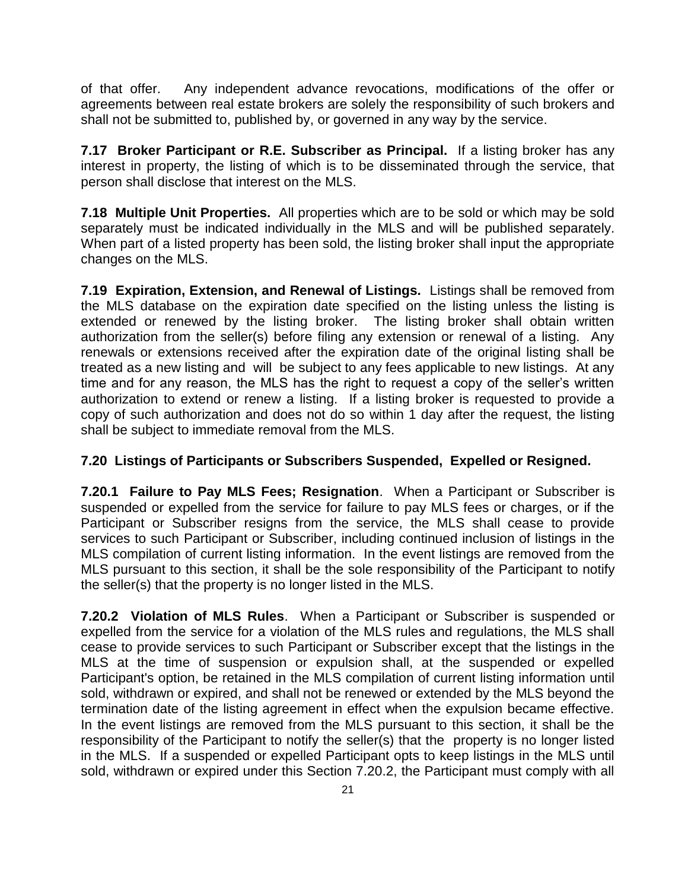of that offer. Any independent advance revocations, modifications of the offer or agreements between real estate brokers are solely the responsibility of such brokers and shall not be submitted to, published by, or governed in any way by the service.

**7.17 Broker Participant or R.E. Subscriber as Principal.** If a listing broker has any interest in property, the listing of which is to be disseminated through the service, that person shall disclose that interest on the MLS.

**7.18 Multiple Unit Properties.** All properties which are to be sold or which may be sold separately must be indicated individually in the MLS and will be published separately. When part of a listed property has been sold, the listing broker shall input the appropriate changes on the MLS.

**7.19 Expiration, Extension, and Renewal of Listings.** Listings shall be removed from the MLS database on the expiration date specified on the listing unless the listing is extended or renewed by the listing broker. The listing broker shall obtain written authorization from the seller(s) before filing any extension or renewal of a listing. Any renewals or extensions received after the expiration date of the original listing shall be treated as a new listing and will be subject to any fees applicable to new listings. At any time and for any reason, the MLS has the right to request a copy of the seller's written authorization to extend or renew a listing. If a listing broker is requested to provide a copy of such authorization and does not do so within 1 day after the request, the listing shall be subject to immediate removal from the MLS.

**7.20 Listings of Participants or Subscribers Suspended, Expelled or Resigned.**

**7.20.1 Failure to Pay MLS Fees; Resignation**. When a Participant or Subscriber is suspended or expelled from the service for failure to pay MLS fees or charges, or if the Participant or Subscriber resigns from the service, the MLS shall cease to provide services to such Participant or Subscriber, including continued inclusion of listings in the MLS compilation of current listing information. In the event listings are removed from the MLS pursuant to this section, it shall be the sole responsibility of the Participant to notify the seller(s) that the property is no longer listed in the MLS.

**7.20.2 Violation of MLS Rules**. When a Participant or Subscriber is suspended or expelled from the service for a violation of the MLS rules and regulations, the MLS shall cease to provide services to such Participant or Subscriber except that the listings in the MLS at the time of suspension or expulsion shall, at the suspended or expelled Participant's option, be retained in the MLS compilation of current listing information until sold, withdrawn or expired, and shall not be renewed or extended by the MLS beyond the termination date of the listing agreement in effect when the expulsion became effective. In the event listings are removed from the MLS pursuant to this section, it shall be the responsibility of the Participant to notify the seller(s) that the property is no longer listed in the MLS. If a suspended or expelled Participant opts to keep listings in the MLS until sold, withdrawn or expired under this Section 7.20.2, the Participant must comply with all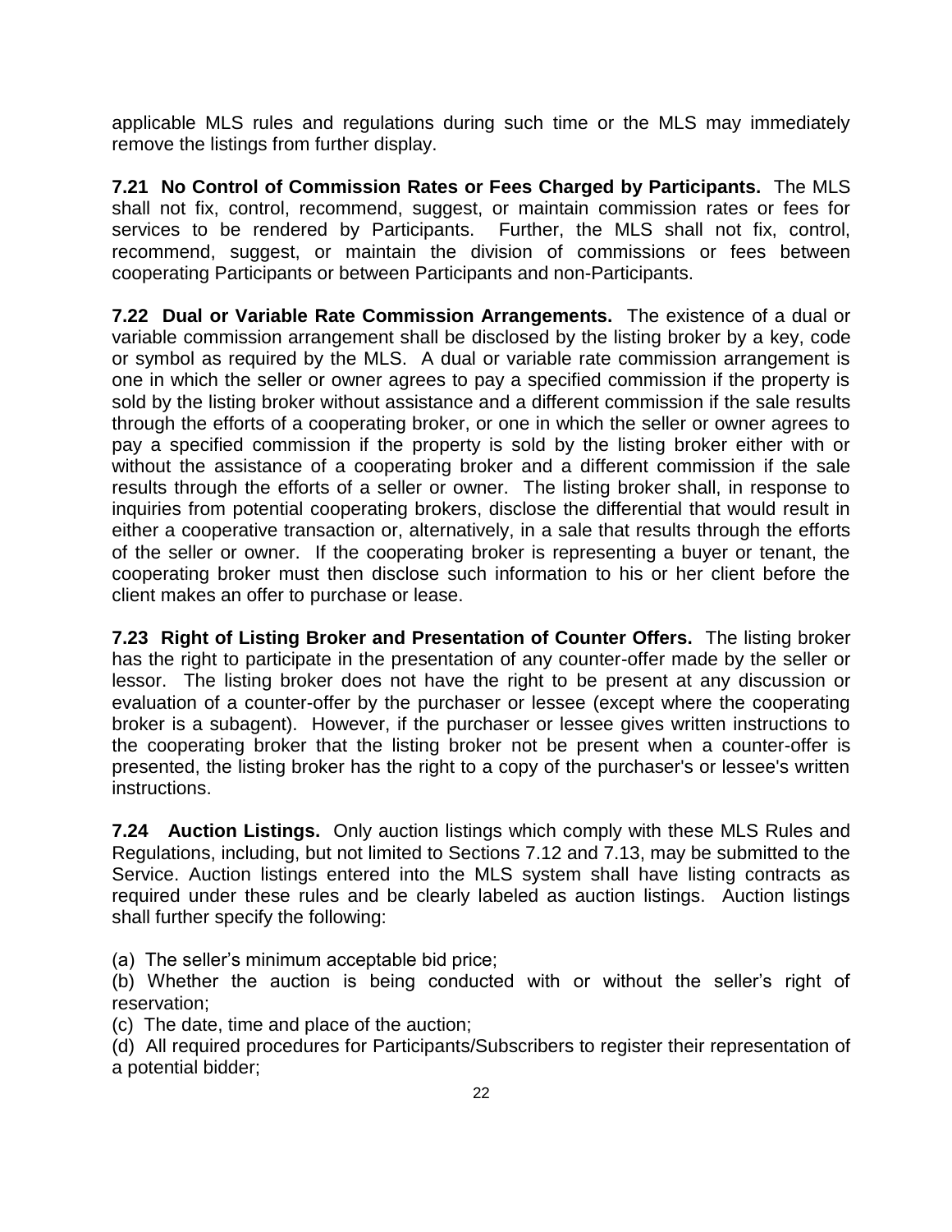applicable MLS rules and regulations during such time or the MLS may immediately remove the listings from further display.

**7.21 No Control of Commission Rates or Fees Charged by Participants.** The MLS shall not fix, control, recommend, suggest, or maintain commission rates or fees for services to be rendered by Participants. Further, the MLS shall not fix, control, recommend, suggest, or maintain the division of commissions or fees between cooperating Participants or between Participants and non-Participants.

**7.22 Dual or Variable Rate Commission Arrangements.** The existence of a dual or variable commission arrangement shall be disclosed by the listing broker by a key, code or symbol as required by the MLS. A dual or variable rate commission arrangement is one in which the seller or owner agrees to pay a specified commission if the property is sold by the listing broker without assistance and a different commission if the sale results through the efforts of a cooperating broker, or one in which the seller or owner agrees to pay a specified commission if the property is sold by the listing broker either with or without the assistance of a cooperating broker and a different commission if the sale results through the efforts of a seller or owner. The listing broker shall, in response to inquiries from potential cooperating brokers, disclose the differential that would result in either a cooperative transaction or, alternatively, in a sale that results through the efforts of the seller or owner. If the cooperating broker is representing a buyer or tenant, the cooperating broker must then disclose such information to his or her client before the client makes an offer to purchase or lease.

**7.23 Right of Listing Broker and Presentation of Counter Offers.** The listing broker has the right to participate in the presentation of any counter-offer made by the seller or lessor. The listing broker does not have the right to be present at any discussion or evaluation of a counter-offer by the purchaser or lessee (except where the cooperating broker is a subagent). However, if the purchaser or lessee gives written instructions to the cooperating broker that the listing broker not be present when a counter-offer is presented, the listing broker has the right to a copy of the purchaser's or lessee's written instructions.

**7.24 Auction Listings.** Only auction listings which comply with these MLS Rules and Regulations, including, but not limited to Sections 7.12 and 7.13, may be submitted to the Service. Auction listings entered into the MLS system shall have listing contracts as required under these rules and be clearly labeled as auction listings. Auction listings shall further specify the following:

(a) The seller's minimum acceptable bid price;
(b) Whether the auction is being conducted with or without the seller's right of reservation;
(c) The date, time and place of the auction;
(d) All required procedures for Participants/Subscribers to register their representation of a potential bidder;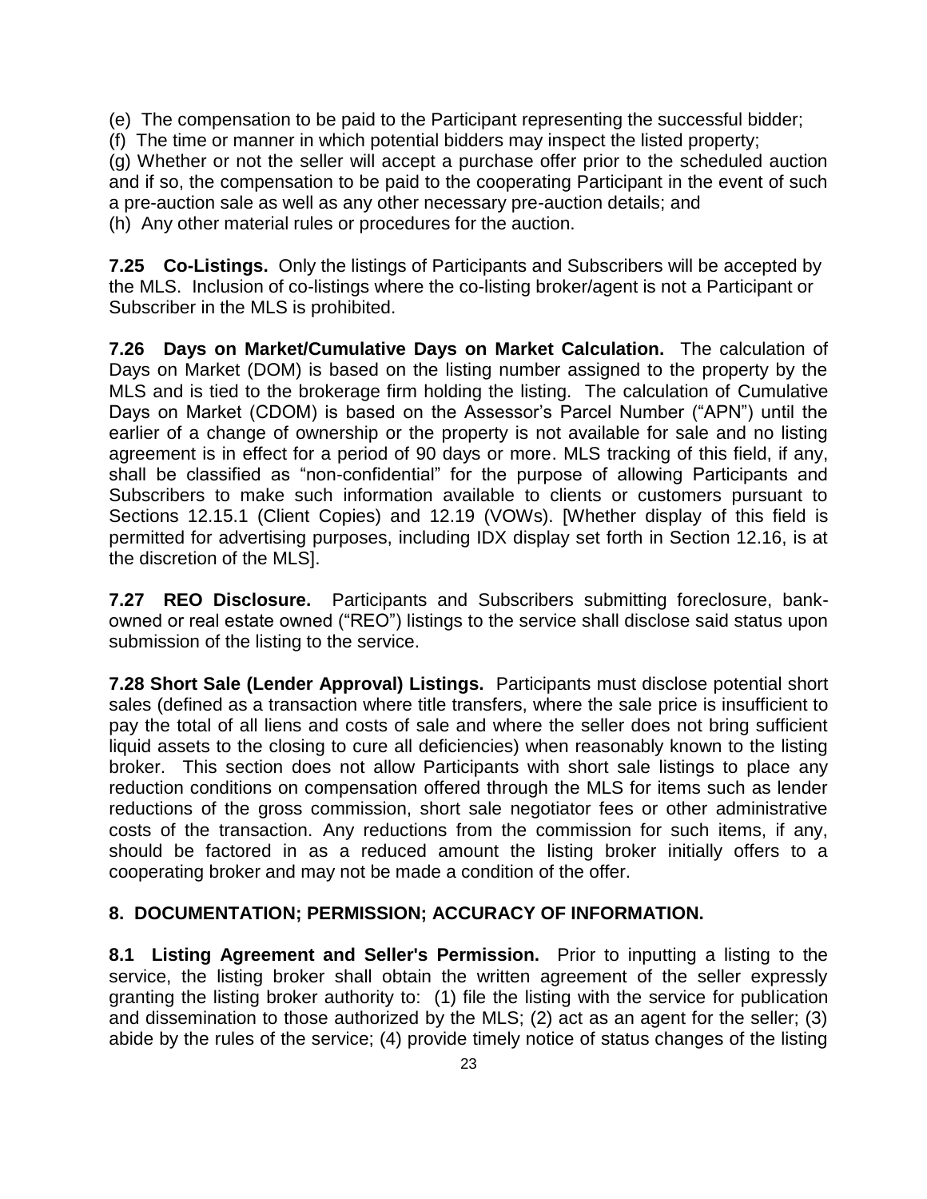(e) The compensation to be paid to the Participant representing the successful bidder;
(f) The time or manner in which potential bidders may inspect the listed property;
(g) Whether or not the seller will accept a purchase offer prior to the scheduled auction and if so, the compensation to be paid to the cooperating Participant in the event of such a pre-auction sale as well as any other necessary pre-auction details; and
(h) Any other material rules or procedures for the auction.

**7.25 Co-Listings.** Only the listings of Participants and Subscribers will be accepted by the MLS. Inclusion of co-listings where the co-listing broker/agent is not a Participant or Subscriber in the MLS is prohibited.

**7.26 Days on Market/Cumulative Days on Market Calculation.** The calculation of Days on Market (DOM) is based on the listing number assigned to the property by the MLS and is tied to the brokerage firm holding the listing. The calculation of Cumulative Days on Market (CDOM) is based on the Assessor's Parcel Number ("APN") until the earlier of a change of ownership or the property is not available for sale and no listing agreement is in effect for a period of 90 days or more. MLS tracking of this field, if any, shall be classified as "non-confidential" for the purpose of allowing Participants and Subscribers to make such information available to clients or customers pursuant to Sections 12.15.1 (Client Copies) and 12.19 (VOWs). [Whether display of this field is permitted for advertising purposes, including IDX display set forth in Section 12.16, is at the discretion of the MLS].

**7.27 REO Disclosure.** Participants and Subscribers submitting foreclosure, bank-owned or real estate owned ("REO") listings to the service shall disclose said status upon submission of the listing to the service.

**7.28 Short Sale (Lender Approval) Listings.** Participants must disclose potential short sales (defined as a transaction where title transfers, where the sale price is insufficient to pay the total of all liens and costs of sale and where the seller does not bring sufficient liquid assets to the closing to cure all deficiencies) when reasonably known to the listing broker. This section does not allow Participants with short sale listings to place any reduction conditions on compensation offered through the MLS for items such as lender reductions of the gross commission, short sale negotiator fees or other administrative costs of the transaction. Any reductions from the commission for such items, if any, should be factored in as a reduced amount the listing broker initially offers to a cooperating broker and may not be made a condition of the offer.

## 8. DOCUMENTATION; PERMISSION; ACCURACY OF INFORMATION.

**8.1 Listing Agreement and Seller's Permission.** Prior to inputting a listing to the service, the listing broker shall obtain the written agreement of the seller expressly granting the listing broker authority to: (1) file the listing with the service for publication and dissemination to those authorized by the MLS; (2) act as an agent for the seller; (3) abide by the rules of the service; (4) provide timely notice of status changes of the listing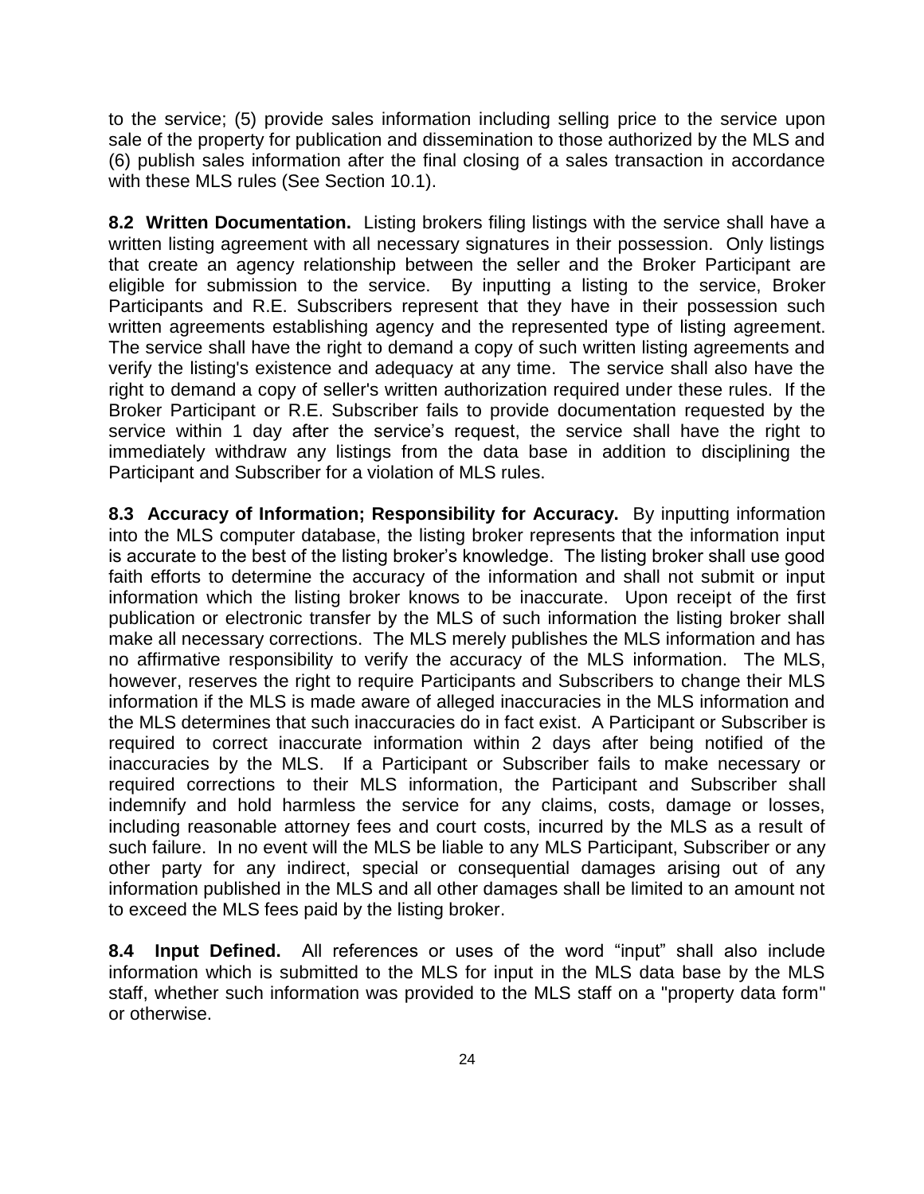to the service; (5) provide sales information including selling price to the service upon sale of the property for publication and dissemination to those authorized by the MLS and (6) publish sales information after the final closing of a sales transaction in accordance with these MLS rules (See Section 10.1).

**8.2 Written Documentation.** Listing brokers filing listings with the service shall have a written listing agreement with all necessary signatures in their possession. Only listings that create an agency relationship between the seller and the Broker Participant are eligible for submission to the service. By inputting a listing to the service, Broker Participants and R.E. Subscribers represent that they have in their possession such written agreements establishing agency and the represented type of listing agreement. The service shall have the right to demand a copy of such written listing agreements and verify the listing's existence and adequacy at any time. The service shall also have the right to demand a copy of seller's written authorization required under these rules. If the Broker Participant or R.E. Subscriber fails to provide documentation requested by the service within 1 day after the service's request, the service shall have the right to immediately withdraw any listings from the data base in addition to disciplining the Participant and Subscriber for a violation of MLS rules.

**8.3 Accuracy of Information; Responsibility for Accuracy.** By inputting information into the MLS computer database, the listing broker represents that the information input is accurate to the best of the listing broker's knowledge. The listing broker shall use good faith efforts to determine the accuracy of the information and shall not submit or input information which the listing broker knows to be inaccurate. Upon receipt of the first publication or electronic transfer by the MLS of such information the listing broker shall make all necessary corrections. The MLS merely publishes the MLS information and has no affirmative responsibility to verify the accuracy of the MLS information. The MLS, however, reserves the right to require Participants and Subscribers to change their MLS information if the MLS is made aware of alleged inaccuracies in the MLS information and the MLS determines that such inaccuracies do in fact exist. A Participant or Subscriber is required to correct inaccurate information within 2 days after being notified of the inaccuracies by the MLS. If a Participant or Subscriber fails to make necessary or required corrections to their MLS information, the Participant and Subscriber shall indemnify and hold harmless the service for any claims, costs, damage or losses, including reasonable attorney fees and court costs, incurred by the MLS as a result of such failure. In no event will the MLS be liable to any MLS Participant, Subscriber or any other party for any indirect, special or consequential damages arising out of any information published in the MLS and all other damages shall be limited to an amount not to exceed the MLS fees paid by the listing broker.

**8.4 Input Defined.** All references or uses of the word "input" shall also include information which is submitted to the MLS for input in the MLS data base by the MLS staff, whether such information was provided to the MLS staff on a "property data form" or otherwise.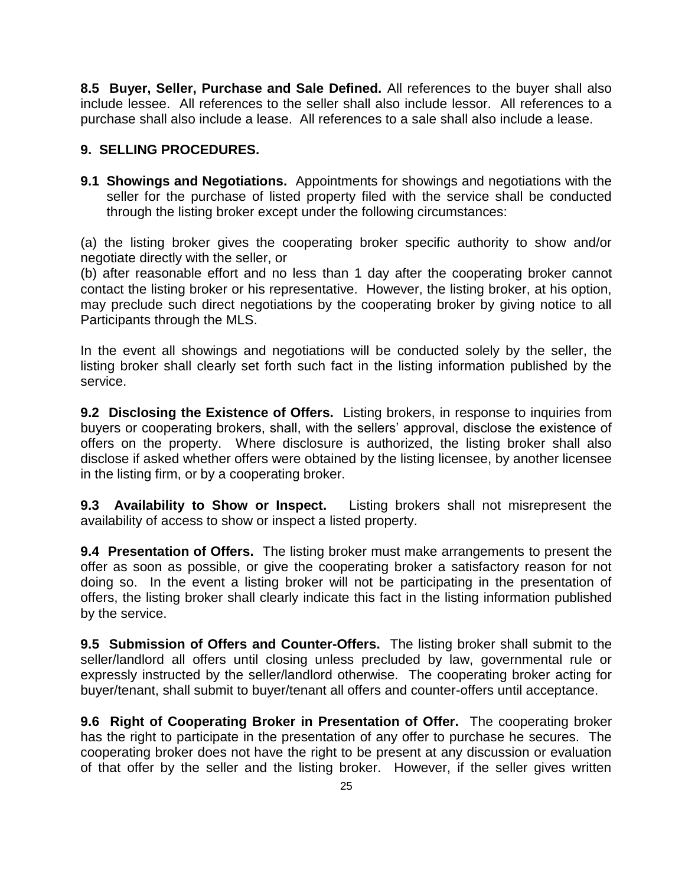**8.5 Buyer, Seller, Purchase and Sale Defined.** All references to the buyer shall also include lessee. All references to the seller shall also include lessor. All references to a purchase shall also include a lease. All references to a sale shall also include a lease.

## 9. SELLING PROCEDURES.

**9.1 Showings and Negotiations.** Appointments for showings and negotiations with the seller for the purchase of listed property filed with the service shall be conducted through the listing broker except under the following circumstances:

(a) the listing broker gives the cooperating broker specific authority to show and/or negotiate directly with the seller, or
(b) after reasonable effort and no less than 1 day after the cooperating broker cannot contact the listing broker or his representative. However, the listing broker, at his option, may preclude such direct negotiations by the cooperating broker by giving notice to all Participants through the MLS.

In the event all showings and negotiations will be conducted solely by the seller, the listing broker shall clearly set forth such fact in the listing information published by the service.

**9.2 Disclosing the Existence of Offers.** Listing brokers, in response to inquiries from buyers or cooperating brokers, shall, with the sellers' approval, disclose the existence of offers on the property. Where disclosure is authorized, the listing broker shall also disclose if asked whether offers were obtained by the listing licensee, by another licensee in the listing firm, or by a cooperating broker.

**9.3 Availability to Show or Inspect.** Listing brokers shall not misrepresent the availability of access to show or inspect a listed property.

**9.4 Presentation of Offers.** The listing broker must make arrangements to present the offer as soon as possible, or give the cooperating broker a satisfactory reason for not doing so. In the event a listing broker will not be participating in the presentation of offers, the listing broker shall clearly indicate this fact in the listing information published by the service.

**9.5 Submission of Offers and Counter-Offers.** The listing broker shall submit to the seller/landlord all offers until closing unless precluded by law, governmental rule or expressly instructed by the seller/landlord otherwise. The cooperating broker acting for buyer/tenant, shall submit to buyer/tenant all offers and counter-offers until acceptance.

**9.6 Right of Cooperating Broker in Presentation of Offer.** The cooperating broker has the right to participate in the presentation of any offer to purchase he secures. The cooperating broker does not have the right to be present at any discussion or evaluation of that offer by the seller and the listing broker. However, if the seller gives written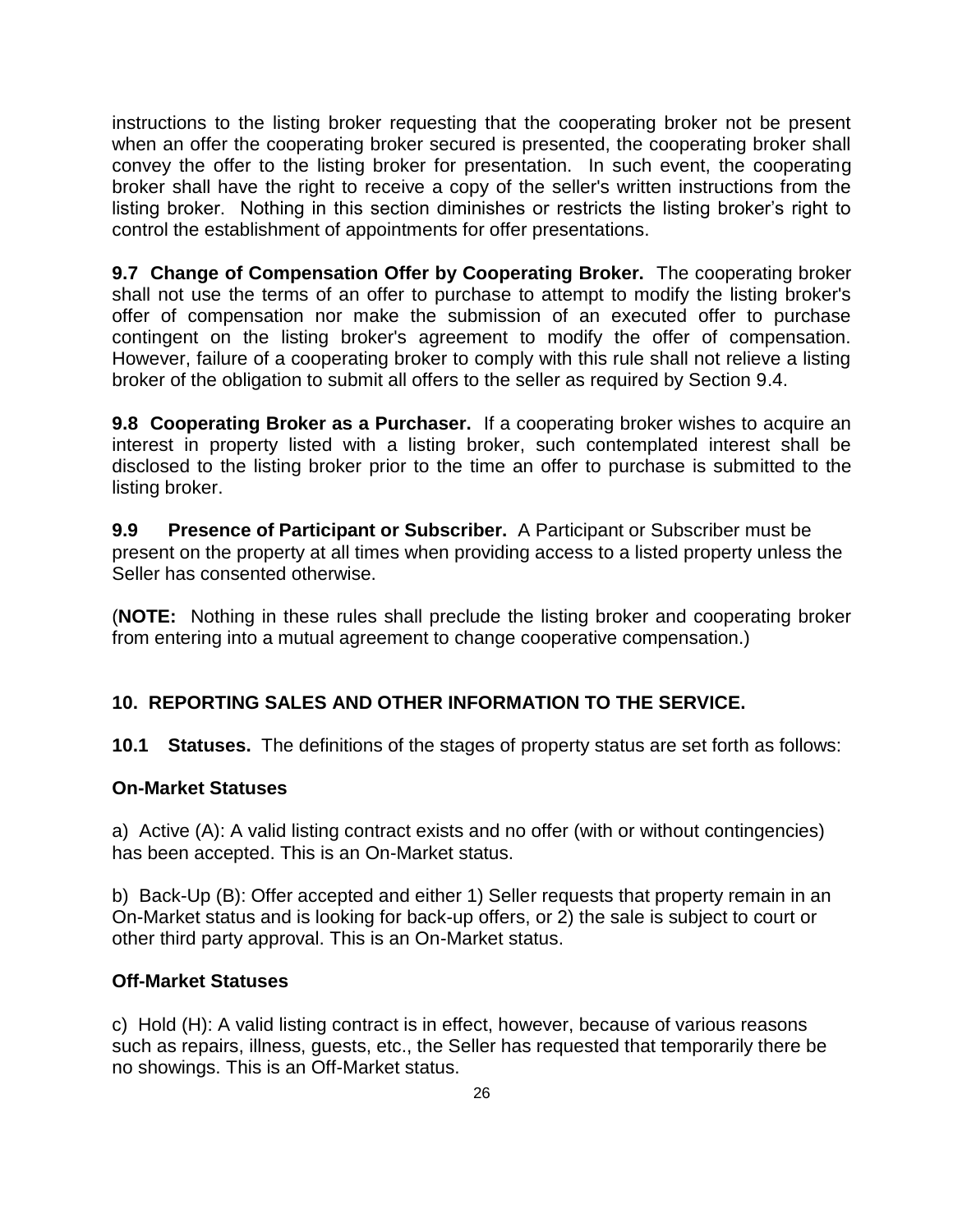instructions to the listing broker requesting that the cooperating broker not be present when an offer the cooperating broker secured is presented, the cooperating broker shall convey the offer to the listing broker for presentation. In such event, the cooperating broker shall have the right to receive a copy of the seller's written instructions from the listing broker. Nothing in this section diminishes or restricts the listing broker's right to control the establishment of appointments for offer presentations.

**9.7 Change of Compensation Offer by Cooperating Broker.** The cooperating broker shall not use the terms of an offer to purchase to attempt to modify the listing broker's offer of compensation nor make the submission of an executed offer to purchase contingent on the listing broker's agreement to modify the offer of compensation. However, failure of a cooperating broker to comply with this rule shall not relieve a listing broker of the obligation to submit all offers to the seller as required by Section 9.4.

**9.8 Cooperating Broker as a Purchaser.** If a cooperating broker wishes to acquire an interest in property listed with a listing broker, such contemplated interest shall be disclosed to the listing broker prior to the time an offer to purchase is submitted to the listing broker.

**9.9 Presence of Participant or Subscriber.** A Participant or Subscriber must be present on the property at all times when providing access to a listed property unless the Seller has consented otherwise.

(**NOTE:** Nothing in these rules shall preclude the listing broker and cooperating broker from entering into a mutual agreement to change cooperative compensation.)

## 10. REPORTING SALES AND OTHER INFORMATION TO THE SERVICE.

**10.1 Statuses.** The definitions of the stages of property status are set forth as follows:

### On-Market Statuses

a) Active (A): A valid listing contract exists and no offer (with or without contingencies) has been accepted. This is an On-Market status.

b) Back-Up (B): Offer accepted and either 1) Seller requests that property remain in an On-Market status and is looking for back-up offers, or 2) the sale is subject to court or other third party approval. This is an On-Market status.

### Off-Market Statuses

c) Hold (H): A valid listing contract is in effect, however, because of various reasons such as repairs, illness, guests, etc., the Seller has requested that temporarily there be no showings. This is an Off-Market status.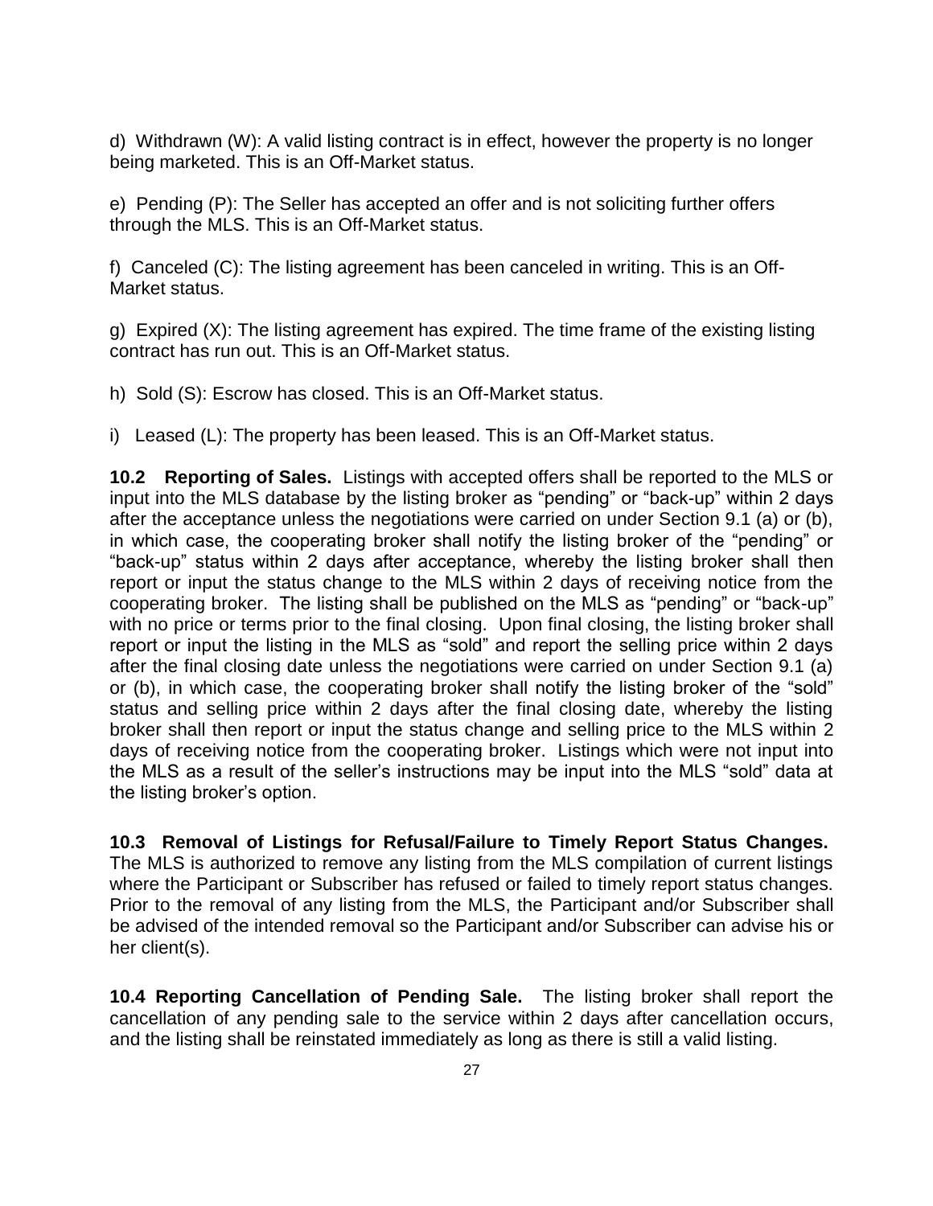d) Withdrawn (W): A valid listing contract is in effect, however the property is no longer being marketed. This is an Off-Market status.

e) Pending (P): The Seller has accepted an offer and is not soliciting further offers through the MLS. This is an Off-Market status.

f) Canceled (C): The listing agreement has been canceled in writing. This is an Off-Market status.

g) Expired (X): The listing agreement has expired. The time frame of the existing listing contract has run out. This is an Off-Market status.

h) Sold (S): Escrow has closed. This is an Off-Market status.

i) Leased (L): The property has been leased. This is an Off-Market status.

**10.2 Reporting of Sales.** Listings with accepted offers shall be reported to the MLS or input into the MLS database by the listing broker as "pending" or "back-up" within 2 days after the acceptance unless the negotiations were carried on under Section 9.1 (a) or (b), in which case, the cooperating broker shall notify the listing broker of the "pending" or "back-up" status within 2 days after acceptance, whereby the listing broker shall then report or input the status change to the MLS within 2 days of receiving notice from the cooperating broker. The listing shall be published on the MLS as "pending" or "back-up" with no price or terms prior to the final closing. Upon final closing, the listing broker shall report or input the listing in the MLS as "sold" and report the selling price within 2 days after the final closing date unless the negotiations were carried on under Section 9.1 (a) or (b), in which case, the cooperating broker shall notify the listing broker of the "sold" status and selling price within 2 days after the final closing date, whereby the listing broker shall then report or input the status change and selling price to the MLS within 2 days of receiving notice from the cooperating broker. Listings which were not input into the MLS as a result of the seller's instructions may be input into the MLS "sold" data at the listing broker's option.

**10.3 Removal of Listings for Refusal/Failure to Timely Report Status Changes.** The MLS is authorized to remove any listing from the MLS compilation of current listings where the Participant or Subscriber has refused or failed to timely report status changes. Prior to the removal of any listing from the MLS, the Participant and/or Subscriber shall be advised of the intended removal so the Participant and/or Subscriber can advise his or her client(s).

**10.4 Reporting Cancellation of Pending Sale.** The listing broker shall report the cancellation of any pending sale to the service within 2 days after cancellation occurs, and the listing shall be reinstated immediately as long as there is still a valid listing.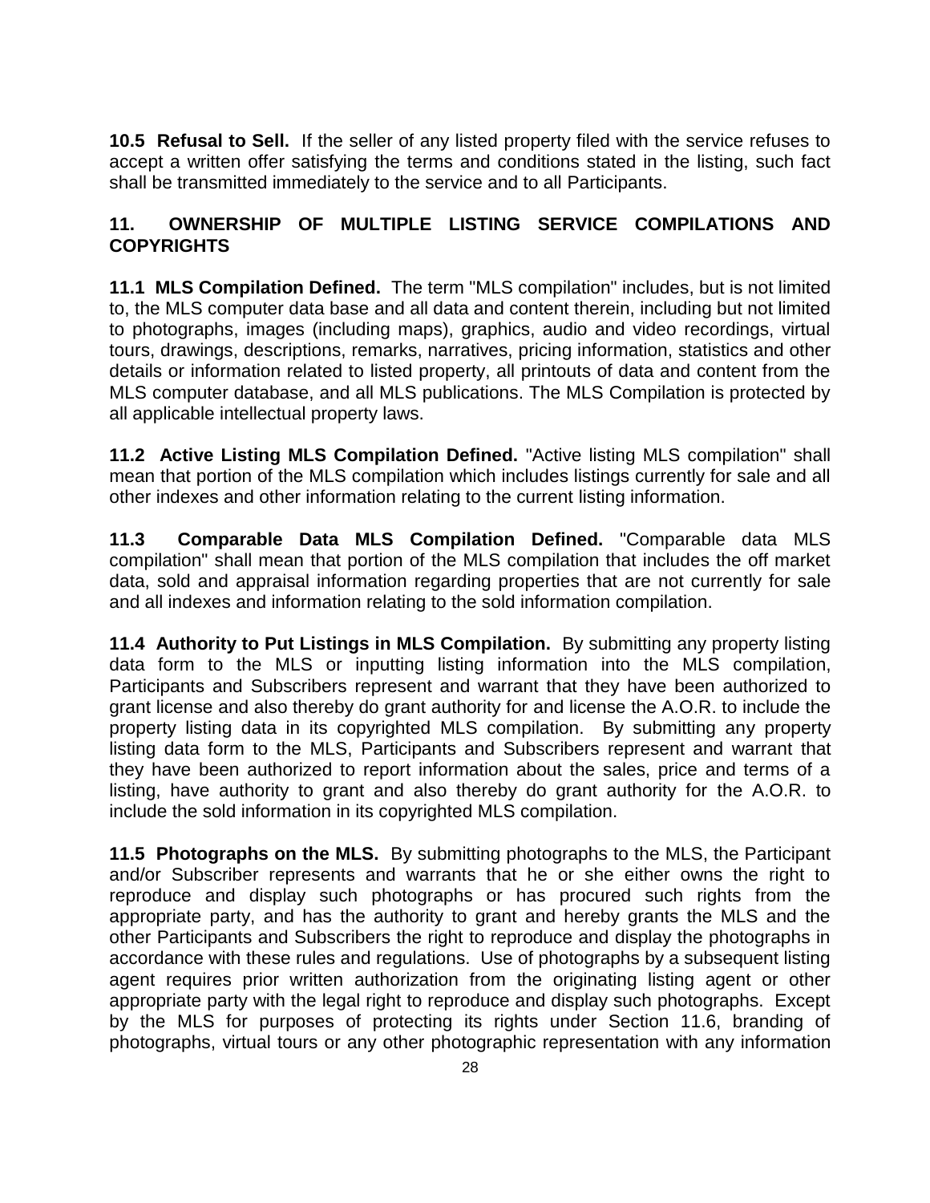**10.5 Refusal to Sell.** If the seller of any listed property filed with the service refuses to accept a written offer satisfying the terms and conditions stated in the listing, such fact shall be transmitted immediately to the service and to all Participants.

## 11. OWNERSHIP OF MULTIPLE LISTING SERVICE COMPILATIONS AND COPYRIGHTS

**11.1 MLS Compilation Defined.** The term "MLS compilation" includes, but is not limited to, the MLS computer data base and all data and content therein, including but not limited to photographs, images (including maps), graphics, audio and video recordings, virtual tours, drawings, descriptions, remarks, narratives, pricing information, statistics and other details or information related to listed property, all printouts of data and content from the MLS computer database, and all MLS publications. The MLS Compilation is protected by all applicable intellectual property laws.

**11.2 Active Listing MLS Compilation Defined.** "Active listing MLS compilation" shall mean that portion of the MLS compilation which includes listings currently for sale and all other indexes and other information relating to the current listing information.

**11.3 Comparable Data MLS Compilation Defined.** "Comparable data MLS compilation" shall mean that portion of the MLS compilation that includes the off market data, sold and appraisal information regarding properties that are not currently for sale and all indexes and information relating to the sold information compilation.

**11.4 Authority to Put Listings in MLS Compilation.** By submitting any property listing data form to the MLS or inputting listing information into the MLS compilation, Participants and Subscribers represent and warrant that they have been authorized to grant license and also thereby do grant authority for and license the A.O.R. to include the property listing data in its copyrighted MLS compilation. By submitting any property listing data form to the MLS, Participants and Subscribers represent and warrant that they have been authorized to report information about the sales, price and terms of a listing, have authority to grant and also thereby do grant authority for the A.O.R. to include the sold information in its copyrighted MLS compilation.

**11.5 Photographs on the MLS.** By submitting photographs to the MLS, the Participant and/or Subscriber represents and warrants that he or she either owns the right to reproduce and display such photographs or has procured such rights from the appropriate party, and has the authority to grant and hereby grants the MLS and the other Participants and Subscribers the right to reproduce and display the photographs in accordance with these rules and regulations. Use of photographs by a subsequent listing agent requires prior written authorization from the originating listing agent or other appropriate party with the legal right to reproduce and display such photographs. Except by the MLS for purposes of protecting its rights under Section 11.6, branding of photographs, virtual tours or any other photographic representation with any information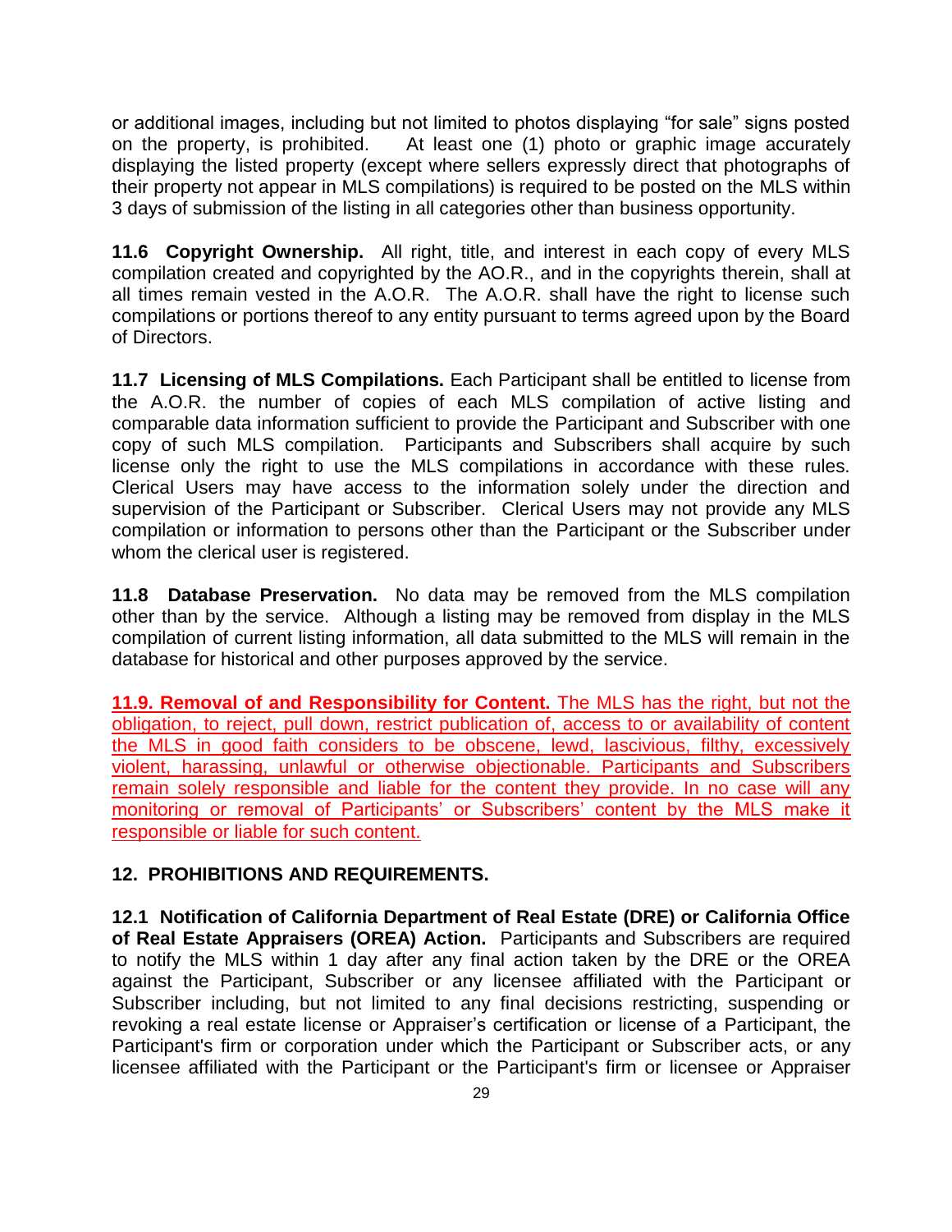or additional images, including but not limited to photos displaying "for sale" signs posted on the property, is prohibited. At least one (1) photo or graphic image accurately displaying the listed property (except where sellers expressly direct that photographs of their property not appear in MLS compilations) is required to be posted on the MLS within 3 days of submission of the listing in all categories other than business opportunity.

**11.6 Copyright Ownership.** All right, title, and interest in each copy of every MLS compilation created and copyrighted by the AO.R., and in the copyrights therein, shall at all times remain vested in the A.O.R. The A.O.R. shall have the right to license such compilations or portions thereof to any entity pursuant to terms agreed upon by the Board of Directors.

**11.7 Licensing of MLS Compilations.** Each Participant shall be entitled to license from the A.O.R. the number of copies of each MLS compilation of active listing and comparable data information sufficient to provide the Participant and Subscriber with one copy of such MLS compilation. Participants and Subscribers shall acquire by such license only the right to use the MLS compilations in accordance with these rules. Clerical Users may have access to the information solely under the direction and supervision of the Participant or Subscriber. Clerical Users may not provide any MLS compilation or information to persons other than the Participant or the Subscriber under whom the clerical user is registered.

**11.8 Database Preservation.** No data may be removed from the MLS compilation other than by the service. Although a listing may be removed from display in the MLS compilation of current listing information, all data submitted to the MLS will remain in the database for historical and other purposes approved by the service.

**11.9. Removal of and Responsibility for Content.** The MLS has the right, but not the obligation, to reject, pull down, restrict publication of, access to or availability of content the MLS in good faith considers to be obscene, lewd, lascivious, filthy, excessively violent, harassing, unlawful or otherwise objectionable. Participants and Subscribers remain solely responsible and liable for the content they provide. In no case will any monitoring or removal of Participants' or Subscribers' content by the MLS make it responsible or liable for such content.

## 12. PROHIBITIONS AND REQUIREMENTS.

**12.1 Notification of California Department of Real Estate (DRE) or California Office of Real Estate Appraisers (OREA) Action.** Participants and Subscribers are required to notify the MLS within 1 day after any final action taken by the DRE or the OREA against the Participant, Subscriber or any licensee affiliated with the Participant or Subscriber including, but not limited to any final decisions restricting, suspending or revoking a real estate license or Appraiser's certification or license of a Participant, the Participant's firm or corporation under which the Participant or Subscriber acts, or any licensee affiliated with the Participant or the Participant's firm or licensee or Appraiser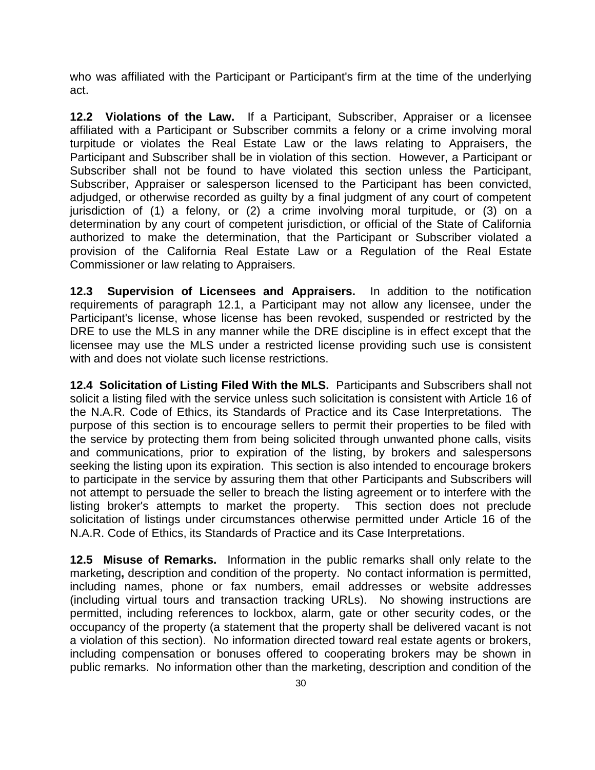who was affiliated with the Participant or Participant's firm at the time of the underlying act.

**12.2 Violations of the Law.** If a Participant, Subscriber, Appraiser or a licensee affiliated with a Participant or Subscriber commits a felony or a crime involving moral turpitude or violates the Real Estate Law or the laws relating to Appraisers, the Participant and Subscriber shall be in violation of this section. However, a Participant or Subscriber shall not be found to have violated this section unless the Participant, Subscriber, Appraiser or salesperson licensed to the Participant has been convicted, adjudged, or otherwise recorded as guilty by a final judgment of any court of competent jurisdiction of (1) a felony, or (2) a crime involving moral turpitude, or (3) on a determination by any court of competent jurisdiction, or official of the State of California authorized to make the determination, that the Participant or Subscriber violated a provision of the California Real Estate Law or a Regulation of the Real Estate Commissioner or law relating to Appraisers.

**12.3 Supervision of Licensees and Appraisers.** In addition to the notification requirements of paragraph 12.1, a Participant may not allow any licensee, under the Participant's license, whose license has been revoked, suspended or restricted by the DRE to use the MLS in any manner while the DRE discipline is in effect except that the licensee may use the MLS under a restricted license providing such use is consistent with and does not violate such license restrictions.

**12.4 Solicitation of Listing Filed With the MLS.** Participants and Subscribers shall not solicit a listing filed with the service unless such solicitation is consistent with Article 16 of the N.A.R. Code of Ethics, its Standards of Practice and its Case Interpretations. The purpose of this section is to encourage sellers to permit their properties to be filed with the service by protecting them from being solicited through unwanted phone calls, visits and communications, prior to expiration of the listing, by brokers and salespersons seeking the listing upon its expiration. This section is also intended to encourage brokers to participate in the service by assuring them that other Participants and Subscribers will not attempt to persuade the seller to breach the listing agreement or to interfere with the listing broker's attempts to market the property. This section does not preclude solicitation of listings under circumstances otherwise permitted under Article 16 of the N.A.R. Code of Ethics, its Standards of Practice and its Case Interpretations.

**12.5 Misuse of Remarks.** Information in the public remarks shall only relate to the marketing**,** description and condition of the property. No contact information is permitted, including names, phone or fax numbers, email addresses or website addresses (including virtual tours and transaction tracking URLs). No showing instructions are permitted, including references to lockbox, alarm, gate or other security codes, or the occupancy of the property (a statement that the property shall be delivered vacant is not a violation of this section). No information directed toward real estate agents or brokers, including compensation or bonuses offered to cooperating brokers may be shown in public remarks. No information other than the marketing, description and condition of the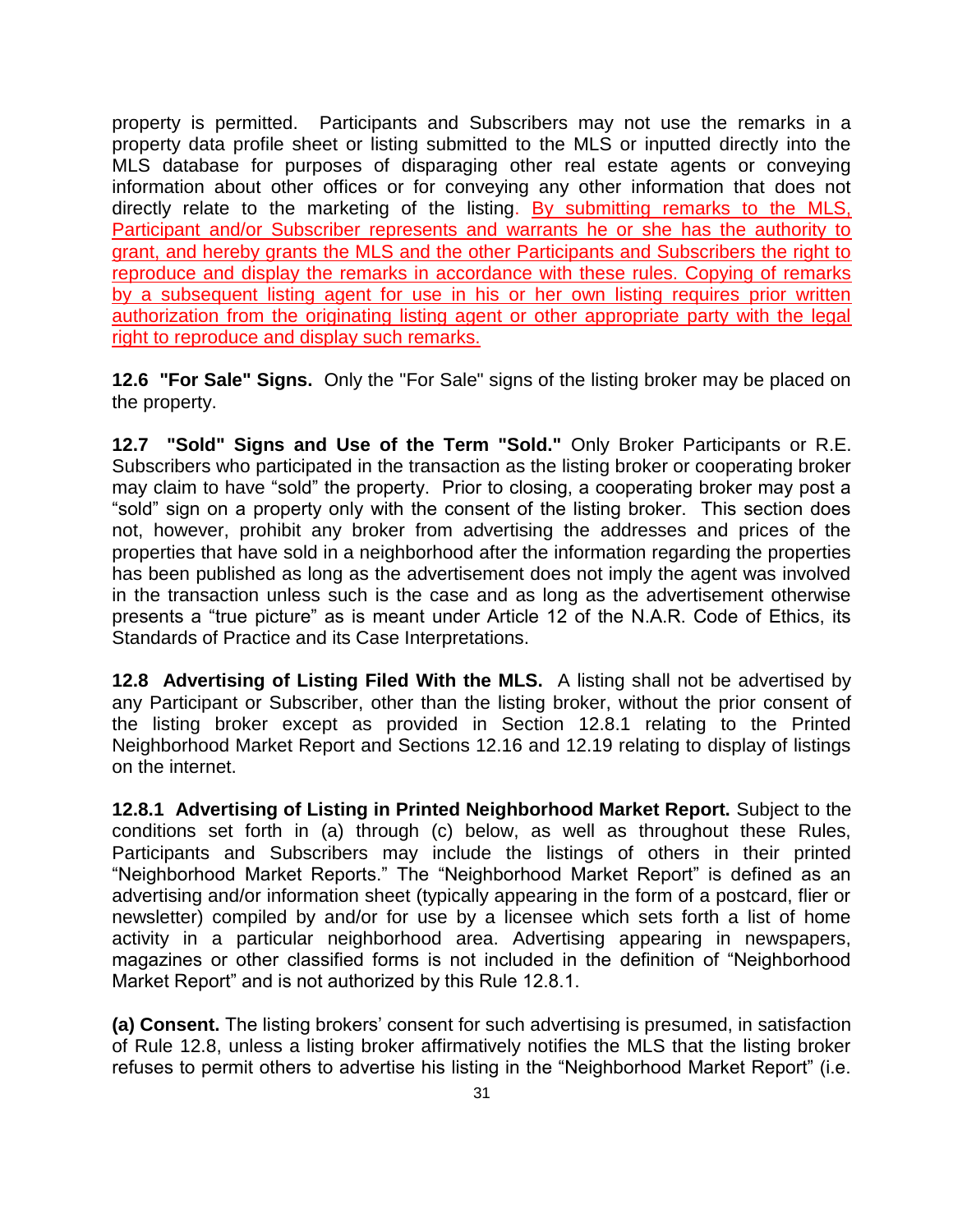property is permitted. Participants and Subscribers may not use the remarks in a property data profile sheet or listing submitted to the MLS or inputted directly into the MLS database for purposes of disparaging other real estate agents or conveying information about other offices or for conveying any other information that does not directly relate to the marketing of the listing. By submitting remarks to the MLS, Participant and/or Subscriber represents and warrants he or she has the authority to grant, and hereby grants the MLS and the other Participants and Subscribers the right to reproduce and display the remarks in accordance with these rules. Copying of remarks by a subsequent listing agent for use in his or her own listing requires prior written authorization from the originating listing agent or other appropriate party with the legal right to reproduce and display such remarks.

**12.6 "For Sale" Signs.** Only the "For Sale" signs of the listing broker may be placed on the property.

**12.7 "Sold" Signs and Use of the Term "Sold."** Only Broker Participants or R.E. Subscribers who participated in the transaction as the listing broker or cooperating broker may claim to have "sold" the property. Prior to closing, a cooperating broker may post a "sold" sign on a property only with the consent of the listing broker. This section does not, however, prohibit any broker from advertising the addresses and prices of the properties that have sold in a neighborhood after the information regarding the properties has been published as long as the advertisement does not imply the agent was involved in the transaction unless such is the case and as long as the advertisement otherwise presents a "true picture" as is meant under Article 12 of the N.A.R. Code of Ethics, its Standards of Practice and its Case Interpretations.

**12.8 Advertising of Listing Filed With the MLS.** A listing shall not be advertised by any Participant or Subscriber, other than the listing broker, without the prior consent of the listing broker except as provided in Section 12.8.1 relating to the Printed Neighborhood Market Report and Sections 12.16 and 12.19 relating to display of listings on the internet.

**12.8.1 Advertising of Listing in Printed Neighborhood Market Report.** Subject to the conditions set forth in (a) through (c) below, as well as throughout these Rules, Participants and Subscribers may include the listings of others in their printed "Neighborhood Market Reports." The "Neighborhood Market Report" is defined as an advertising and/or information sheet (typically appearing in the form of a postcard, flier or newsletter) compiled by and/or for use by a licensee which sets forth a list of home activity in a particular neighborhood area. Advertising appearing in newspapers, magazines or other classified forms is not included in the definition of "Neighborhood Market Report" and is not authorized by this Rule 12.8.1.

**(a) Consent.** The listing brokers' consent for such advertising is presumed, in satisfaction of Rule 12.8, unless a listing broker affirmatively notifies the MLS that the listing broker refuses to permit others to advertise his listing in the "Neighborhood Market Report" (i.e.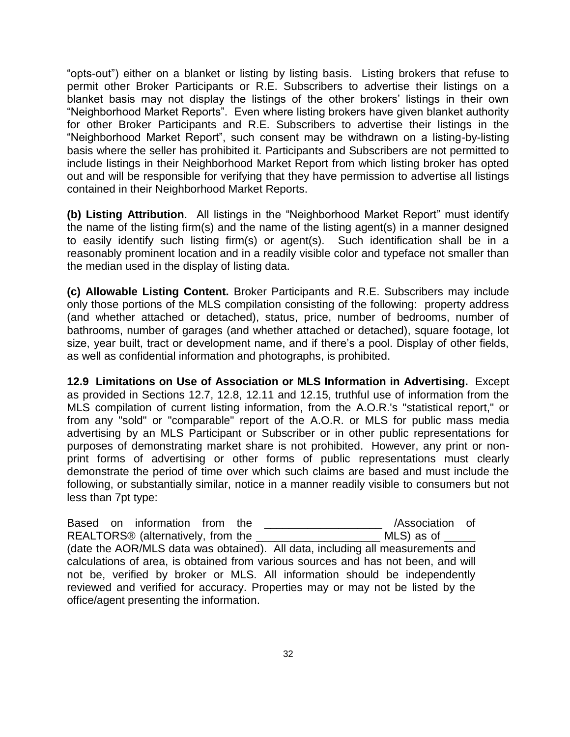"opts-out") either on a blanket or listing by listing basis. Listing brokers that refuse to permit other Broker Participants or R.E. Subscribers to advertise their listings on a blanket basis may not display the listings of the other brokers' listings in their own "Neighborhood Market Reports". Even where listing brokers have given blanket authority for other Broker Participants and R.E. Subscribers to advertise their listings in the "Neighborhood Market Report", such consent may be withdrawn on a listing-by-listing basis where the seller has prohibited it. Participants and Subscribers are not permitted to include listings in their Neighborhood Market Report from which listing broker has opted out and will be responsible for verifying that they have permission to advertise all listings contained in their Neighborhood Market Reports.

**(b) Listing Attribution**. All listings in the "Neighborhood Market Report" must identify the name of the listing firm(s) and the name of the listing agent(s) in a manner designed to easily identify such listing firm(s) or agent(s). Such identification shall be in a reasonably prominent location and in a readily visible color and typeface not smaller than the median used in the display of listing data.

**(c) Allowable Listing Content.** Broker Participants and R.E. Subscribers may include only those portions of the MLS compilation consisting of the following: property address (and whether attached or detached), status, price, number of bedrooms, number of bathrooms, number of garages (and whether attached or detached), square footage, lot size, year built, tract or development name, and if there's a pool. Display of other fields, as well as confidential information and photographs, is prohibited.

**12.9 Limitations on Use of Association or MLS Information in Advertising.** Except as provided in Sections 12.7, 12.8, 12.11 and 12.15, truthful use of information from the MLS compilation of current listing information, from the A.O.R.'s "statistical report," or from any "sold" or "comparable" report of the A.O.R. or MLS for public mass media advertising by an MLS Participant or Subscriber or in other public representations for purposes of demonstrating market share is not prohibited. However, any print or non-print forms of advertising or other forms of public representations must clearly demonstrate the period of time over which such claims are based and must include the following, or substantially similar, notice in a manner readily visible to consumers but not less than 7pt type:

> Based on information from the ___________________ /Association of REALTORS® (alternatively, from the ___________________ MLS) as of _____ (date the AOR/MLS data was obtained). All data, including all measurements and calculations of area, is obtained from various sources and has not been, and will not be, verified by broker or MLS. All information should be independently reviewed and verified for accuracy. Properties may or may not be listed by the office/agent presenting the information.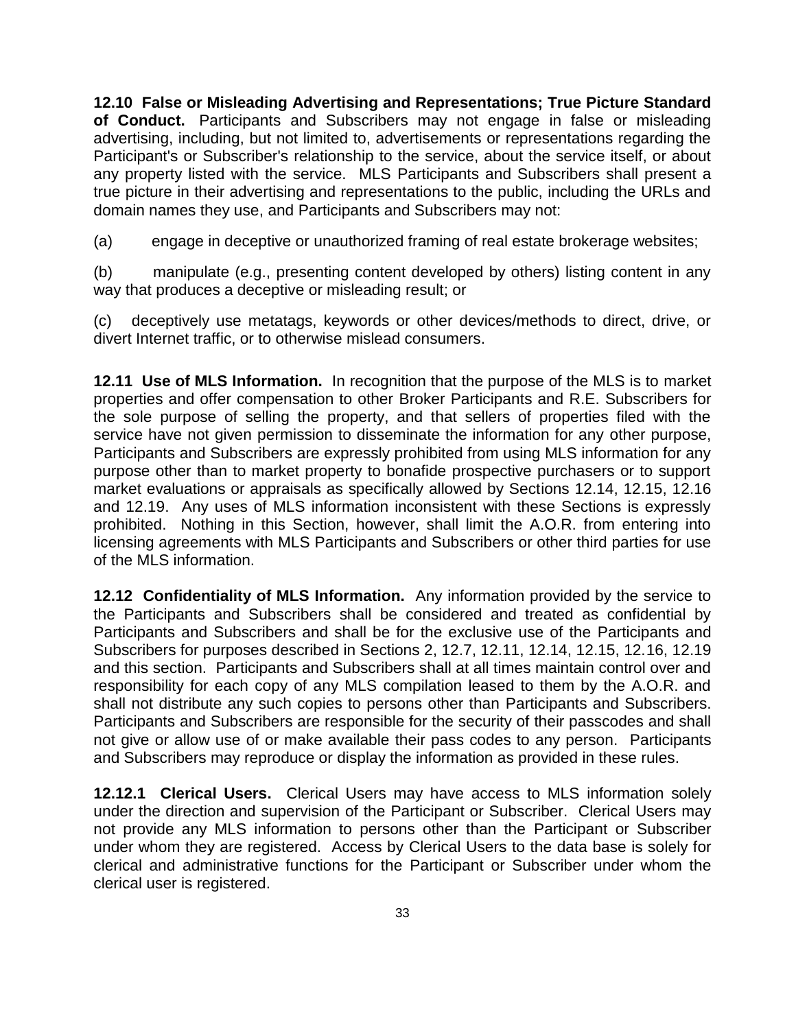**12.10 False or Misleading Advertising and Representations; True Picture Standard of Conduct.** Participants and Subscribers may not engage in false or misleading advertising, including, but not limited to, advertisements or representations regarding the Participant's or Subscriber's relationship to the service, about the service itself, or about any property listed with the service. MLS Participants and Subscribers shall present a true picture in their advertising and representations to the public, including the URLs and domain names they use, and Participants and Subscribers may not:

(a) engage in deceptive or unauthorized framing of real estate brokerage websites;

(b) manipulate (e.g., presenting content developed by others) listing content in any way that produces a deceptive or misleading result; or

(c) deceptively use metatags, keywords or other devices/methods to direct, drive, or divert Internet traffic, or to otherwise mislead consumers.

**12.11 Use of MLS Information.** In recognition that the purpose of the MLS is to market properties and offer compensation to other Broker Participants and R.E. Subscribers for the sole purpose of selling the property, and that sellers of properties filed with the service have not given permission to disseminate the information for any other purpose, Participants and Subscribers are expressly prohibited from using MLS information for any purpose other than to market property to bonafide prospective purchasers or to support market evaluations or appraisals as specifically allowed by Sections 12.14, 12.15, 12.16 and 12.19. Any uses of MLS information inconsistent with these Sections is expressly prohibited. Nothing in this Section, however, shall limit the A.O.R. from entering into licensing agreements with MLS Participants and Subscribers or other third parties for use of the MLS information.

**12.12 Confidentiality of MLS Information.** Any information provided by the service to the Participants and Subscribers shall be considered and treated as confidential by Participants and Subscribers and shall be for the exclusive use of the Participants and Subscribers for purposes described in Sections 2, 12.7, 12.11, 12.14, 12.15, 12.16, 12.19 and this section. Participants and Subscribers shall at all times maintain control over and responsibility for each copy of any MLS compilation leased to them by the A.O.R. and shall not distribute any such copies to persons other than Participants and Subscribers. Participants and Subscribers are responsible for the security of their passcodes and shall not give or allow use of or make available their pass codes to any person. Participants and Subscribers may reproduce or display the information as provided in these rules.

**12.12.1 Clerical Users.** Clerical Users may have access to MLS information solely under the direction and supervision of the Participant or Subscriber. Clerical Users may not provide any MLS information to persons other than the Participant or Subscriber under whom they are registered. Access by Clerical Users to the data base is solely for clerical and administrative functions for the Participant or Subscriber under whom the clerical user is registered.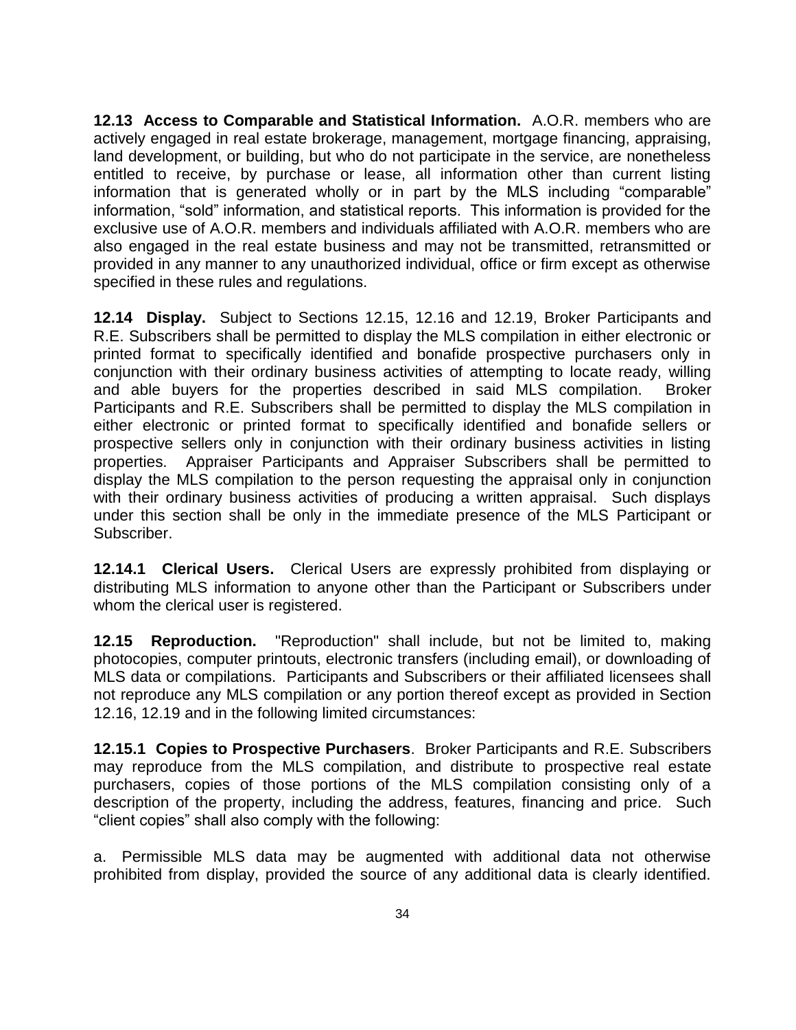**12.13 Access to Comparable and Statistical Information.** A.O.R. members who are actively engaged in real estate brokerage, management, mortgage financing, appraising, land development, or building, but who do not participate in the service, are nonetheless entitled to receive, by purchase or lease, all information other than current listing information that is generated wholly or in part by the MLS including "comparable" information, "sold" information, and statistical reports. This information is provided for the exclusive use of A.O.R. members and individuals affiliated with A.O.R. members who are also engaged in the real estate business and may not be transmitted, retransmitted or provided in any manner to any unauthorized individual, office or firm except as otherwise specified in these rules and regulations.

**12.14 Display.** Subject to Sections 12.15, 12.16 and 12.19, Broker Participants and R.E. Subscribers shall be permitted to display the MLS compilation in either electronic or printed format to specifically identified and bonafide prospective purchasers only in conjunction with their ordinary business activities of attempting to locate ready, willing and able buyers for the properties described in said MLS compilation. Broker Participants and R.E. Subscribers shall be permitted to display the MLS compilation in either electronic or printed format to specifically identified and bonafide sellers or prospective sellers only in conjunction with their ordinary business activities in listing properties. Appraiser Participants and Appraiser Subscribers shall be permitted to display the MLS compilation to the person requesting the appraisal only in conjunction with their ordinary business activities of producing a written appraisal. Such displays under this section shall be only in the immediate presence of the MLS Participant or Subscriber.

**12.14.1 Clerical Users.** Clerical Users are expressly prohibited from displaying or distributing MLS information to anyone other than the Participant or Subscribers under whom the clerical user is registered.

**12.15 Reproduction.** "Reproduction" shall include, but not be limited to, making photocopies, computer printouts, electronic transfers (including email), or downloading of MLS data or compilations. Participants and Subscribers or their affiliated licensees shall not reproduce any MLS compilation or any portion thereof except as provided in Section 12.16, 12.19 and in the following limited circumstances:

**12.15.1 Copies to Prospective Purchasers**. Broker Participants and R.E. Subscribers may reproduce from the MLS compilation, and distribute to prospective real estate purchasers, copies of those portions of the MLS compilation consisting only of a description of the property, including the address, features, financing and price. Such "client copies" shall also comply with the following:

a. Permissible MLS data may be augmented with additional data not otherwise prohibited from display, provided the source of any additional data is clearly identified.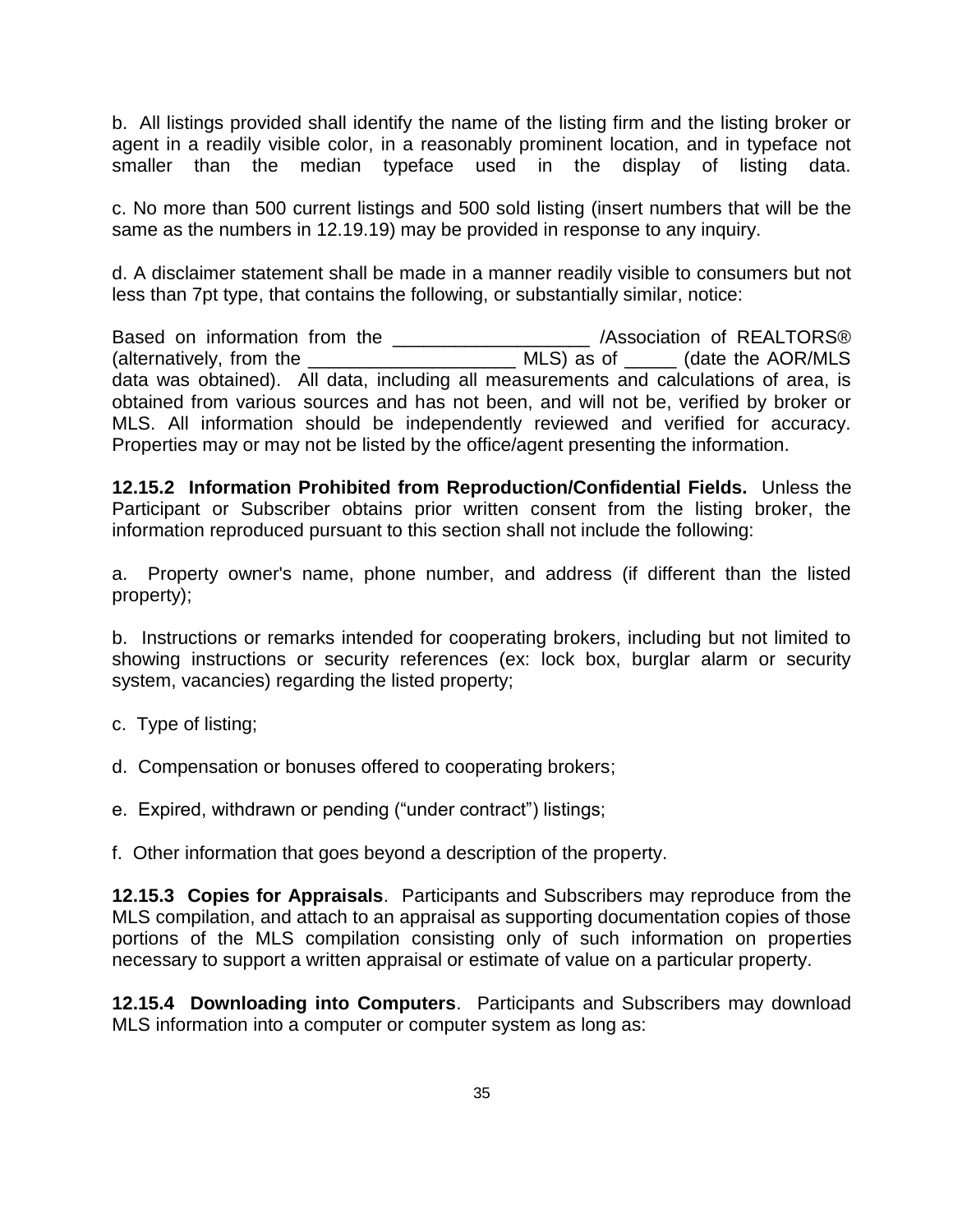b. All listings provided shall identify the name of the listing firm and the listing broker or agent in a readily visible color, in a reasonably prominent location, and in typeface not smaller than the median typeface used in the display of listing data.

c. No more than 500 current listings and 500 sold listing (insert numbers that will be the same as the numbers in 12.19.19) may be provided in response to any inquiry.

d. A disclaimer statement shall be made in a manner readily visible to consumers but not less than 7pt type, that contains the following, or substantially similar, notice:

Based on information from the ___________________ /Association of REALTORS® (alternatively, from the ____________________ MLS) as of _____ (date the AOR/MLS data was obtained). All data, including all measurements and calculations of area, is obtained from various sources and has not been, and will not be, verified by broker or MLS. All information should be independently reviewed and verified for accuracy. Properties may or may not be listed by the office/agent presenting the information.

**12.15.2 Information Prohibited from Reproduction/Confidential Fields.** Unless the Participant or Subscriber obtains prior written consent from the listing broker, the information reproduced pursuant to this section shall not include the following:

a. Property owner's name, phone number, and address (if different than the listed property);

b. Instructions or remarks intended for cooperating brokers, including but not limited to showing instructions or security references (ex: lock box, burglar alarm or security system, vacancies) regarding the listed property;

c. Type of listing;

d. Compensation or bonuses offered to cooperating brokers;

e. Expired, withdrawn or pending ("under contract") listings;

f. Other information that goes beyond a description of the property.

**12.15.3 Copies for Appraisals**. Participants and Subscribers may reproduce from the MLS compilation, and attach to an appraisal as supporting documentation copies of those portions of the MLS compilation consisting only of such information on properties necessary to support a written appraisal or estimate of value on a particular property.

**12.15.4 Downloading into Computers**. Participants and Subscribers may download MLS information into a computer or computer system as long as: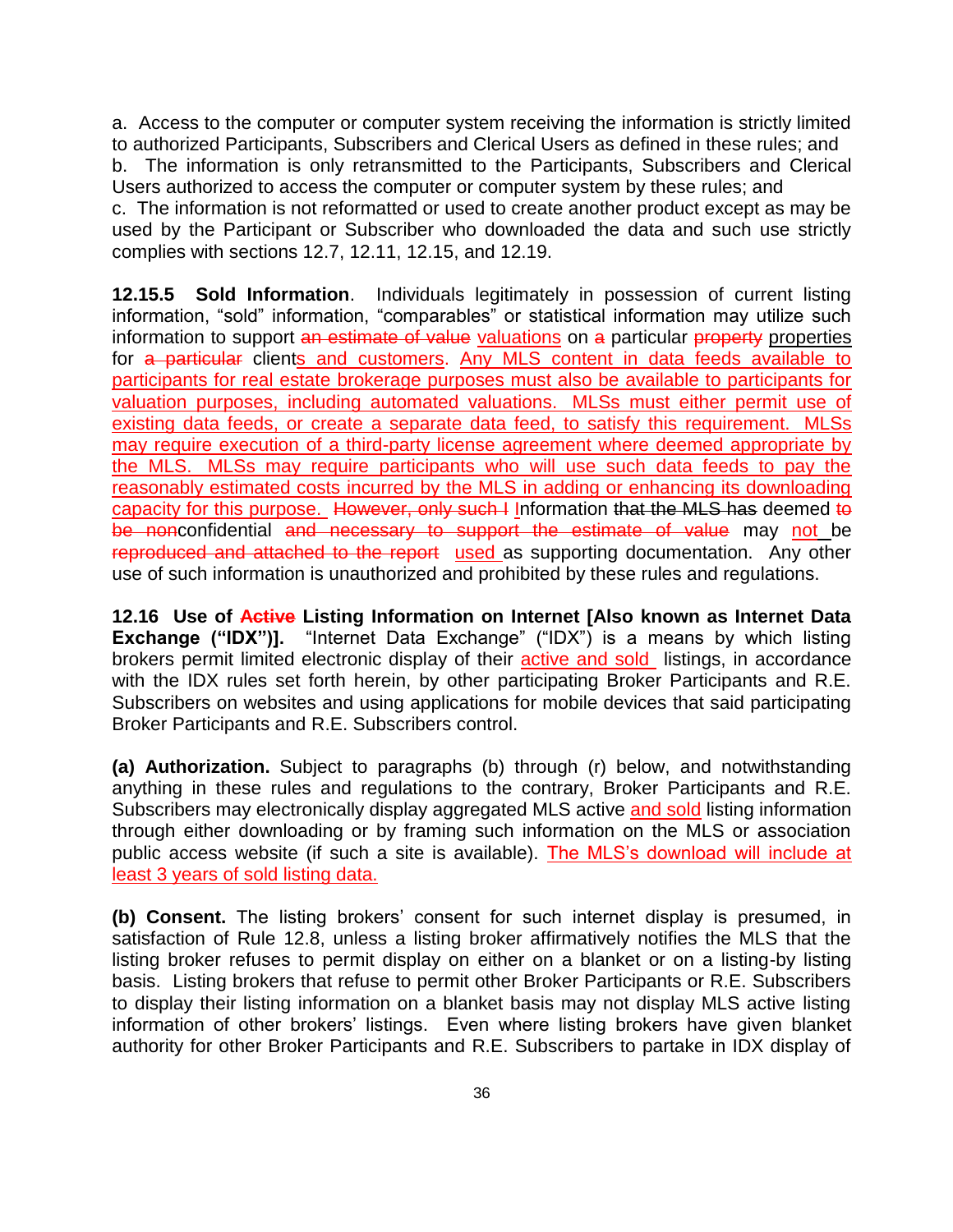a. Access to the computer or computer system receiving the information is strictly limited to authorized Participants, Subscribers and Clerical Users as defined in these rules; and
b. The information is only retransmitted to the Participants, Subscribers and Clerical Users authorized to access the computer or computer system by these rules; and
c. The information is not reformatted or used to create another product except as may be used by the Participant or Subscriber who downloaded the data and such use strictly complies with sections 12.7, 12.11, 12.15, and 12.19.

**12.15.5 Sold Information**. Individuals legitimately in possession of current listing information, "sold" information, "comparables" or statistical information may utilize such information to support ~~an estimate of value~~ <u>valuations</u> on ~~a~~ particular ~~property~~ <u>properties</u> for ~~a particular~~ client<u>s and customers</u>. <u>Any MLS content in data feeds available to participants for real estate brokerage purposes must also be available to participants for valuation purposes, including automated valuations. MLSs must either permit use of existing data feeds, or create a separate data feed, to satisfy this requirement. MLSs may require execution of a third-party license agreement where deemed appropriate by the MLS. MLSs may require participants who will use such data feeds to pay the reasonably estimated costs incurred by the MLS in adding or enhancing its downloading capacity for this purpose.</u> ~~However, only such I~~<u>I</u>nformation ~~that the MLS has~~ deemed ~~to be non~~confidential ~~and necessary to support the estimate of value~~ may <u>not</u> be ~~reproduced and attached to the report~~ <u>used</u> as supporting documentation. Any other use of such information is unauthorized and prohibited by these rules and regulations.

**12.16 Use of ~~Active~~ Listing Information on Internet [Also known as Internet Data Exchange ("IDX")].** "Internet Data Exchange" ("IDX") is a means by which listing brokers permit limited electronic display of their <u>active and sold</u> listings, in accordance with the IDX rules set forth herein, by other participating Broker Participants and R.E. Subscribers on websites and using applications for mobile devices that said participating Broker Participants and R.E. Subscribers control.

**(a) Authorization.** Subject to paragraphs (b) through (r) below, and notwithstanding anything in these rules and regulations to the contrary, Broker Participants and R.E. Subscribers may electronically display aggregated MLS active <u>and sold</u> listing information through either downloading or by framing such information on the MLS or association public access website (if such a site is available). <u>The MLS's download will include at least 3 years of sold listing data.</u>

**(b) Consent.** The listing brokers' consent for such internet display is presumed, in satisfaction of Rule 12.8, unless a listing broker affirmatively notifies the MLS that the listing broker refuses to permit display on either on a blanket or on a listing-by listing basis. Listing brokers that refuse to permit other Broker Participants or R.E. Subscribers to display their listing information on a blanket basis may not display MLS active listing information of other brokers' listings. Even where listing brokers have given blanket authority for other Broker Participants and R.E. Subscribers to partake in IDX display of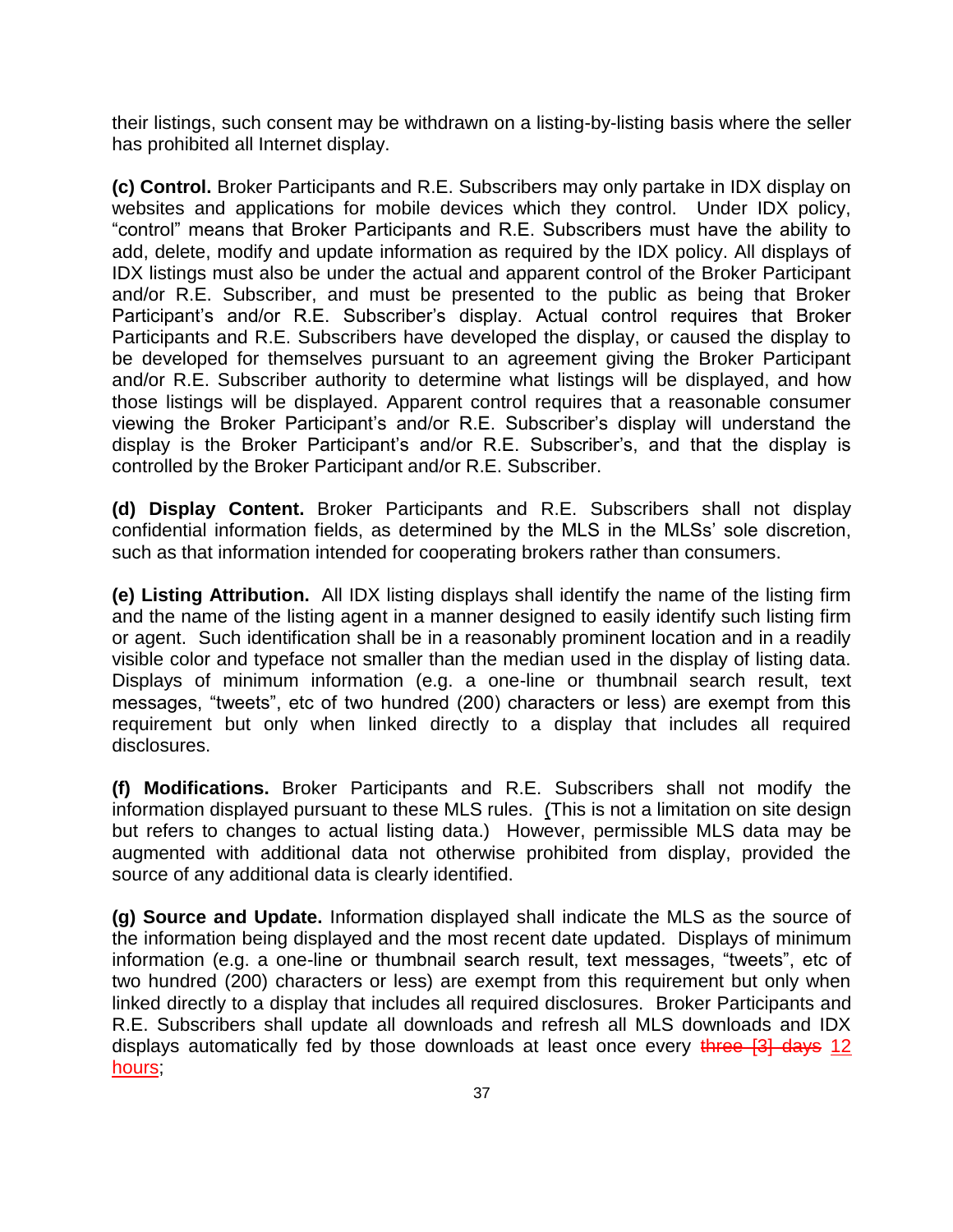their listings, such consent may be withdrawn on a listing-by-listing basis where the seller has prohibited all Internet display.

**(c) Control.** Broker Participants and R.E. Subscribers may only partake in IDX display on websites and applications for mobile devices which they control. Under IDX policy, "control" means that Broker Participants and R.E. Subscribers must have the ability to add, delete, modify and update information as required by the IDX policy. All displays of IDX listings must also be under the actual and apparent control of the Broker Participant and/or R.E. Subscriber, and must be presented to the public as being that Broker Participant's and/or R.E. Subscriber's display. Actual control requires that Broker Participants and R.E. Subscribers have developed the display, or caused the display to be developed for themselves pursuant to an agreement giving the Broker Participant and/or R.E. Subscriber authority to determine what listings will be displayed, and how those listings will be displayed. Apparent control requires that a reasonable consumer viewing the Broker Participant's and/or R.E. Subscriber's display will understand the display is the Broker Participant's and/or R.E. Subscriber's, and that the display is controlled by the Broker Participant and/or R.E. Subscriber.

**(d) Display Content.** Broker Participants and R.E. Subscribers shall not display confidential information fields, as determined by the MLS in the MLSs' sole discretion, such as that information intended for cooperating brokers rather than consumers.

**(e) Listing Attribution.** All IDX listing displays shall identify the name of the listing firm and the name of the listing agent in a manner designed to easily identify such listing firm or agent. Such identification shall be in a reasonably prominent location and in a readily visible color and typeface not smaller than the median used in the display of listing data. Displays of minimum information (e.g. a one-line or thumbnail search result, text messages, "tweets", etc of two hundred (200) characters or less) are exempt from this requirement but only when linked directly to a display that includes all required disclosures.

**(f) Modifications.** Broker Participants and R.E. Subscribers shall not modify the information displayed pursuant to these MLS rules. (This is not a limitation on site design but refers to changes to actual listing data.) However, permissible MLS data may be augmented with additional data not otherwise prohibited from display, provided the source of any additional data is clearly identified.

**(g) Source and Update.** Information displayed shall indicate the MLS as the source of the information being displayed and the most recent date updated. Displays of minimum information (e.g. a one-line or thumbnail search result, text messages, "tweets", etc of two hundred (200) characters or less) are exempt from this requirement but only when linked directly to a display that includes all required disclosures. Broker Participants and R.E. Subscribers shall update all downloads and refresh all MLS downloads and IDX displays automatically fed by those downloads at least once every ~~three [3] days~~ 12 hours;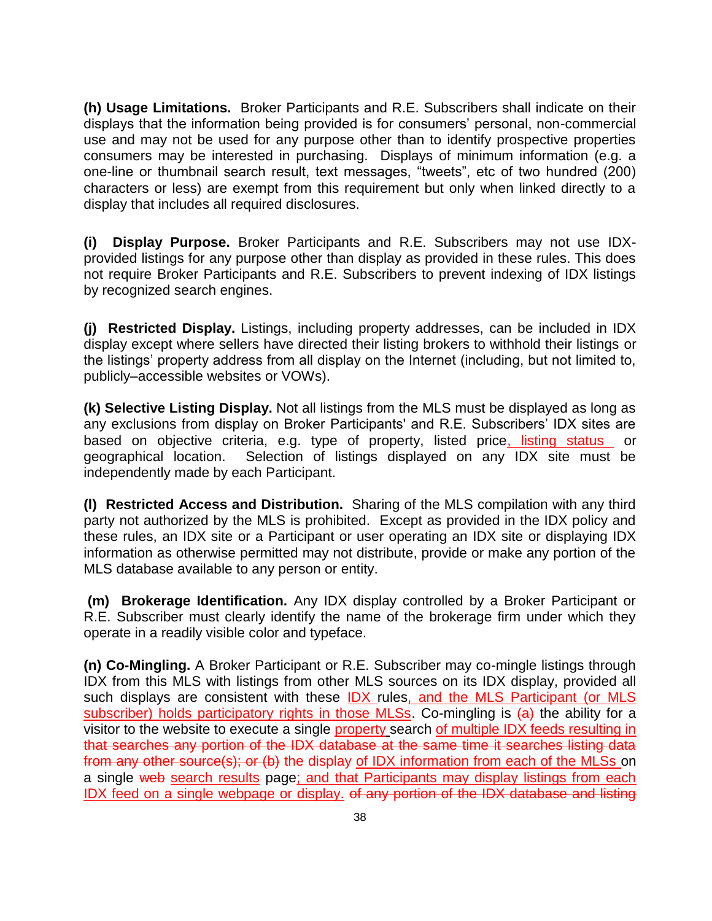**(h) Usage Limitations.** Broker Participants and R.E. Subscribers shall indicate on their displays that the information being provided is for consumers' personal, non-commercial use and may not be used for any purpose other than to identify prospective properties consumers may be interested in purchasing. Displays of minimum information (e.g. a one-line or thumbnail search result, text messages, "tweets", etc of two hundred (200) characters or less) are exempt from this requirement but only when linked directly to a display that includes all required disclosures.

**(i) Display Purpose.** Broker Participants and R.E. Subscribers may not use IDX-provided listings for any purpose other than display as provided in these rules. This does not require Broker Participants and R.E. Subscribers to prevent indexing of IDX listings by recognized search engines.

**(j) Restricted Display.** Listings, including property addresses, can be included in IDX display except where sellers have directed their listing brokers to withhold their listings or the listings' property address from all display on the Internet (including, but not limited to, publicly–accessible websites or VOWs).

**(k) Selective Listing Display.** Not all listings from the MLS must be displayed as long as any exclusions from display on Broker Participants' and R.E. Subscribers' IDX sites are based on objective criteria, e.g. type of property, listed price<u>, listing status</u> or geographical location. Selection of listings displayed on any IDX site must be independently made by each Participant.

**(l) Restricted Access and Distribution.** Sharing of the MLS compilation with any third party not authorized by the MLS is prohibited. Except as provided in the IDX policy and these rules, an IDX site or a Participant or user operating an IDX site or displaying IDX information as otherwise permitted may not distribute, provide or make any portion of the MLS database available to any person or entity.

**(m) Brokerage Identification.** Any IDX display controlled by a Broker Participant or R.E. Subscriber must clearly identify the name of the brokerage firm under which they operate in a readily visible color and typeface.

**(n) Co-Mingling.** A Broker Participant or R.E. Subscriber may co-mingle listings through IDX from this MLS with listings from other MLS sources on its IDX display, provided all such displays are consistent with these <u>IDX</u> rules<u>, and the MLS Participant (or MLS subscriber) holds participatory rights in those MLSs</u>. Co-mingling is ~~(a)~~ the ability for a visitor to the website to execute a single <u>property</u> search <u>of multiple IDX feeds resulting in</u> ~~that searches any portion of the IDX database at the same time it searches listing data from any other source(s); or (b)~~ the display <u>of IDX information from each of the MLSs</u> on a single ~~web~~ <u>search results</u> page<u>; and that Participants may display listings from each IDX feed on a single webpage or display.</u> ~~of any portion of the IDX database and listing~~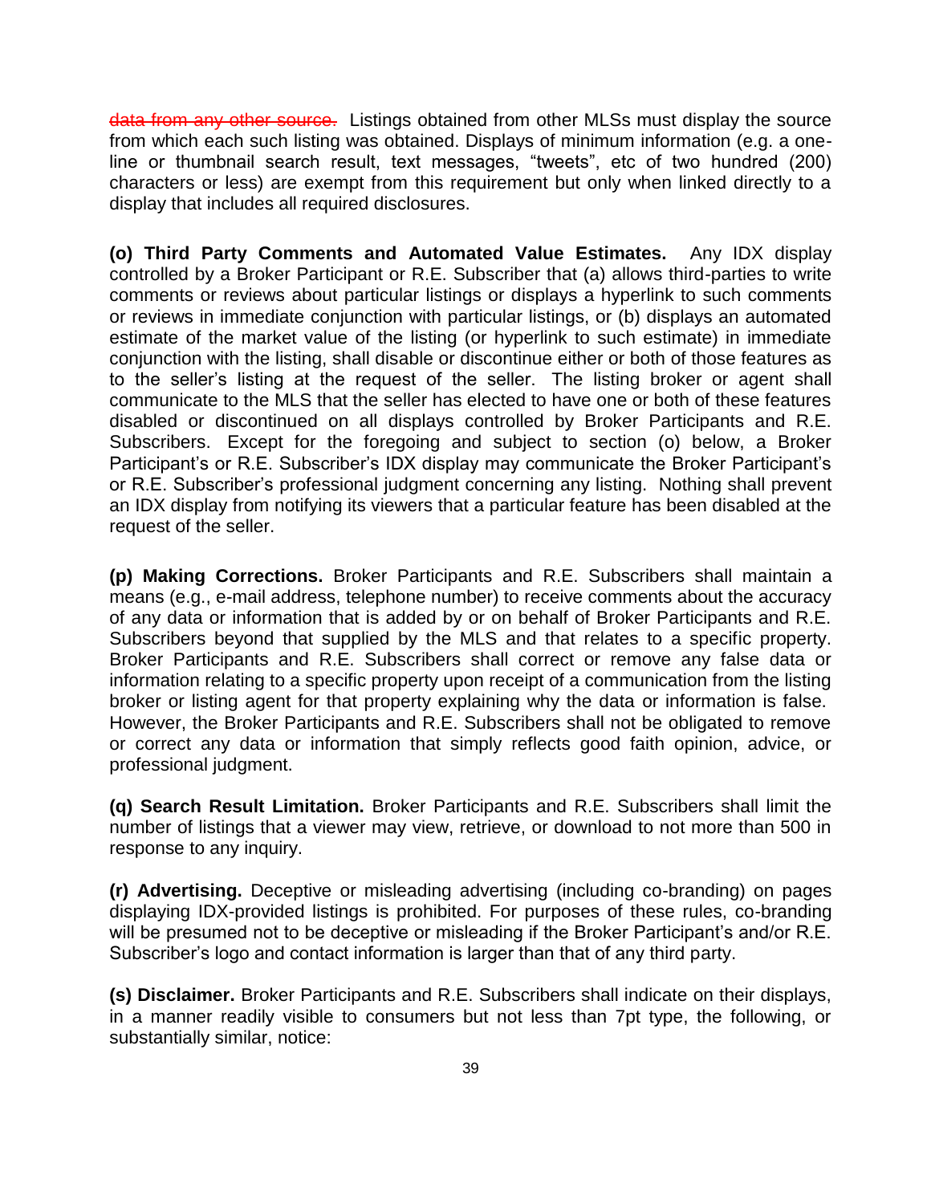~~data from any other source.~~ Listings obtained from other MLSs must display the source from which each such listing was obtained. Displays of minimum information (e.g. a one-line or thumbnail search result, text messages, "tweets", etc of two hundred (200) characters or less) are exempt from this requirement but only when linked directly to a display that includes all required disclosures.

**(o) Third Party Comments and Automated Value Estimates.** Any IDX display controlled by a Broker Participant or R.E. Subscriber that (a) allows third-parties to write comments or reviews about particular listings or displays a hyperlink to such comments or reviews in immediate conjunction with particular listings, or (b) displays an automated estimate of the market value of the listing (or hyperlink to such estimate) in immediate conjunction with the listing, shall disable or discontinue either or both of those features as to the seller's listing at the request of the seller. The listing broker or agent shall communicate to the MLS that the seller has elected to have one or both of these features disabled or discontinued on all displays controlled by Broker Participants and R.E. Subscribers. Except for the foregoing and subject to section (o) below, a Broker Participant's or R.E. Subscriber's IDX display may communicate the Broker Participant's or R.E. Subscriber's professional judgment concerning any listing. Nothing shall prevent an IDX display from notifying its viewers that a particular feature has been disabled at the request of the seller.

**(p) Making Corrections.** Broker Participants and R.E. Subscribers shall maintain a means (e.g., e-mail address, telephone number) to receive comments about the accuracy of any data or information that is added by or on behalf of Broker Participants and R.E. Subscribers beyond that supplied by the MLS and that relates to a specific property. Broker Participants and R.E. Subscribers shall correct or remove any false data or information relating to a specific property upon receipt of a communication from the listing broker or listing agent for that property explaining why the data or information is false. However, the Broker Participants and R.E. Subscribers shall not be obligated to remove or correct any data or information that simply reflects good faith opinion, advice, or professional judgment.

**(q) Search Result Limitation.** Broker Participants and R.E. Subscribers shall limit the number of listings that a viewer may view, retrieve, or download to not more than 500 in response to any inquiry.

**(r) Advertising.** Deceptive or misleading advertising (including co-branding) on pages displaying IDX-provided listings is prohibited. For purposes of these rules, co-branding will be presumed not to be deceptive or misleading if the Broker Participant's and/or R.E. Subscriber's logo and contact information is larger than that of any third party.

**(s) Disclaimer.** Broker Participants and R.E. Subscribers shall indicate on their displays, in a manner readily visible to consumers but not less than 7pt type, the following, or substantially similar, notice: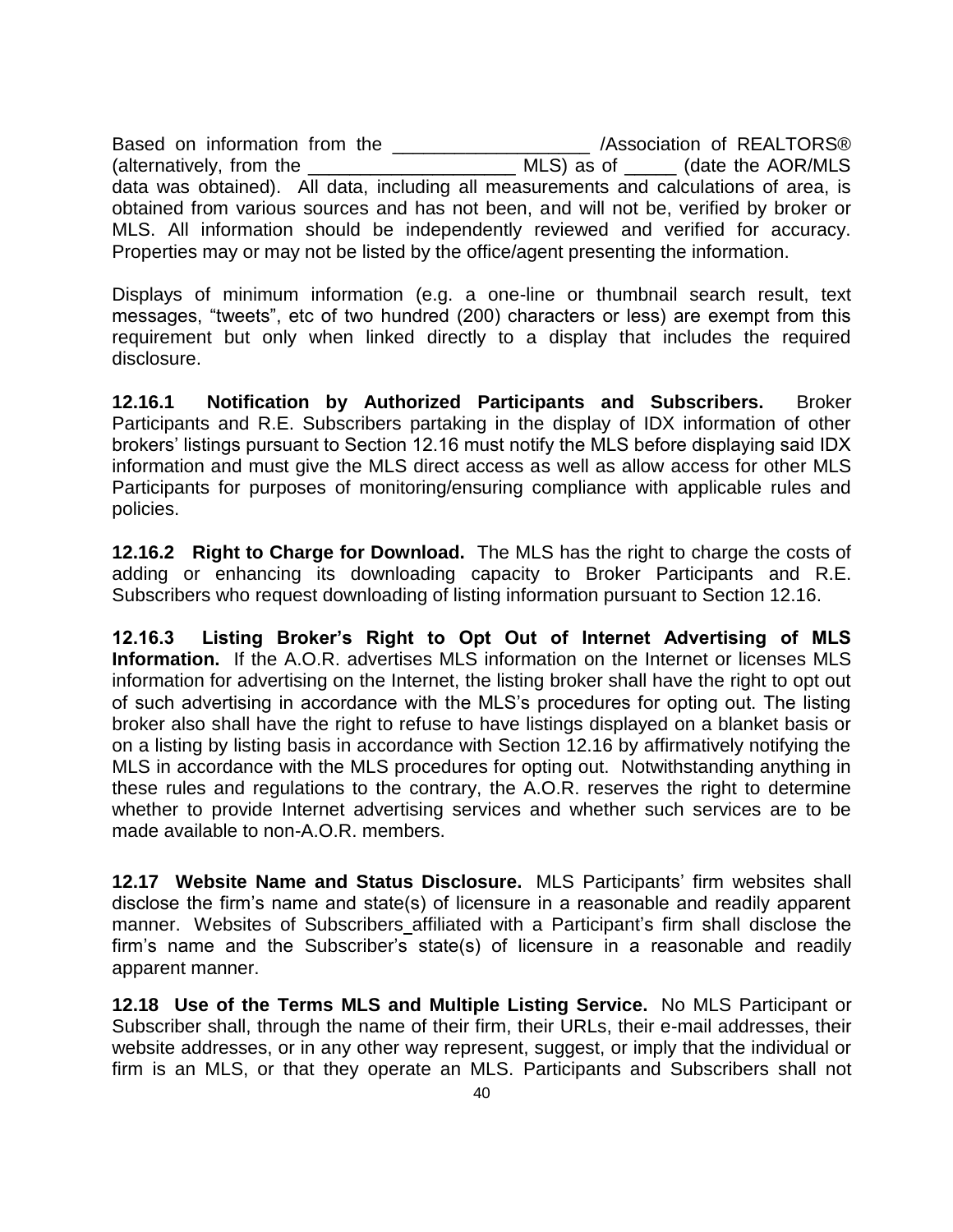Based on information from the ___________________ /Association of REALTORS® (alternatively, from the ____________________ MLS) as of _____ (date the AOR/MLS data was obtained). All data, including all measurements and calculations of area, is obtained from various sources and has not been, and will not be, verified by broker or MLS. All information should be independently reviewed and verified for accuracy. Properties may or may not be listed by the office/agent presenting the information.

Displays of minimum information (e.g. a one-line or thumbnail search result, text messages, “tweets”, etc of two hundred (200) characters or less) are exempt from this requirement but only when linked directly to a display that includes the required disclosure.

**12.16.1 Notification by Authorized Participants and Subscribers.** Broker Participants and R.E. Subscribers partaking in the display of IDX information of other brokers’ listings pursuant to Section 12.16 must notify the MLS before displaying said IDX information and must give the MLS direct access as well as allow access for other MLS Participants for purposes of monitoring/ensuring compliance with applicable rules and policies.

**12.16.2 Right to Charge for Download.** The MLS has the right to charge the costs of adding or enhancing its downloading capacity to Broker Participants and R.E. Subscribers who request downloading of listing information pursuant to Section 12.16.

**12.16.3 Listing Broker’s Right to Opt Out of Internet Advertising of MLS Information.** If the A.O.R. advertises MLS information on the Internet or licenses MLS information for advertising on the Internet, the listing broker shall have the right to opt out of such advertising in accordance with the MLS’s procedures for opting out. The listing broker also shall have the right to refuse to have listings displayed on a blanket basis or on a listing by listing basis in accordance with Section 12.16 by affirmatively notifying the MLS in accordance with the MLS procedures for opting out. Notwithstanding anything in these rules and regulations to the contrary, the A.O.R. reserves the right to determine whether to provide Internet advertising services and whether such services are to be made available to non-A.O.R. members.

**12.17 Website Name and Status Disclosure.** MLS Participants’ firm websites shall disclose the firm’s name and state(s) of licensure in a reasonable and readily apparent manner. Websites of Subscribers affiliated with a Participant’s firm shall disclose the firm’s name and the Subscriber’s state(s) of licensure in a reasonable and readily apparent manner.

**12.18 Use of the Terms MLS and Multiple Listing Service.** No MLS Participant or Subscriber shall, through the name of their firm, their URLs, their e-mail addresses, their website addresses, or in any other way represent, suggest, or imply that the individual or firm is an MLS, or that they operate an MLS. Participants and Subscribers shall not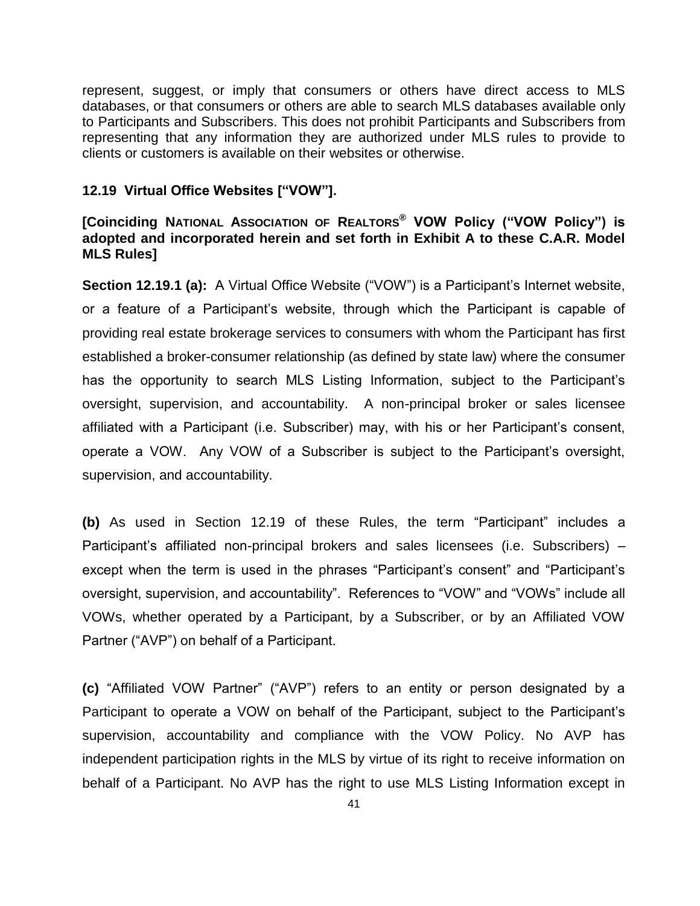represent, suggest, or imply that consumers or others have direct access to MLS databases, or that consumers or others are able to search MLS databases available only to Participants and Subscribers. This does not prohibit Participants and Subscribers from representing that any information they are authorized under MLS rules to provide to clients or customers is available on their websites or otherwise.

### 12.19 Virtual Office Websites [“VOW”].

**[Coinciding NATIONAL ASSOCIATION OF REALTORS® VOW Policy (“VOW Policy”) is adopted and incorporated herein and set forth in Exhibit A to these C.A.R. Model MLS Rules]**

**Section 12.19.1 (a):** A Virtual Office Website (“VOW”) is a Participant’s Internet website, or a feature of a Participant’s website, through which the Participant is capable of providing real estate brokerage services to consumers with whom the Participant has first established a broker-consumer relationship (as defined by state law) where the consumer has the opportunity to search MLS Listing Information, subject to the Participant’s oversight, supervision, and accountability. A non-principal broker or sales licensee affiliated with a Participant (i.e. Subscriber) may, with his or her Participant’s consent, operate a VOW. Any VOW of a Subscriber is subject to the Participant’s oversight, supervision, and accountability.

**(b)** As used in Section 12.19 of these Rules, the term “Participant” includes a Participant’s affiliated non-principal brokers and sales licensees (i.e. Subscribers) – except when the term is used in the phrases “Participant’s consent” and “Participant’s oversight, supervision, and accountability”. References to “VOW” and “VOWs” include all VOWs, whether operated by a Participant, by a Subscriber, or by an Affiliated VOW Partner (“AVP”) on behalf of a Participant.

**(c)** “Affiliated VOW Partner” (“AVP”) refers to an entity or person designated by a Participant to operate a VOW on behalf of the Participant, subject to the Participant’s supervision, accountability and compliance with the VOW Policy. No AVP has independent participation rights in the MLS by virtue of its right to receive information on behalf of a Participant. No AVP has the right to use MLS Listing Information except in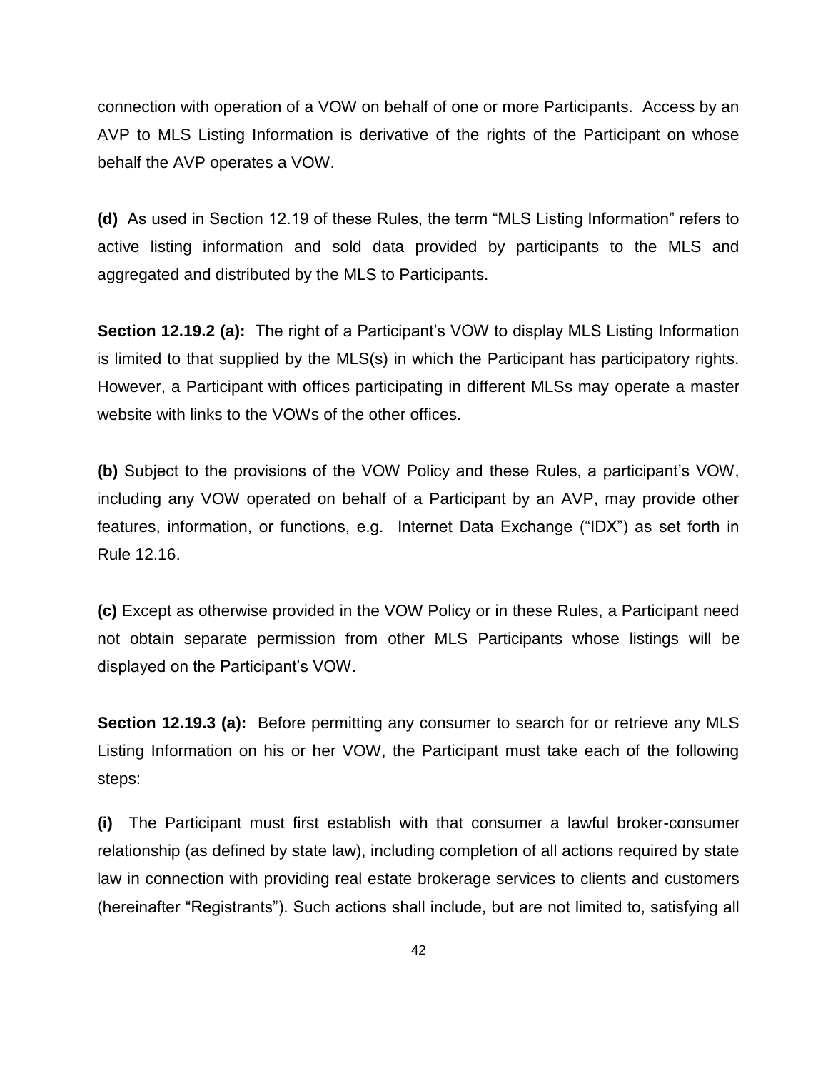connection with operation of a VOW on behalf of one or more Participants. Access by an AVP to MLS Listing Information is derivative of the rights of the Participant on whose behalf the AVP operates a VOW.

**(d)** As used in Section 12.19 of these Rules, the term "MLS Listing Information" refers to active listing information and sold data provided by participants to the MLS and aggregated and distributed by the MLS to Participants.

**Section 12.19.2 (a):** The right of a Participant's VOW to display MLS Listing Information is limited to that supplied by the MLS(s) in which the Participant has participatory rights. However, a Participant with offices participating in different MLSs may operate a master website with links to the VOWs of the other offices.

**(b)** Subject to the provisions of the VOW Policy and these Rules, a participant's VOW, including any VOW operated on behalf of a Participant by an AVP, may provide other features, information, or functions, e.g. Internet Data Exchange ("IDX") as set forth in Rule 12.16.

**(c)** Except as otherwise provided in the VOW Policy or in these Rules, a Participant need not obtain separate permission from other MLS Participants whose listings will be displayed on the Participant's VOW.

**Section 12.19.3 (a):** Before permitting any consumer to search for or retrieve any MLS Listing Information on his or her VOW, the Participant must take each of the following steps:

**(i)** The Participant must first establish with that consumer a lawful broker-consumer relationship (as defined by state law), including completion of all actions required by state law in connection with providing real estate brokerage services to clients and customers (hereinafter "Registrants"). Such actions shall include, but are not limited to, satisfying all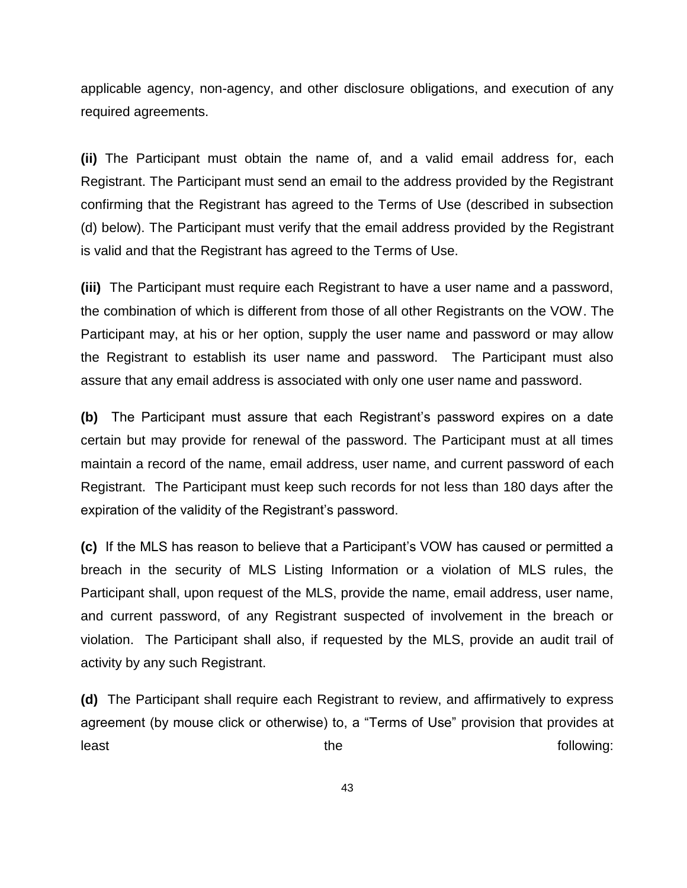applicable agency, non-agency, and other disclosure obligations, and execution of any required agreements.

**(ii)** The Participant must obtain the name of, and a valid email address for, each Registrant. The Participant must send an email to the address provided by the Registrant confirming that the Registrant has agreed to the Terms of Use (described in subsection (d) below). The Participant must verify that the email address provided by the Registrant is valid and that the Registrant has agreed to the Terms of Use.

**(iii)** The Participant must require each Registrant to have a user name and a password, the combination of which is different from those of all other Registrants on the VOW. The Participant may, at his or her option, supply the user name and password or may allow the Registrant to establish its user name and password. The Participant must also assure that any email address is associated with only one user name and password.

**(b)** The Participant must assure that each Registrant's password expires on a date certain but may provide for renewal of the password. The Participant must at all times maintain a record of the name, email address, user name, and current password of each Registrant. The Participant must keep such records for not less than 180 days after the expiration of the validity of the Registrant's password.

**(c)** If the MLS has reason to believe that a Participant's VOW has caused or permitted a breach in the security of MLS Listing Information or a violation of MLS rules, the Participant shall, upon request of the MLS, provide the name, email address, user name, and current password, of any Registrant suspected of involvement in the breach or violation. The Participant shall also, if requested by the MLS, provide an audit trail of activity by any such Registrant.

**(d)** The Participant shall require each Registrant to review, and affirmatively to express agreement (by mouse click or otherwise) to, a "Terms of Use" provision that provides at least the following: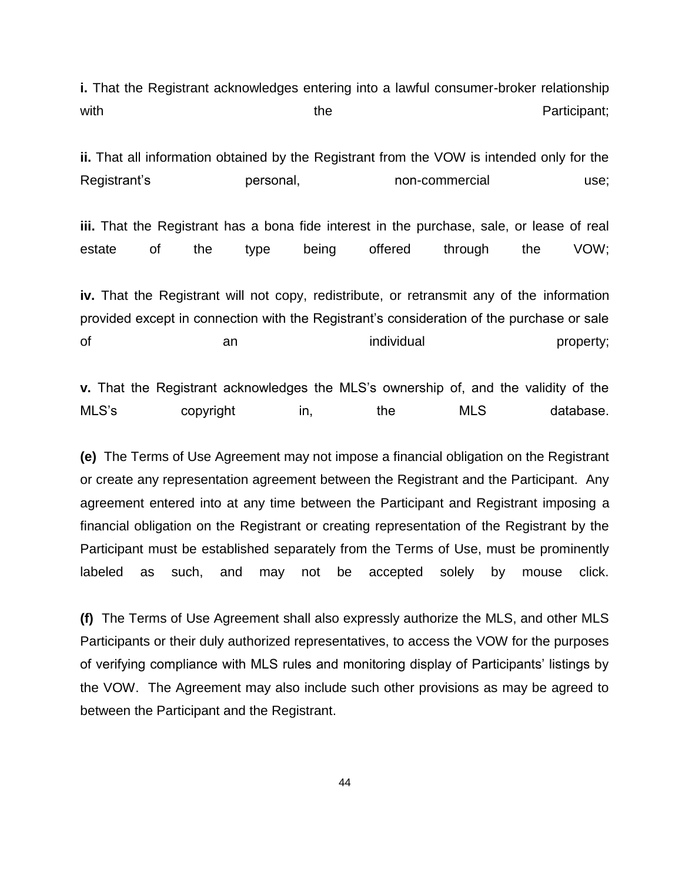**i.** That the Registrant acknowledges entering into a lawful consumer-broker relationship with the Participant;

**ii.** That all information obtained by the Registrant from the VOW is intended only for the Registrant's personal, non-commercial use;

**iii.** That the Registrant has a bona fide interest in the purchase, sale, or lease of real estate of the type being offered through the VOW;

**iv.** That the Registrant will not copy, redistribute, or retransmit any of the information provided except in connection with the Registrant's consideration of the purchase or sale of an individual property;

**v.** That the Registrant acknowledges the MLS's ownership of, and the validity of the MLS's copyright in, the MLS database.

**(e)** The Terms of Use Agreement may not impose a financial obligation on the Registrant or create any representation agreement between the Registrant and the Participant. Any agreement entered into at any time between the Participant and Registrant imposing a financial obligation on the Registrant or creating representation of the Registrant by the Participant must be established separately from the Terms of Use, must be prominently labeled as such, and may not be accepted solely by mouse click.

**(f)** The Terms of Use Agreement shall also expressly authorize the MLS, and other MLS Participants or their duly authorized representatives, to access the VOW for the purposes of verifying compliance with MLS rules and monitoring display of Participants' listings by the VOW. The Agreement may also include such other provisions as may be agreed to between the Participant and the Registrant.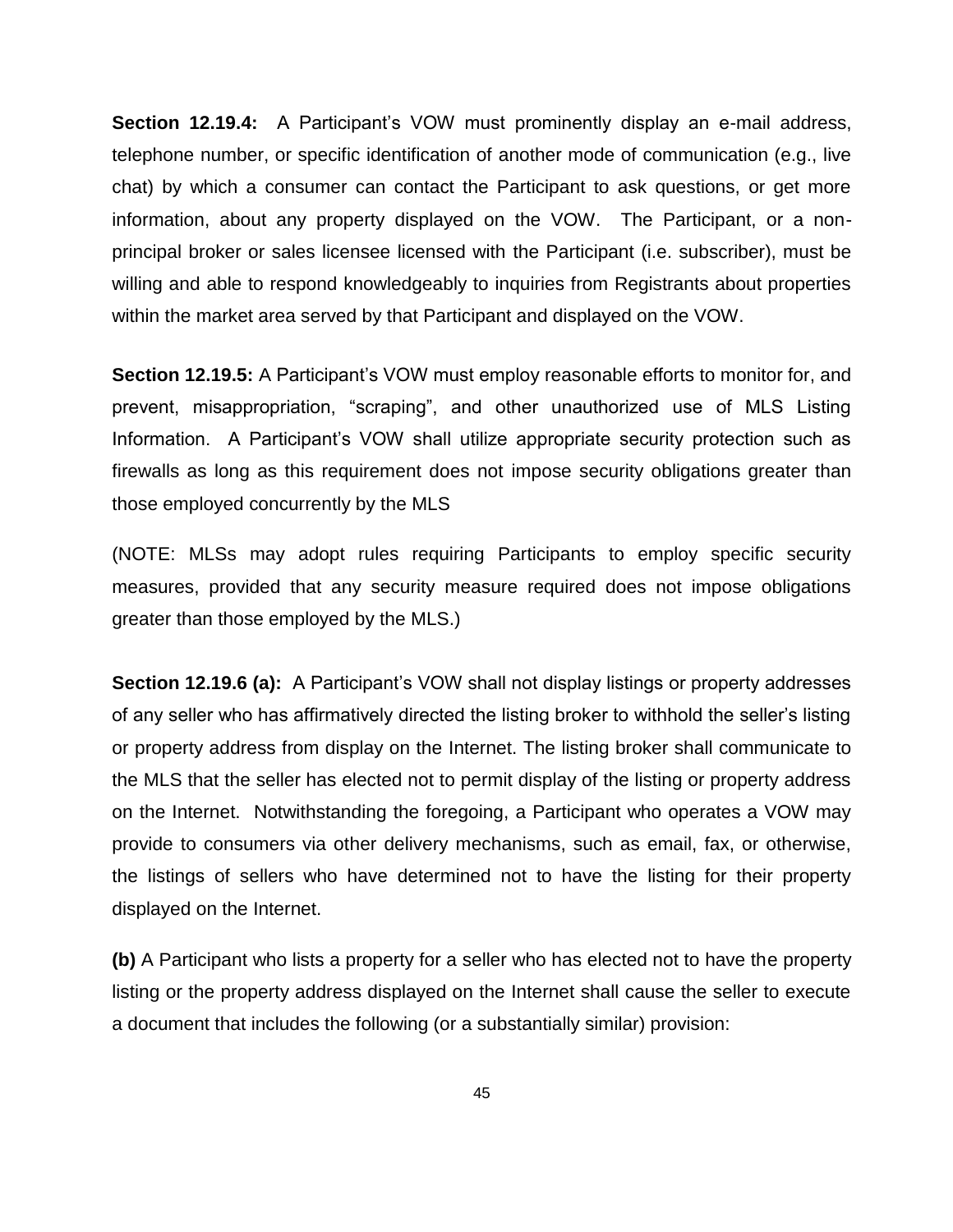**Section 12.19.4:** A Participant's VOW must prominently display an e-mail address, telephone number, or specific identification of another mode of communication (e.g., live chat) by which a consumer can contact the Participant to ask questions, or get more information, about any property displayed on the VOW. The Participant, or a non-principal broker or sales licensee licensed with the Participant (i.e. subscriber), must be willing and able to respond knowledgeably to inquiries from Registrants about properties within the market area served by that Participant and displayed on the VOW.

**Section 12.19.5:** A Participant's VOW must employ reasonable efforts to monitor for, and prevent, misappropriation, "scraping", and other unauthorized use of MLS Listing Information. A Participant's VOW shall utilize appropriate security protection such as firewalls as long as this requirement does not impose security obligations greater than those employed concurrently by the MLS

(NOTE: MLSs may adopt rules requiring Participants to employ specific security measures, provided that any security measure required does not impose obligations greater than those employed by the MLS.)

**Section 12.19.6 (a):** A Participant's VOW shall not display listings or property addresses of any seller who has affirmatively directed the listing broker to withhold the seller's listing or property address from display on the Internet. The listing broker shall communicate to the MLS that the seller has elected not to permit display of the listing or property address on the Internet. Notwithstanding the foregoing, a Participant who operates a VOW may provide to consumers via other delivery mechanisms, such as email, fax, or otherwise, the listings of sellers who have determined not to have the listing for their property displayed on the Internet.

**(b)** A Participant who lists a property for a seller who has elected not to have the property listing or the property address displayed on the Internet shall cause the seller to execute a document that includes the following (or a substantially similar) provision: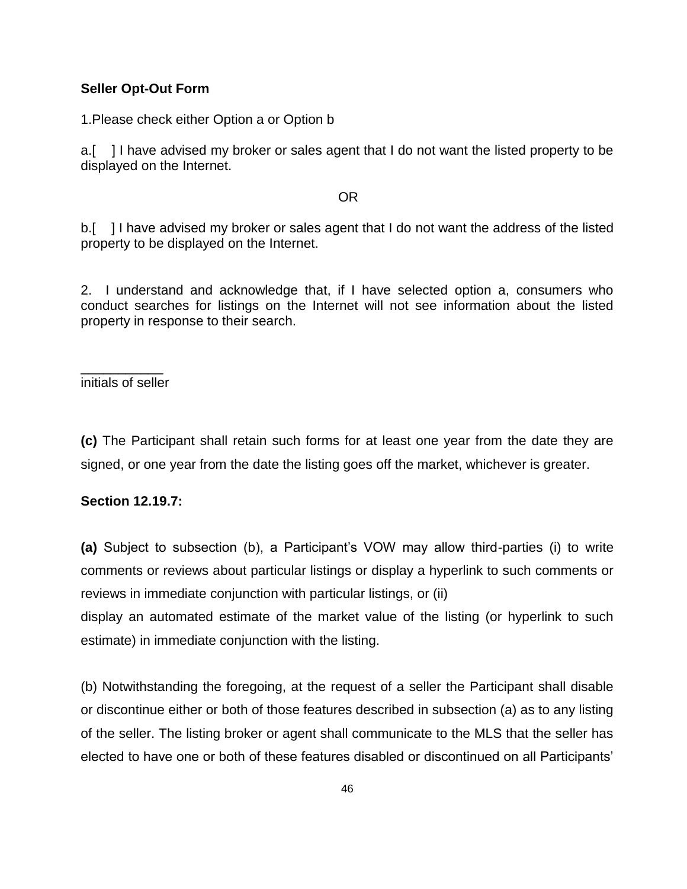**Seller Opt-Out Form**

1.Please check either Option a or Option b

a.[ ] I have advised my broker or sales agent that I do not want the listed property to be displayed on the Internet.

OR

b.[ ] I have advised my broker or sales agent that I do not want the address of the listed property to be displayed on the Internet.

2. I understand and acknowledge that, if I have selected option a, consumers who conduct searches for listings on the Internet will not see information about the listed property in response to their search.

___________
initials of seller

**(c)** The Participant shall retain such forms for at least one year from the date they are signed, or one year from the date the listing goes off the market, whichever is greater.

**Section 12.19.7:**

**(a)** Subject to subsection (b), a Participant's VOW may allow third-parties (i) to write comments or reviews about particular listings or display a hyperlink to such comments or reviews in immediate conjunction with particular listings, or (ii) display an automated estimate of the market value of the listing (or hyperlink to such estimate) in immediate conjunction with the listing.

(b) Notwithstanding the foregoing, at the request of a seller the Participant shall disable or discontinue either or both of those features described in subsection (a) as to any listing of the seller. The listing broker or agent shall communicate to the MLS that the seller has elected to have one or both of these features disabled or discontinued on all Participants'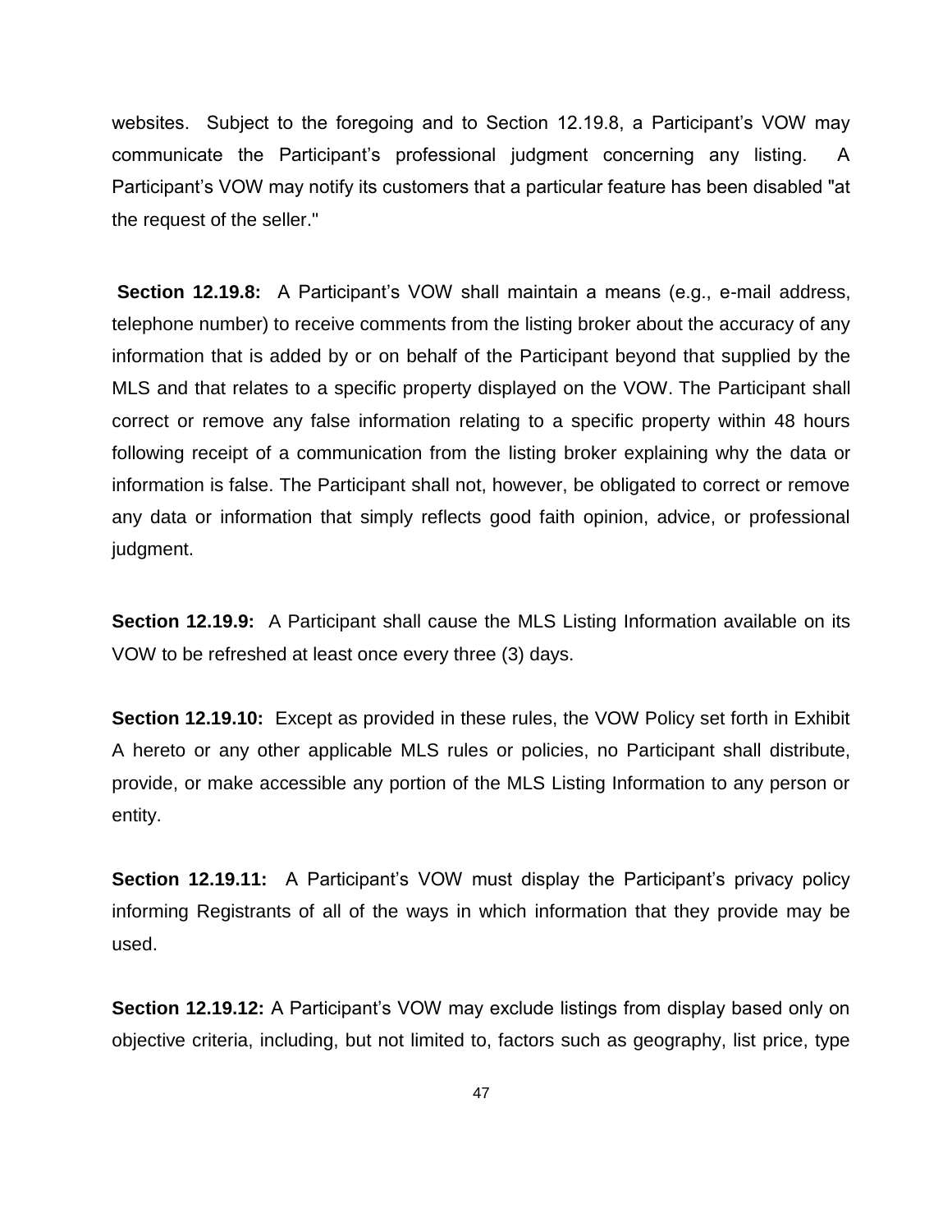websites. Subject to the foregoing and to Section 12.19.8, a Participant's VOW may communicate the Participant's professional judgment concerning any listing. A Participant's VOW may notify its customers that a particular feature has been disabled "at the request of the seller."

**Section 12.19.8:** A Participant's VOW shall maintain a means (e.g., e-mail address, telephone number) to receive comments from the listing broker about the accuracy of any information that is added by or on behalf of the Participant beyond that supplied by the MLS and that relates to a specific property displayed on the VOW. The Participant shall correct or remove any false information relating to a specific property within 48 hours following receipt of a communication from the listing broker explaining why the data or information is false. The Participant shall not, however, be obligated to correct or remove any data or information that simply reflects good faith opinion, advice, or professional judgment.

**Section 12.19.9:** A Participant shall cause the MLS Listing Information available on its VOW to be refreshed at least once every three (3) days.

**Section 12.19.10:** Except as provided in these rules, the VOW Policy set forth in Exhibit A hereto or any other applicable MLS rules or policies, no Participant shall distribute, provide, or make accessible any portion of the MLS Listing Information to any person or entity.

**Section 12.19.11:** A Participant's VOW must display the Participant's privacy policy informing Registrants of all of the ways in which information that they provide may be used.

**Section 12.19.12:** A Participant's VOW may exclude listings from display based only on objective criteria, including, but not limited to, factors such as geography, list price, type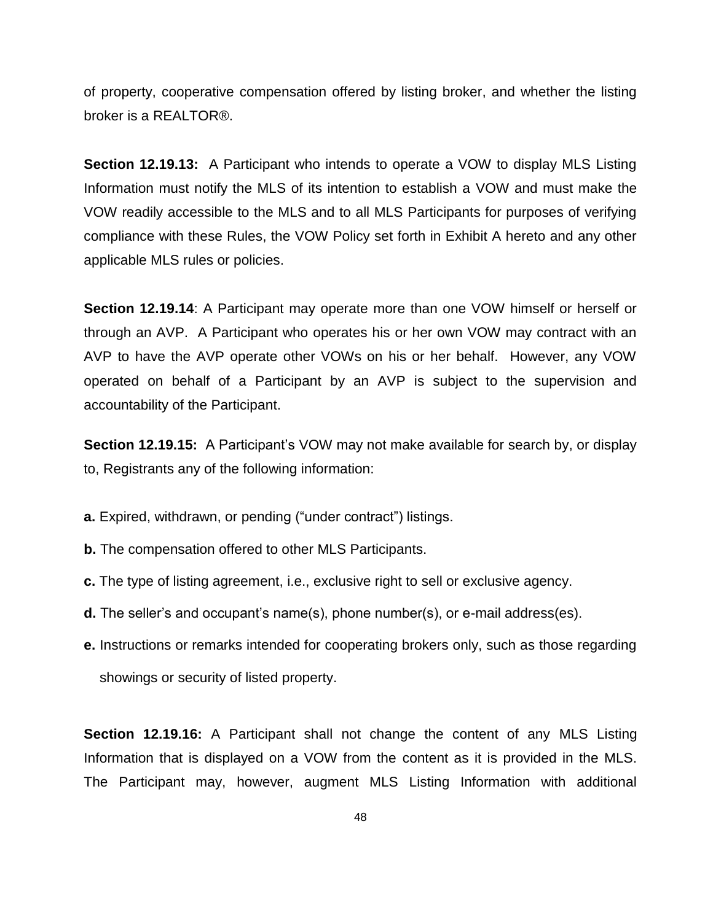of property, cooperative compensation offered by listing broker, and whether the listing broker is a REALTOR®.

**Section 12.19.13:** A Participant who intends to operate a VOW to display MLS Listing Information must notify the MLS of its intention to establish a VOW and must make the VOW readily accessible to the MLS and to all MLS Participants for purposes of verifying compliance with these Rules, the VOW Policy set forth in Exhibit A hereto and any other applicable MLS rules or policies.

**Section 12.19.14**: A Participant may operate more than one VOW himself or herself or through an AVP. A Participant who operates his or her own VOW may contract with an AVP to have the AVP operate other VOWs on his or her behalf. However, any VOW operated on behalf of a Participant by an AVP is subject to the supervision and accountability of the Participant.

**Section 12.19.15:** A Participant's VOW may not make available for search by, or display to, Registrants any of the following information:

**a.** Expired, withdrawn, or pending ("under contract") listings.

**b.** The compensation offered to other MLS Participants.

**c.** The type of listing agreement, i.e., exclusive right to sell or exclusive agency.

**d.** The seller's and occupant's name(s), phone number(s), or e-mail address(es).

**e.** Instructions or remarks intended for cooperating brokers only, such as those regarding showings or security of listed property.

**Section 12.19.16:** A Participant shall not change the content of any MLS Listing Information that is displayed on a VOW from the content as it is provided in the MLS. The Participant may, however, augment MLS Listing Information with additional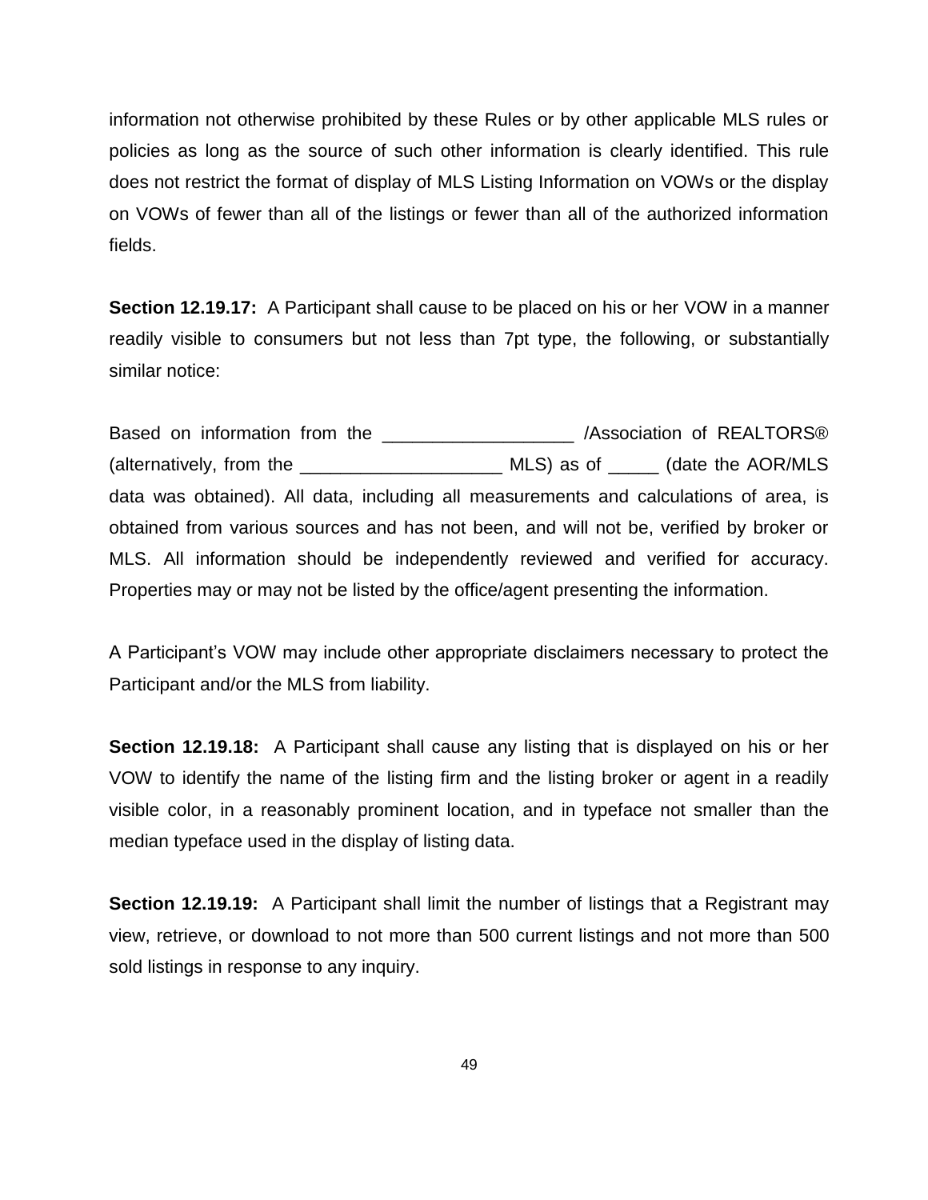information not otherwise prohibited by these Rules or by other applicable MLS rules or policies as long as the source of such other information is clearly identified. This rule does not restrict the format of display of MLS Listing Information on VOWs or the display on VOWs of fewer than all of the listings or fewer than all of the authorized information fields.

**Section 12.19.17:** A Participant shall cause to be placed on his or her VOW in a manner readily visible to consumers but not less than 7pt type, the following, or substantially similar notice:

Based on information from the ___________________ /Association of REALTORS® (alternatively, from the ____________________ MLS) as of _____ (date the AOR/MLS data was obtained). All data, including all measurements and calculations of area, is obtained from various sources and has not been, and will not be, verified by broker or MLS. All information should be independently reviewed and verified for accuracy. Properties may or may not be listed by the office/agent presenting the information.

A Participant's VOW may include other appropriate disclaimers necessary to protect the Participant and/or the MLS from liability.

**Section 12.19.18:** A Participant shall cause any listing that is displayed on his or her VOW to identify the name of the listing firm and the listing broker or agent in a readily visible color, in a reasonably prominent location, and in typeface not smaller than the median typeface used in the display of listing data.

**Section 12.19.19:** A Participant shall limit the number of listings that a Registrant may view, retrieve, or download to not more than 500 current listings and not more than 500 sold listings in response to any inquiry.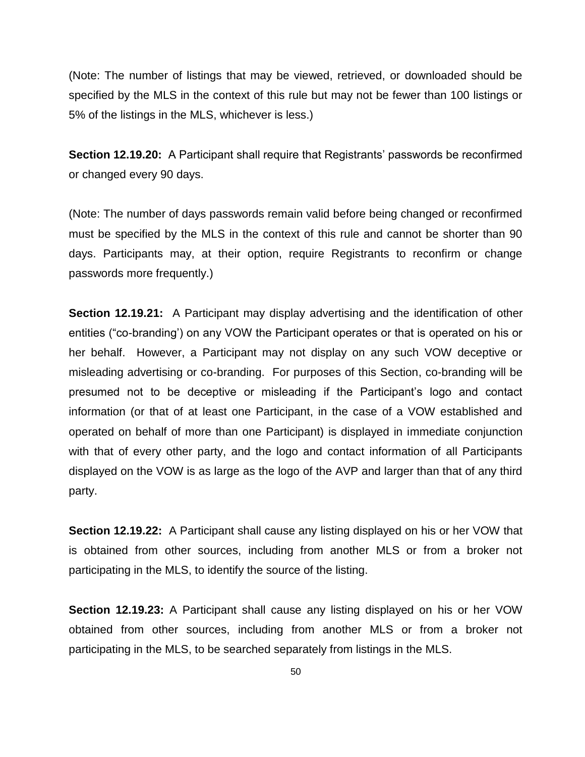(Note: The number of listings that may be viewed, retrieved, or downloaded should be specified by the MLS in the context of this rule but may not be fewer than 100 listings or 5% of the listings in the MLS, whichever is less.)

**Section 12.19.20:** A Participant shall require that Registrants' passwords be reconfirmed or changed every 90 days.

(Note: The number of days passwords remain valid before being changed or reconfirmed must be specified by the MLS in the context of this rule and cannot be shorter than 90 days. Participants may, at their option, require Registrants to reconfirm or change passwords more frequently.)

**Section 12.19.21:** A Participant may display advertising and the identification of other entities ("co-branding') on any VOW the Participant operates or that is operated on his or her behalf. However, a Participant may not display on any such VOW deceptive or misleading advertising or co-branding. For purposes of this Section, co-branding will be presumed not to be deceptive or misleading if the Participant's logo and contact information (or that of at least one Participant, in the case of a VOW established and operated on behalf of more than one Participant) is displayed in immediate conjunction with that of every other party, and the logo and contact information of all Participants displayed on the VOW is as large as the logo of the AVP and larger than that of any third party.

**Section 12.19.22:** A Participant shall cause any listing displayed on his or her VOW that is obtained from other sources, including from another MLS or from a broker not participating in the MLS, to identify the source of the listing.

**Section 12.19.23:** A Participant shall cause any listing displayed on his or her VOW obtained from other sources, including from another MLS or from a broker not participating in the MLS, to be searched separately from listings in the MLS.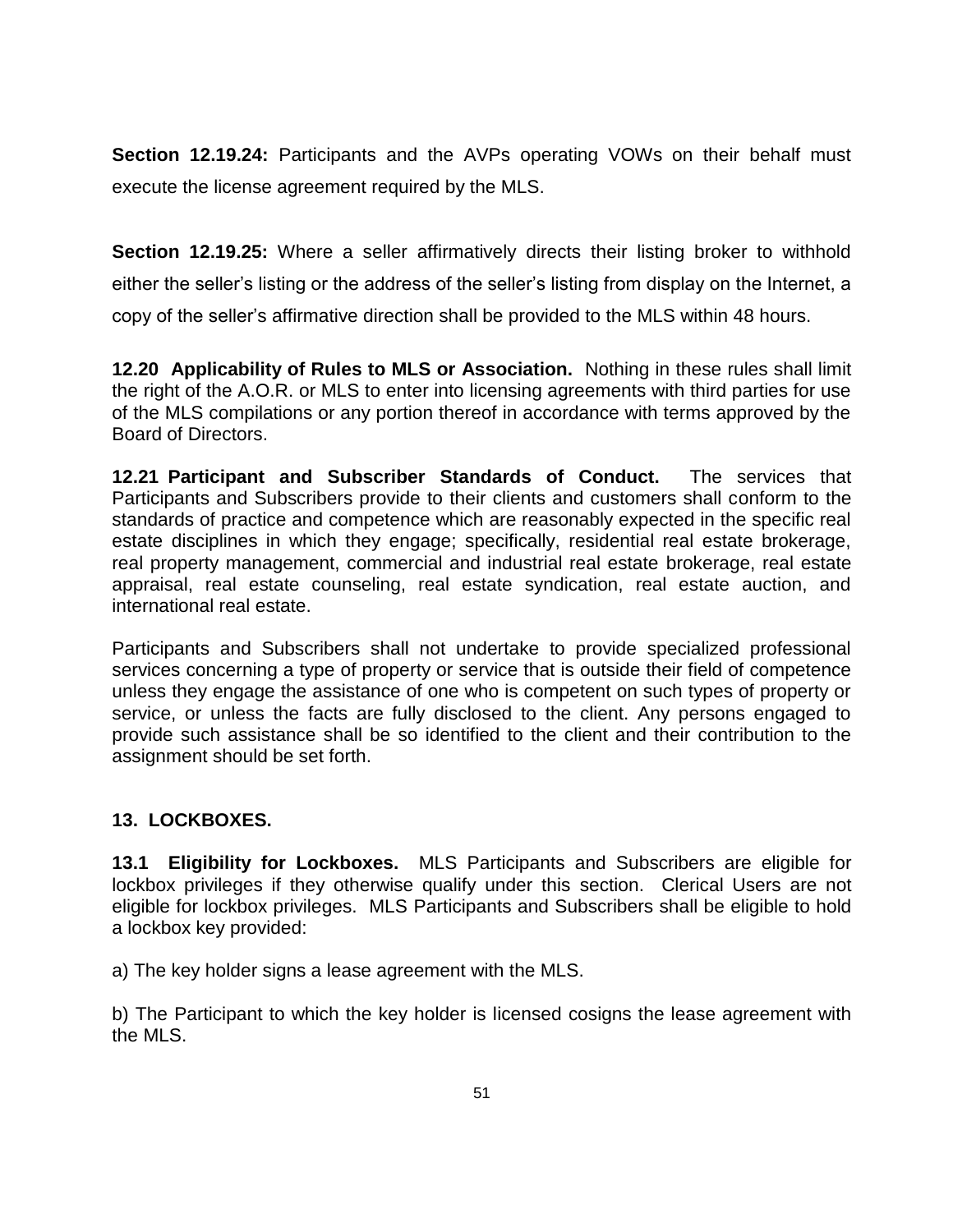**Section 12.19.24:** Participants and the AVPs operating VOWs on their behalf must execute the license agreement required by the MLS.

**Section 12.19.25:** Where a seller affirmatively directs their listing broker to withhold either the seller's listing or the address of the seller's listing from display on the Internet, a copy of the seller's affirmative direction shall be provided to the MLS within 48 hours.

**12.20 Applicability of Rules to MLS or Association.** Nothing in these rules shall limit the right of the A.O.R. or MLS to enter into licensing agreements with third parties for use of the MLS compilations or any portion thereof in accordance with terms approved by the Board of Directors.

**12.21 Participant and Subscriber Standards of Conduct.** The services that Participants and Subscribers provide to their clients and customers shall conform to the standards of practice and competence which are reasonably expected in the specific real estate disciplines in which they engage; specifically, residential real estate brokerage, real property management, commercial and industrial real estate brokerage, real estate appraisal, real estate counseling, real estate syndication, real estate auction, and international real estate.

Participants and Subscribers shall not undertake to provide specialized professional services concerning a type of property or service that is outside their field of competence unless they engage the assistance of one who is competent on such types of property or service, or unless the facts are fully disclosed to the client. Any persons engaged to provide such assistance shall be so identified to the client and their contribution to the assignment should be set forth.

## 13. LOCKBOXES.

**13.1 Eligibility for Lockboxes.** MLS Participants and Subscribers are eligible for lockbox privileges if they otherwise qualify under this section. Clerical Users are not eligible for lockbox privileges. MLS Participants and Subscribers shall be eligible to hold a lockbox key provided:

a) The key holder signs a lease agreement with the MLS.

b) The Participant to which the key holder is licensed cosigns the lease agreement with the MLS.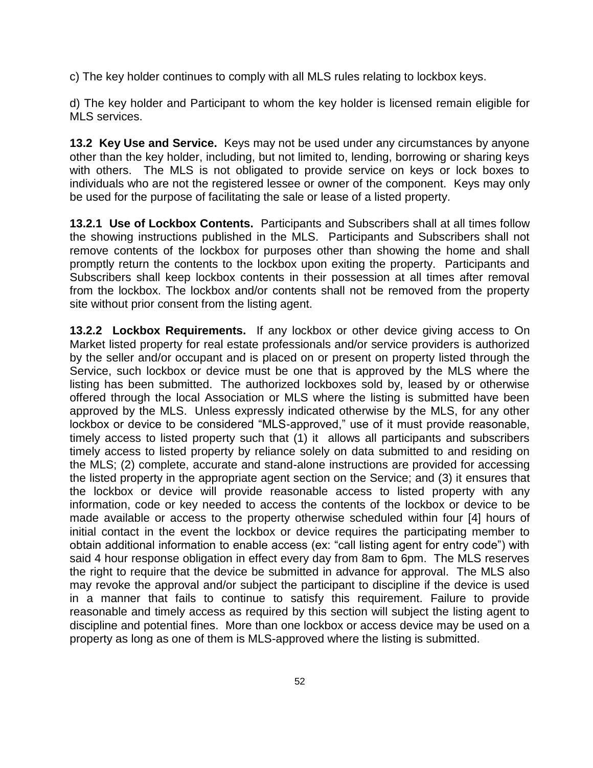c) The key holder continues to comply with all MLS rules relating to lockbox keys.

d) The key holder and Participant to whom the key holder is licensed remain eligible for MLS services.

**13.2 Key Use and Service.** Keys may not be used under any circumstances by anyone other than the key holder, including, but not limited to, lending, borrowing or sharing keys with others. The MLS is not obligated to provide service on keys or lock boxes to individuals who are not the registered lessee or owner of the component. Keys may only be used for the purpose of facilitating the sale or lease of a listed property.

**13.2.1 Use of Lockbox Contents.** Participants and Subscribers shall at all times follow the showing instructions published in the MLS. Participants and Subscribers shall not remove contents of the lockbox for purposes other than showing the home and shall promptly return the contents to the lockbox upon exiting the property. Participants and Subscribers shall keep lockbox contents in their possession at all times after removal from the lockbox. The lockbox and/or contents shall not be removed from the property site without prior consent from the listing agent.

**13.2.2 Lockbox Requirements.** If any lockbox or other device giving access to On Market listed property for real estate professionals and/or service providers is authorized by the seller and/or occupant and is placed on or present on property listed through the Service, such lockbox or device must be one that is approved by the MLS where the listing has been submitted. The authorized lockboxes sold by, leased by or otherwise offered through the local Association or MLS where the listing is submitted have been approved by the MLS. Unless expressly indicated otherwise by the MLS, for any other lockbox or device to be considered "MLS-approved," use of it must provide reasonable, timely access to listed property such that (1) it allows all participants and subscribers timely access to listed property by reliance solely on data submitted to and residing on the MLS; (2) complete, accurate and stand-alone instructions are provided for accessing the listed property in the appropriate agent section on the Service; and (3) it ensures that the lockbox or device will provide reasonable access to listed property with any information, code or key needed to access the contents of the lockbox or device to be made available or access to the property otherwise scheduled within four [4] hours of initial contact in the event the lockbox or device requires the participating member to obtain additional information to enable access (ex: "call listing agent for entry code") with said 4 hour response obligation in effect every day from 8am to 6pm. The MLS reserves the right to require that the device be submitted in advance for approval. The MLS also may revoke the approval and/or subject the participant to discipline if the device is used in a manner that fails to continue to satisfy this requirement. Failure to provide reasonable and timely access as required by this section will subject the listing agent to discipline and potential fines. More than one lockbox or access device may be used on a property as long as one of them is MLS-approved where the listing is submitted.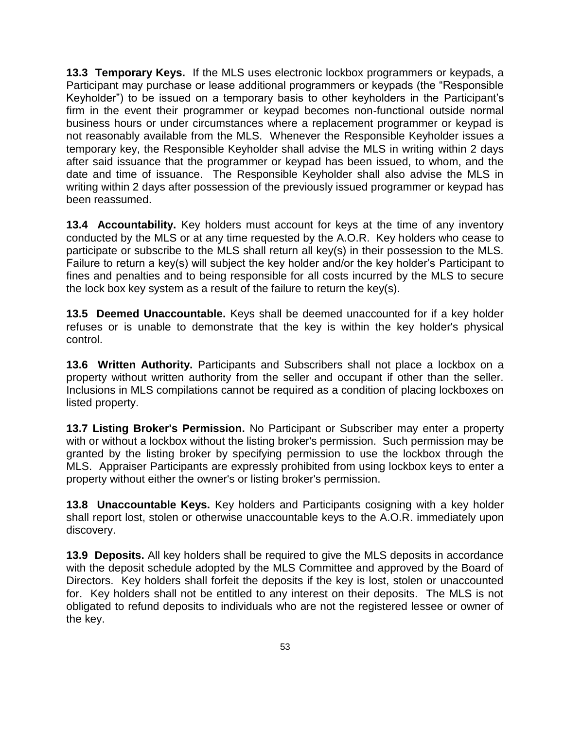**13.3 Temporary Keys.** If the MLS uses electronic lockbox programmers or keypads, a Participant may purchase or lease additional programmers or keypads (the "Responsible Keyholder") to be issued on a temporary basis to other keyholders in the Participant's firm in the event their programmer or keypad becomes non-functional outside normal business hours or under circumstances where a replacement programmer or keypad is not reasonably available from the MLS. Whenever the Responsible Keyholder issues a temporary key, the Responsible Keyholder shall advise the MLS in writing within 2 days after said issuance that the programmer or keypad has been issued, to whom, and the date and time of issuance. The Responsible Keyholder shall also advise the MLS in writing within 2 days after possession of the previously issued programmer or keypad has been reassumed.

**13.4 Accountability.** Key holders must account for keys at the time of any inventory conducted by the MLS or at any time requested by the A.O.R. Key holders who cease to participate or subscribe to the MLS shall return all key(s) in their possession to the MLS. Failure to return a key(s) will subject the key holder and/or the key holder's Participant to fines and penalties and to being responsible for all costs incurred by the MLS to secure the lock box key system as a result of the failure to return the key(s).

**13.5 Deemed Unaccountable.** Keys shall be deemed unaccounted for if a key holder refuses or is unable to demonstrate that the key is within the key holder's physical control.

**13.6 Written Authority.** Participants and Subscribers shall not place a lockbox on a property without written authority from the seller and occupant if other than the seller. Inclusions in MLS compilations cannot be required as a condition of placing lockboxes on listed property.

**13.7 Listing Broker's Permission.** No Participant or Subscriber may enter a property with or without a lockbox without the listing broker's permission. Such permission may be granted by the listing broker by specifying permission to use the lockbox through the MLS. Appraiser Participants are expressly prohibited from using lockbox keys to enter a property without either the owner's or listing broker's permission.

**13.8 Unaccountable Keys.** Key holders and Participants cosigning with a key holder shall report lost, stolen or otherwise unaccountable keys to the A.O.R. immediately upon discovery.

**13.9 Deposits.** All key holders shall be required to give the MLS deposits in accordance with the deposit schedule adopted by the MLS Committee and approved by the Board of Directors. Key holders shall forfeit the deposits if the key is lost, stolen or unaccounted for. Key holders shall not be entitled to any interest on their deposits. The MLS is not obligated to refund deposits to individuals who are not the registered lessee or owner of the key.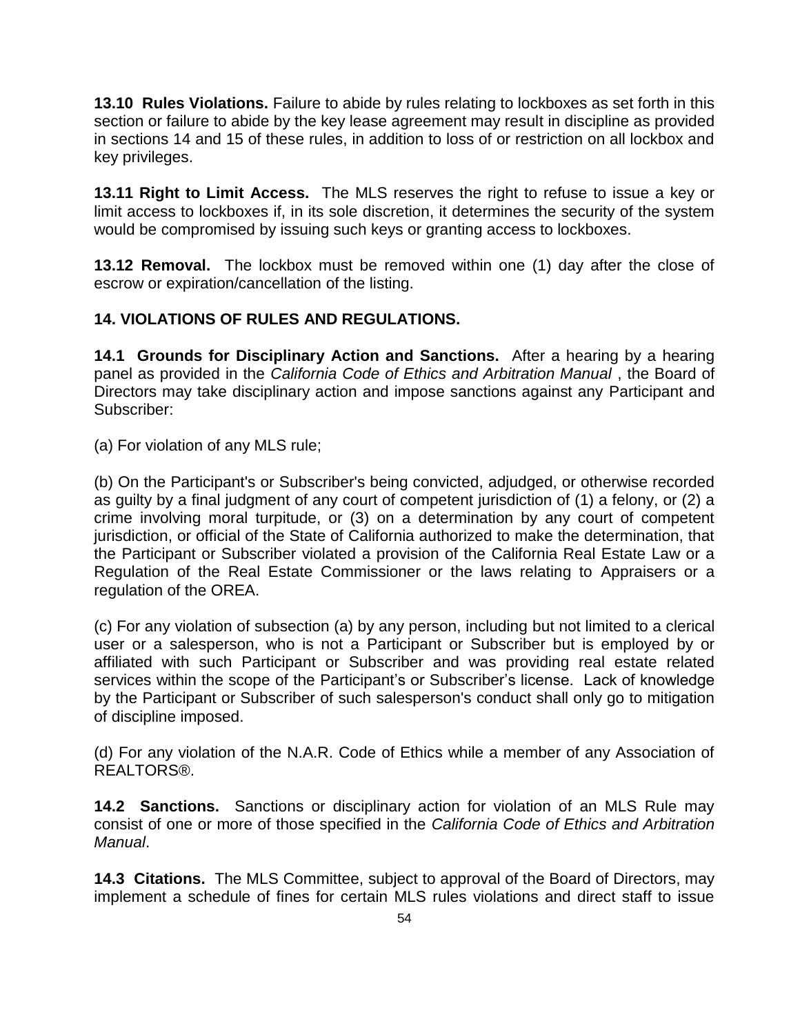**13.10 Rules Violations.** Failure to abide by rules relating to lockboxes as set forth in this section or failure to abide by the key lease agreement may result in discipline as provided in sections 14 and 15 of these rules, in addition to loss of or restriction on all lockbox and key privileges.

**13.11 Right to Limit Access.** The MLS reserves the right to refuse to issue a key or limit access to lockboxes if, in its sole discretion, it determines the security of the system would be compromised by issuing such keys or granting access to lockboxes.

**13.12 Removal.** The lockbox must be removed within one (1) day after the close of escrow or expiration/cancellation of the listing.

## 14. VIOLATIONS OF RULES AND REGULATIONS.

**14.1 Grounds for Disciplinary Action and Sanctions.** After a hearing by a hearing panel as provided in the *California Code of Ethics and Arbitration Manual* , the Board of Directors may take disciplinary action and impose sanctions against any Participant and Subscriber:

(a) For violation of any MLS rule;

(b) On the Participant's or Subscriber's being convicted, adjudged, or otherwise recorded as guilty by a final judgment of any court of competent jurisdiction of (1) a felony, or (2) a crime involving moral turpitude, or (3) on a determination by any court of competent jurisdiction, or official of the State of California authorized to make the determination, that the Participant or Subscriber violated a provision of the California Real Estate Law or a Regulation of the Real Estate Commissioner or the laws relating to Appraisers or a regulation of the OREA.

(c) For any violation of subsection (a) by any person, including but not limited to a clerical user or a salesperson, who is not a Participant or Subscriber but is employed by or affiliated with such Participant or Subscriber and was providing real estate related services within the scope of the Participant's or Subscriber's license. Lack of knowledge by the Participant or Subscriber of such salesperson's conduct shall only go to mitigation of discipline imposed.

(d) For any violation of the N.A.R. Code of Ethics while a member of any Association of REALTORS®.

**14.2 Sanctions.** Sanctions or disciplinary action for violation of an MLS Rule may consist of one or more of those specified in the *California Code of Ethics and Arbitration Manual*.

**14.3 Citations.** The MLS Committee, subject to approval of the Board of Directors, may implement a schedule of fines for certain MLS rules violations and direct staff to issue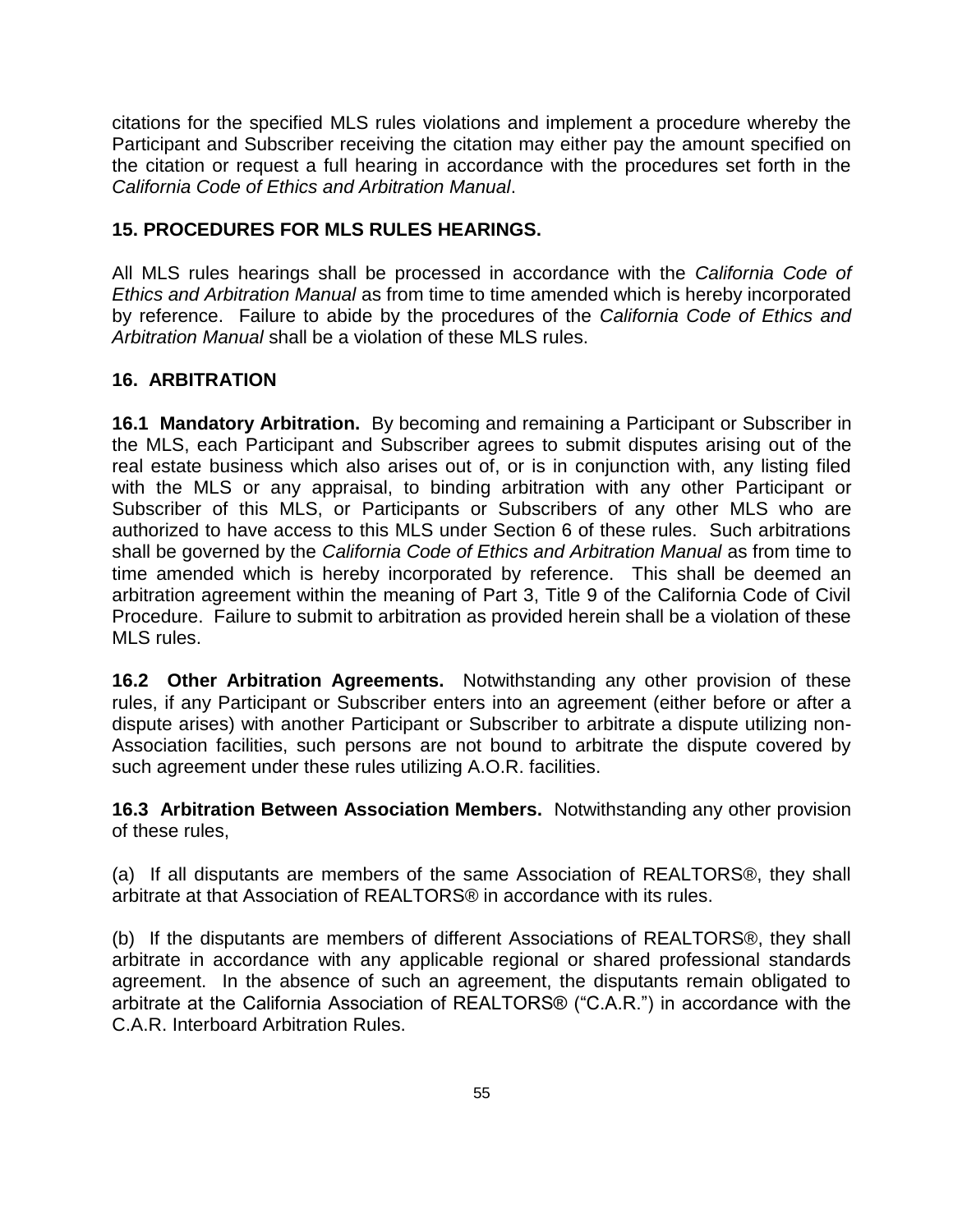citations for the specified MLS rules violations and implement a procedure whereby the Participant and Subscriber receiving the citation may either pay the amount specified on the citation or request a full hearing in accordance with the procedures set forth in the *California Code of Ethics and Arbitration Manual*.

## 15. PROCEDURES FOR MLS RULES HEARINGS.

All MLS rules hearings shall be processed in accordance with the *California Code of Ethics and Arbitration Manual* as from time to time amended which is hereby incorporated by reference. Failure to abide by the procedures of the *California Code of Ethics and Arbitration Manual* shall be a violation of these MLS rules.

## 16. ARBITRATION

**16.1 Mandatory Arbitration.** By becoming and remaining a Participant or Subscriber in the MLS, each Participant and Subscriber agrees to submit disputes arising out of the real estate business which also arises out of, or is in conjunction with, any listing filed with the MLS or any appraisal, to binding arbitration with any other Participant or Subscriber of this MLS, or Participants or Subscribers of any other MLS who are authorized to have access to this MLS under Section 6 of these rules. Such arbitrations shall be governed by the *California Code of Ethics and Arbitration Manual* as from time to time amended which is hereby incorporated by reference. This shall be deemed an arbitration agreement within the meaning of Part 3, Title 9 of the California Code of Civil Procedure. Failure to submit to arbitration as provided herein shall be a violation of these MLS rules.

**16.2 Other Arbitration Agreements.** Notwithstanding any other provision of these rules, if any Participant or Subscriber enters into an agreement (either before or after a dispute arises) with another Participant or Subscriber to arbitrate a dispute utilizing non-Association facilities, such persons are not bound to arbitrate the dispute covered by such agreement under these rules utilizing A.O.R. facilities.

**16.3 Arbitration Between Association Members.** Notwithstanding any other provision of these rules,

(a) If all disputants are members of the same Association of REALTORS®, they shall arbitrate at that Association of REALTORS® in accordance with its rules.

(b) If the disputants are members of different Associations of REALTORS®, they shall arbitrate in accordance with any applicable regional or shared professional standards agreement. In the absence of such an agreement, the disputants remain obligated to arbitrate at the California Association of REALTORS® ("C.A.R.") in accordance with the C.A.R. Interboard Arbitration Rules.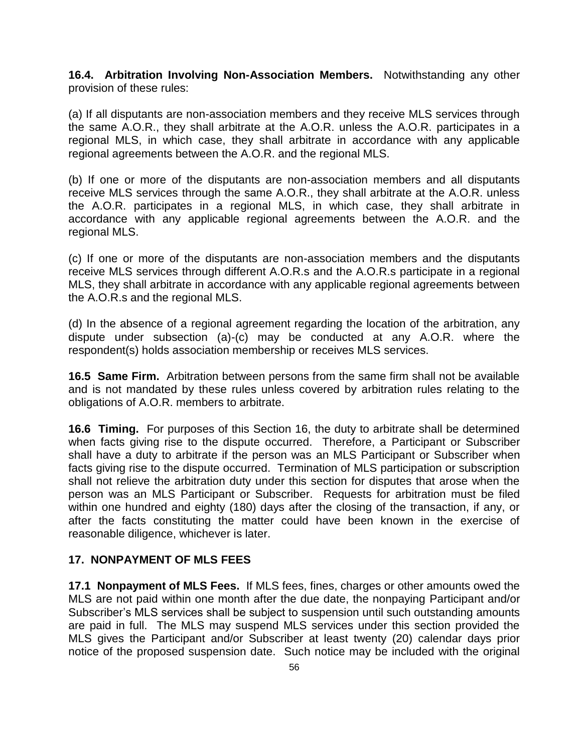**16.4. Arbitration Involving Non-Association Members.** Notwithstanding any other provision of these rules:

(a) If all disputants are non-association members and they receive MLS services through the same A.O.R., they shall arbitrate at the A.O.R. unless the A.O.R. participates in a regional MLS, in which case, they shall arbitrate in accordance with any applicable regional agreements between the A.O.R. and the regional MLS.

(b) If one or more of the disputants are non-association members and all disputants receive MLS services through the same A.O.R., they shall arbitrate at the A.O.R. unless the A.O.R. participates in a regional MLS, in which case, they shall arbitrate in accordance with any applicable regional agreements between the A.O.R. and the regional MLS.

(c) If one or more of the disputants are non-association members and the disputants receive MLS services through different A.O.R.s and the A.O.R.s participate in a regional MLS, they shall arbitrate in accordance with any applicable regional agreements between the A.O.R.s and the regional MLS.

(d) In the absence of a regional agreement regarding the location of the arbitration, any dispute under subsection (a)-(c) may be conducted at any A.O.R. where the respondent(s) holds association membership or receives MLS services.

**16.5 Same Firm.** Arbitration between persons from the same firm shall not be available and is not mandated by these rules unless covered by arbitration rules relating to the obligations of A.O.R. members to arbitrate.

**16.6 Timing.** For purposes of this Section 16, the duty to arbitrate shall be determined when facts giving rise to the dispute occurred. Therefore, a Participant or Subscriber shall have a duty to arbitrate if the person was an MLS Participant or Subscriber when facts giving rise to the dispute occurred. Termination of MLS participation or subscription shall not relieve the arbitration duty under this section for disputes that arose when the person was an MLS Participant or Subscriber. Requests for arbitration must be filed within one hundred and eighty (180) days after the closing of the transaction, if any, or after the facts constituting the matter could have been known in the exercise of reasonable diligence, whichever is later.

## 17. NONPAYMENT OF MLS FEES

**17.1 Nonpayment of MLS Fees.** If MLS fees, fines, charges or other amounts owed the MLS are not paid within one month after the due date, the nonpaying Participant and/or Subscriber's MLS services shall be subject to suspension until such outstanding amounts are paid in full. The MLS may suspend MLS services under this section provided the MLS gives the Participant and/or Subscriber at least twenty (20) calendar days prior notice of the proposed suspension date. Such notice may be included with the original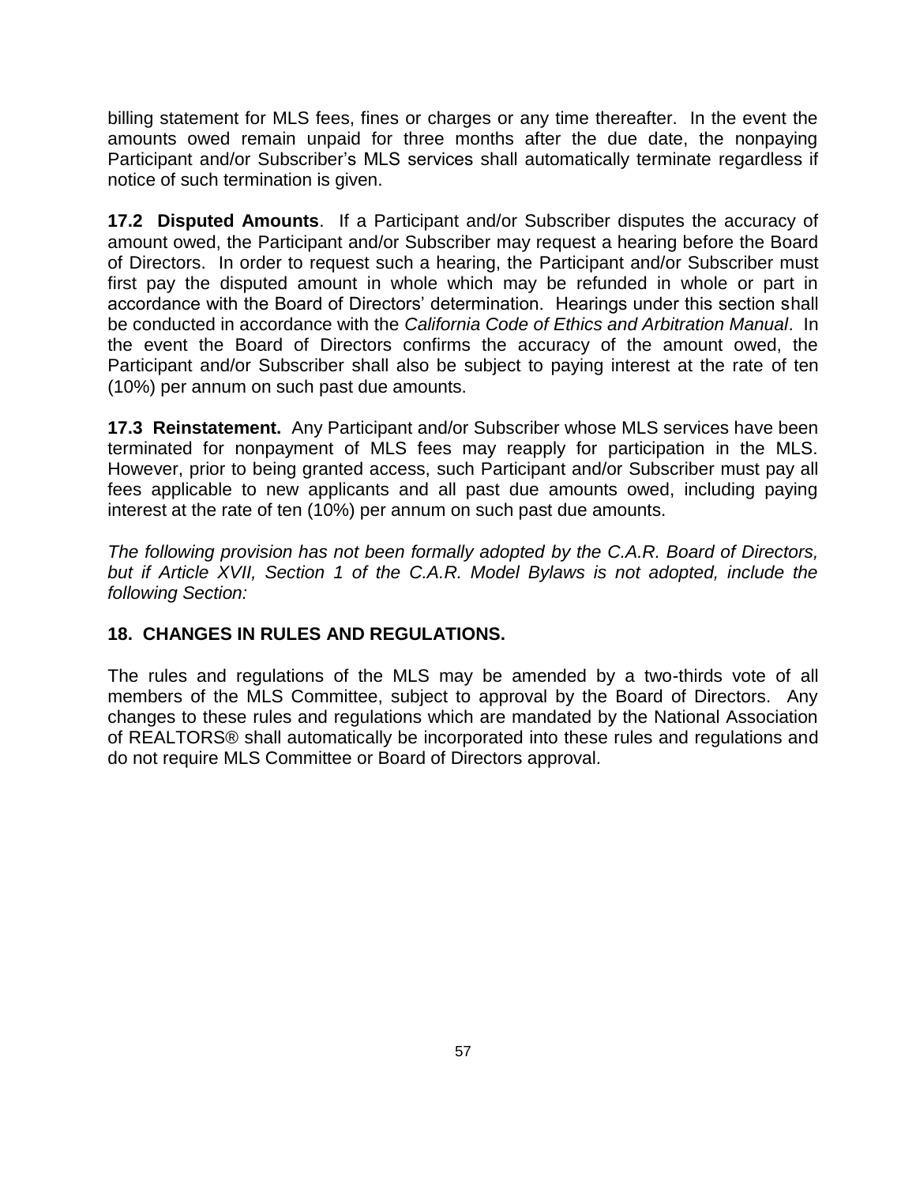billing statement for MLS fees, fines or charges or any time thereafter. In the event the amounts owed remain unpaid for three months after the due date, the nonpaying Participant and/or Subscriber's MLS services shall automatically terminate regardless if notice of such termination is given.

**17.2 Disputed Amounts**. If a Participant and/or Subscriber disputes the accuracy of amount owed, the Participant and/or Subscriber may request a hearing before the Board of Directors. In order to request such a hearing, the Participant and/or Subscriber must first pay the disputed amount in whole which may be refunded in whole or part in accordance with the Board of Directors' determination. Hearings under this section shall be conducted in accordance with the *California Code of Ethics and Arbitration Manual*. In the event the Board of Directors confirms the accuracy of the amount owed, the Participant and/or Subscriber shall also be subject to paying interest at the rate of ten (10%) per annum on such past due amounts.

**17.3 Reinstatement.** Any Participant and/or Subscriber whose MLS services have been terminated for nonpayment of MLS fees may reapply for participation in the MLS. However, prior to being granted access, such Participant and/or Subscriber must pay all fees applicable to new applicants and all past due amounts owed, including paying interest at the rate of ten (10%) per annum on such past due amounts.

*The following provision has not been formally adopted by the C.A.R. Board of Directors, but if Article XVII, Section 1 of the C.A.R. Model Bylaws is not adopted, include the following Section:*

## 18. CHANGES IN RULES AND REGULATIONS.

The rules and regulations of the MLS may be amended by a two-thirds vote of all members of the MLS Committee, subject to approval by the Board of Directors. Any changes to these rules and regulations which are mandated by the National Association of REALTORS® shall automatically be incorporated into these rules and regulations and do not require MLS Committee or Board of Directors approval.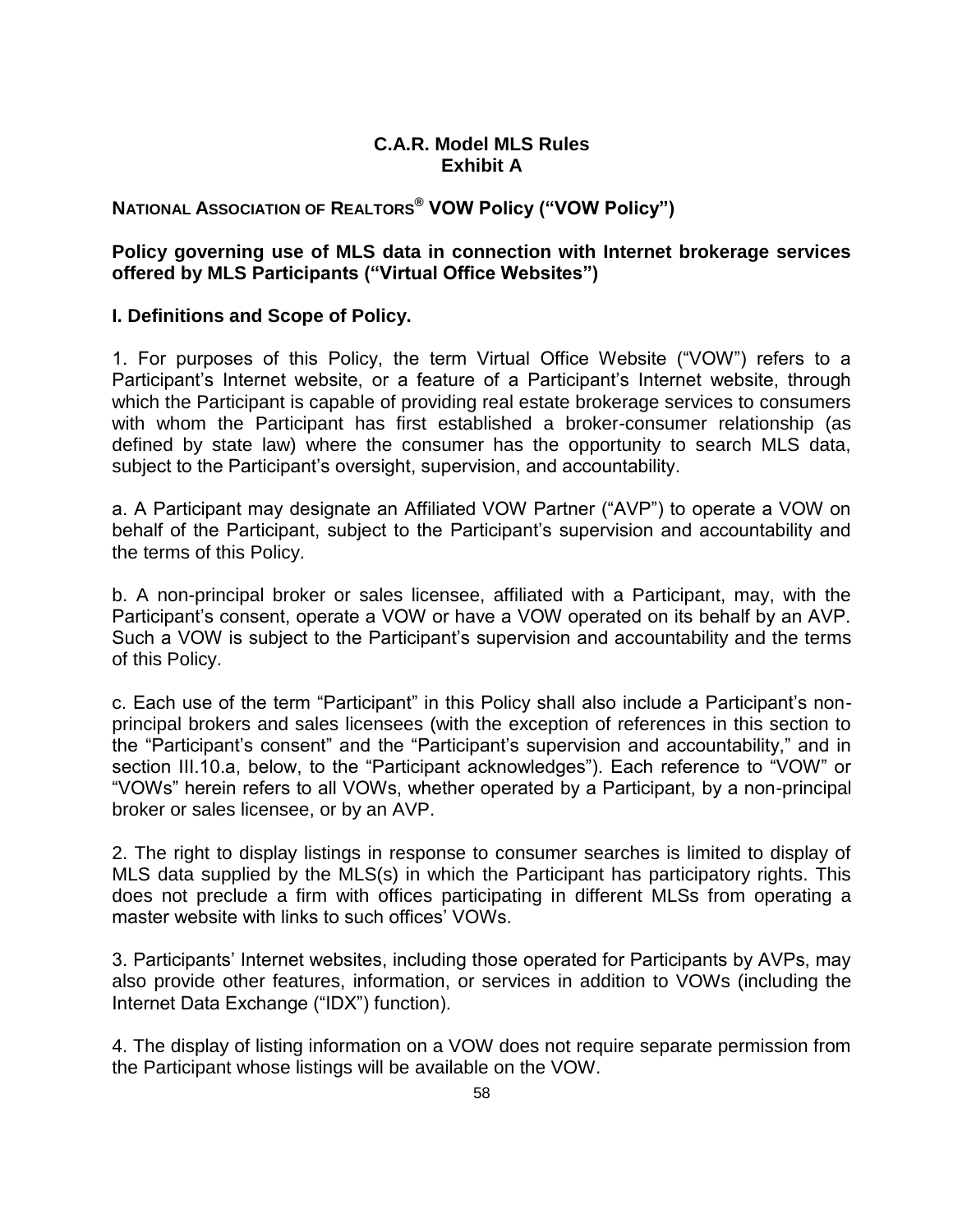**C.A.R. Model MLS Rules**
**Exhibit A**

## NATIONAL ASSOCIATION OF REALTORS® VOW Policy ("VOW Policy")

### Policy governing use of MLS data in connection with Internet brokerage services offered by MLS Participants ("Virtual Office Websites")

### I. Definitions and Scope of Policy.

1. For purposes of this Policy, the term Virtual Office Website ("VOW") refers to a Participant's Internet website, or a feature of a Participant's Internet website, through which the Participant is capable of providing real estate brokerage services to consumers with whom the Participant has first established a broker-consumer relationship (as defined by state law) where the consumer has the opportunity to search MLS data, subject to the Participant's oversight, supervision, and accountability.

a. A Participant may designate an Affiliated VOW Partner ("AVP") to operate a VOW on behalf of the Participant, subject to the Participant's supervision and accountability and the terms of this Policy.

b. A non-principal broker or sales licensee, affiliated with a Participant, may, with the Participant's consent, operate a VOW or have a VOW operated on its behalf by an AVP. Such a VOW is subject to the Participant's supervision and accountability and the terms of this Policy.

c. Each use of the term "Participant" in this Policy shall also include a Participant's non-principal brokers and sales licensees (with the exception of references in this section to the "Participant's consent" and the "Participant's supervision and accountability," and in section III.10.a, below, to the "Participant acknowledges"). Each reference to "VOW" or "VOWs" herein refers to all VOWs, whether operated by a Participant, by a non-principal broker or sales licensee, or by an AVP.

2. The right to display listings in response to consumer searches is limited to display of MLS data supplied by the MLS(s) in which the Participant has participatory rights. This does not preclude a firm with offices participating in different MLSs from operating a master website with links to such offices' VOWs.

3. Participants' Internet websites, including those operated for Participants by AVPs, may also provide other features, information, or services in addition to VOWs (including the Internet Data Exchange ("IDX") function).

4. The display of listing information on a VOW does not require separate permission from the Participant whose listings will be available on the VOW.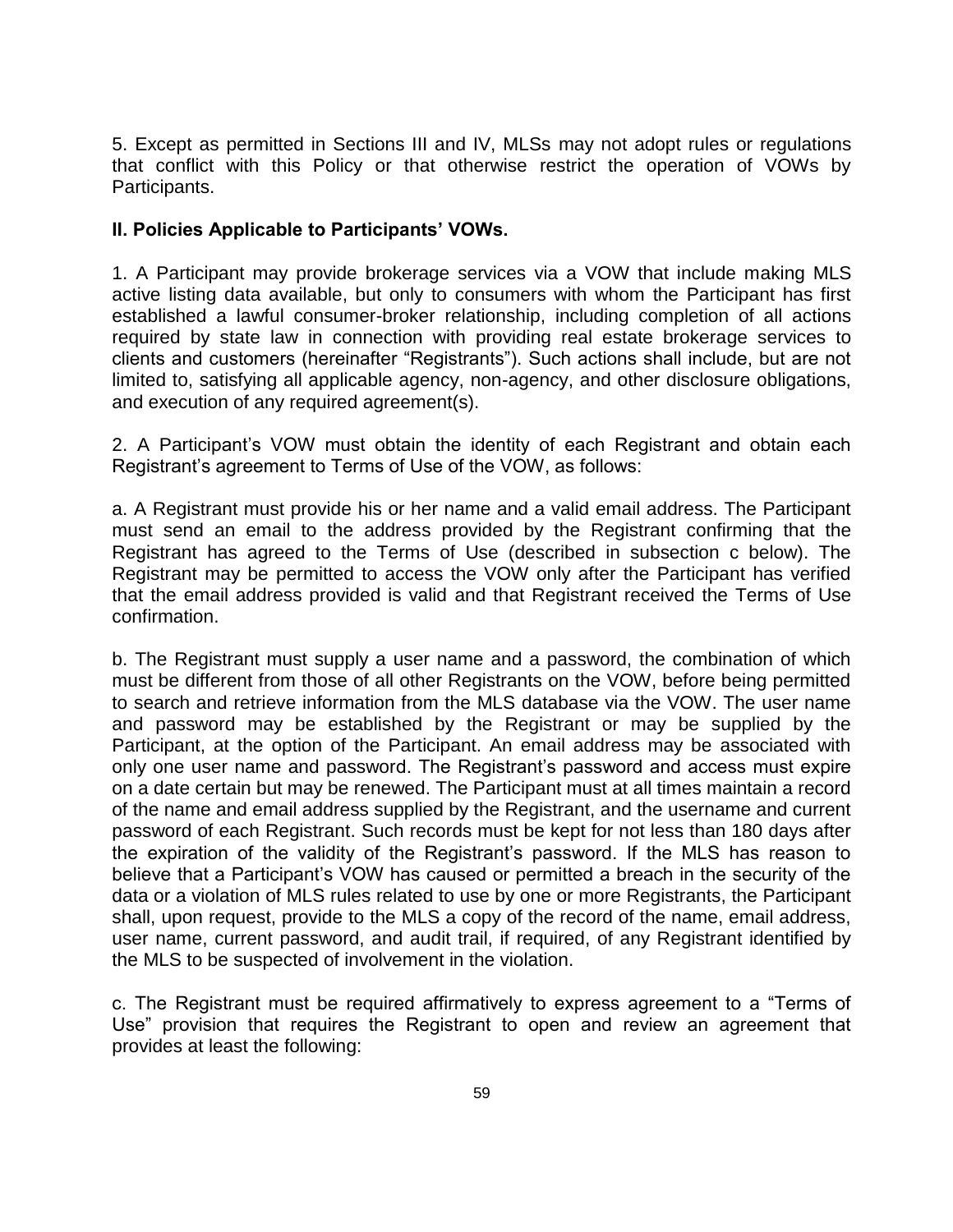5. Except as permitted in Sections III and IV, MLSs may not adopt rules or regulations that conflict with this Policy or that otherwise restrict the operation of VOWs by Participants.

**II. Policies Applicable to Participants' VOWs.**

1. A Participant may provide brokerage services via a VOW that include making MLS active listing data available, but only to consumers with whom the Participant has first established a lawful consumer-broker relationship, including completion of all actions required by state law in connection with providing real estate brokerage services to clients and customers (hereinafter "Registrants"). Such actions shall include, but are not limited to, satisfying all applicable agency, non-agency, and other disclosure obligations, and execution of any required agreement(s).

2. A Participant's VOW must obtain the identity of each Registrant and obtain each Registrant's agreement to Terms of Use of the VOW, as follows:

a. A Registrant must provide his or her name and a valid email address. The Participant must send an email to the address provided by the Registrant confirming that the Registrant has agreed to the Terms of Use (described in subsection c below). The Registrant may be permitted to access the VOW only after the Participant has verified that the email address provided is valid and that Registrant received the Terms of Use confirmation.

b. The Registrant must supply a user name and a password, the combination of which must be different from those of all other Registrants on the VOW, before being permitted to search and retrieve information from the MLS database via the VOW. The user name and password may be established by the Registrant or may be supplied by the Participant, at the option of the Participant. An email address may be associated with only one user name and password. The Registrant's password and access must expire on a date certain but may be renewed. The Participant must at all times maintain a record of the name and email address supplied by the Registrant, and the username and current password of each Registrant. Such records must be kept for not less than 180 days after the expiration of the validity of the Registrant's password. If the MLS has reason to believe that a Participant's VOW has caused or permitted a breach in the security of the data or a violation of MLS rules related to use by one or more Registrants, the Participant shall, upon request, provide to the MLS a copy of the record of the name, email address, user name, current password, and audit trail, if required, of any Registrant identified by the MLS to be suspected of involvement in the violation.

c. The Registrant must be required affirmatively to express agreement to a "Terms of Use" provision that requires the Registrant to open and review an agreement that provides at least the following: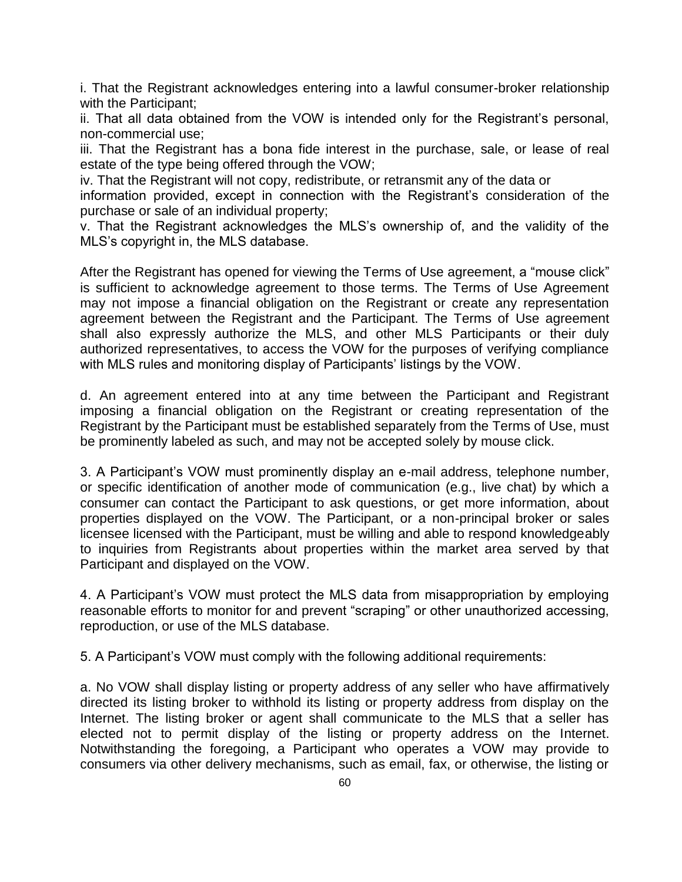i. That the Registrant acknowledges entering into a lawful consumer-broker relationship with the Participant;

ii. That all data obtained from the VOW is intended only for the Registrant's personal, non-commercial use;

iii. That the Registrant has a bona fide interest in the purchase, sale, or lease of real estate of the type being offered through the VOW;

iv. That the Registrant will not copy, redistribute, or retransmit any of the data or information provided, except in connection with the Registrant's consideration of the purchase or sale of an individual property;

v. That the Registrant acknowledges the MLS's ownership of, and the validity of the MLS's copyright in, the MLS database.

After the Registrant has opened for viewing the Terms of Use agreement, a "mouse click" is sufficient to acknowledge agreement to those terms. The Terms of Use Agreement may not impose a financial obligation on the Registrant or create any representation agreement between the Registrant and the Participant. The Terms of Use agreement shall also expressly authorize the MLS, and other MLS Participants or their duly authorized representatives, to access the VOW for the purposes of verifying compliance with MLS rules and monitoring display of Participants' listings by the VOW.

d. An agreement entered into at any time between the Participant and Registrant imposing a financial obligation on the Registrant or creating representation of the Registrant by the Participant must be established separately from the Terms of Use, must be prominently labeled as such, and may not be accepted solely by mouse click.

3. A Participant's VOW must prominently display an e-mail address, telephone number, or specific identification of another mode of communication (e.g., live chat) by which a consumer can contact the Participant to ask questions, or get more information, about properties displayed on the VOW. The Participant, or a non-principal broker or sales licensee licensed with the Participant, must be willing and able to respond knowledgeably to inquiries from Registrants about properties within the market area served by that Participant and displayed on the VOW.

4. A Participant's VOW must protect the MLS data from misappropriation by employing reasonable efforts to monitor for and prevent "scraping" or other unauthorized accessing, reproduction, or use of the MLS database.

5. A Participant's VOW must comply with the following additional requirements:

a. No VOW shall display listing or property address of any seller who have affirmatively directed its listing broker to withhold its listing or property address from display on the Internet. The listing broker or agent shall communicate to the MLS that a seller has elected not to permit display of the listing or property address on the Internet. Notwithstanding the foregoing, a Participant who operates a VOW may provide to consumers via other delivery mechanisms, such as email, fax, or otherwise, the listing or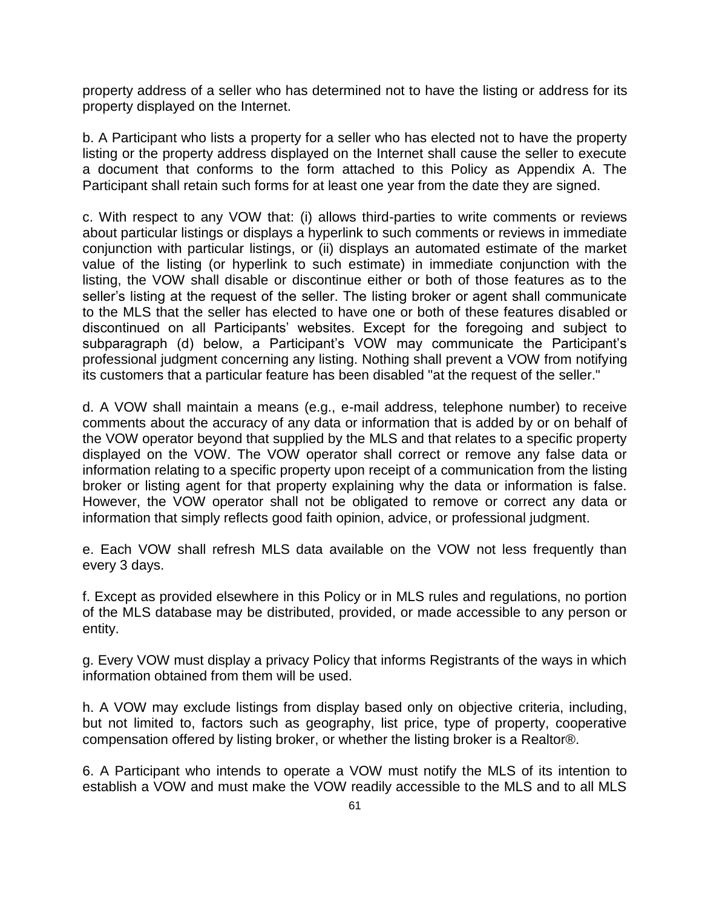property address of a seller who has determined not to have the listing or address for its property displayed on the Internet.

b. A Participant who lists a property for a seller who has elected not to have the property listing or the property address displayed on the Internet shall cause the seller to execute a document that conforms to the form attached to this Policy as Appendix A. The Participant shall retain such forms for at least one year from the date they are signed.

c. With respect to any VOW that: (i) allows third-parties to write comments or reviews about particular listings or displays a hyperlink to such comments or reviews in immediate conjunction with particular listings, or (ii) displays an automated estimate of the market value of the listing (or hyperlink to such estimate) in immediate conjunction with the listing, the VOW shall disable or discontinue either or both of those features as to the seller's listing at the request of the seller. The listing broker or agent shall communicate to the MLS that the seller has elected to have one or both of these features disabled or discontinued on all Participants' websites. Except for the foregoing and subject to subparagraph (d) below, a Participant's VOW may communicate the Participant's professional judgment concerning any listing. Nothing shall prevent a VOW from notifying its customers that a particular feature has been disabled "at the request of the seller."

d. A VOW shall maintain a means (e.g., e-mail address, telephone number) to receive comments about the accuracy of any data or information that is added by or on behalf of the VOW operator beyond that supplied by the MLS and that relates to a specific property displayed on the VOW. The VOW operator shall correct or remove any false data or information relating to a specific property upon receipt of a communication from the listing broker or listing agent for that property explaining why the data or information is false. However, the VOW operator shall not be obligated to remove or correct any data or information that simply reflects good faith opinion, advice, or professional judgment.

e. Each VOW shall refresh MLS data available on the VOW not less frequently than every 3 days.

f. Except as provided elsewhere in this Policy or in MLS rules and regulations, no portion of the MLS database may be distributed, provided, or made accessible to any person or entity.

g. Every VOW must display a privacy Policy that informs Registrants of the ways in which information obtained from them will be used.

h. A VOW may exclude listings from display based only on objective criteria, including, but not limited to, factors such as geography, list price, type of property, cooperative compensation offered by listing broker, or whether the listing broker is a Realtor®.

6. A Participant who intends to operate a VOW must notify the MLS of its intention to establish a VOW and must make the VOW readily accessible to the MLS and to all MLS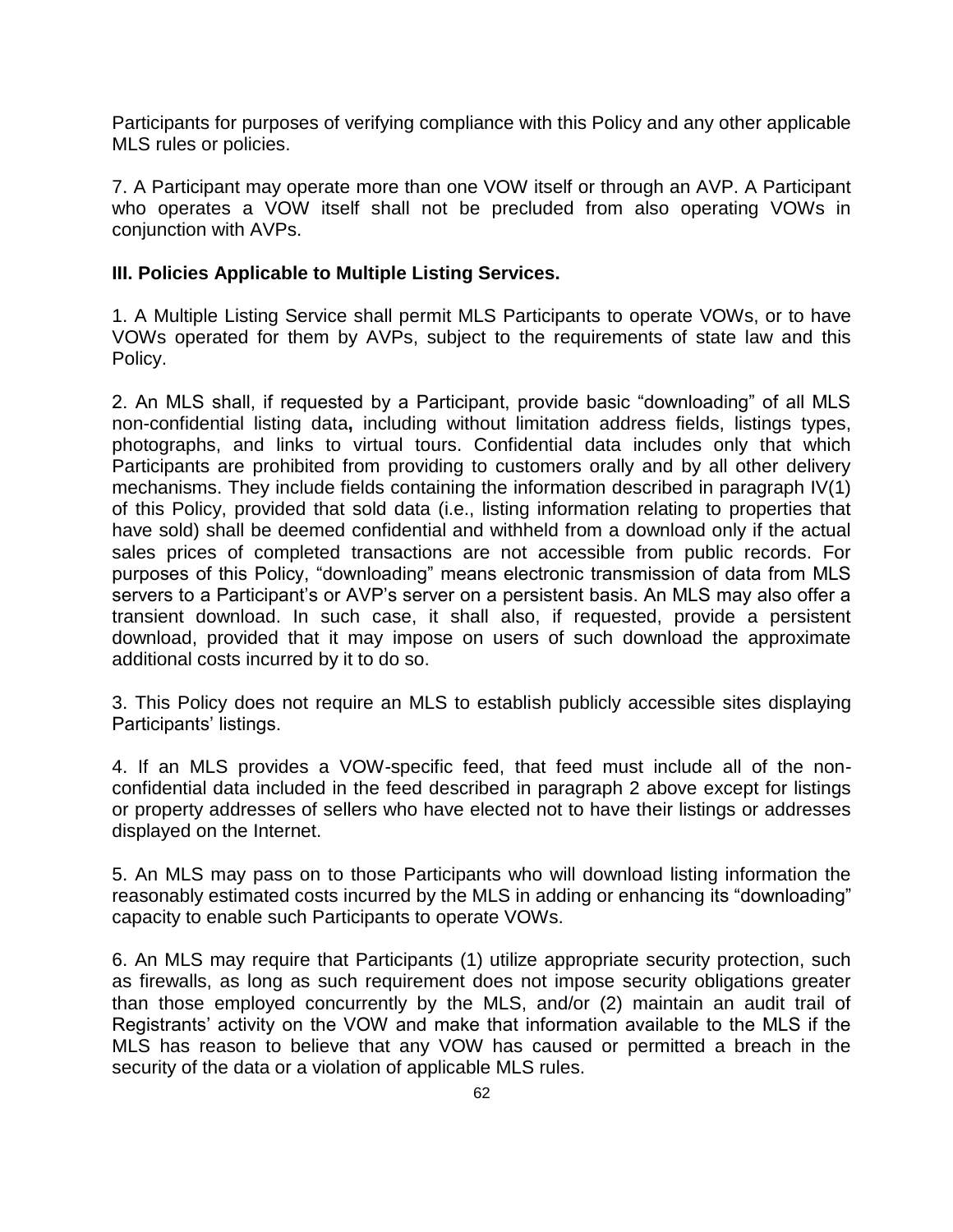Participants for purposes of verifying compliance with this Policy and any other applicable MLS rules or policies.

7. A Participant may operate more than one VOW itself or through an AVP. A Participant who operates a VOW itself shall not be precluded from also operating VOWs in conjunction with AVPs.

**III. Policies Applicable to Multiple Listing Services.**

1. A Multiple Listing Service shall permit MLS Participants to operate VOWs, or to have VOWs operated for them by AVPs, subject to the requirements of state law and this Policy.

2. An MLS shall, if requested by a Participant, provide basic "downloading" of all MLS non-confidential listing data**,** including without limitation address fields, listings types, photographs, and links to virtual tours. Confidential data includes only that which Participants are prohibited from providing to customers orally and by all other delivery mechanisms. They include fields containing the information described in paragraph IV(1) of this Policy, provided that sold data (i.e., listing information relating to properties that have sold) shall be deemed confidential and withheld from a download only if the actual sales prices of completed transactions are not accessible from public records. For purposes of this Policy, "downloading" means electronic transmission of data from MLS servers to a Participant's or AVP's server on a persistent basis. An MLS may also offer a transient download. In such case, it shall also, if requested, provide a persistent download, provided that it may impose on users of such download the approximate additional costs incurred by it to do so.

3. This Policy does not require an MLS to establish publicly accessible sites displaying Participants' listings.

4. If an MLS provides a VOW-specific feed, that feed must include all of the non-confidential data included in the feed described in paragraph 2 above except for listings or property addresses of sellers who have elected not to have their listings or addresses displayed on the Internet.

5. An MLS may pass on to those Participants who will download listing information the reasonably estimated costs incurred by the MLS in adding or enhancing its "downloading" capacity to enable such Participants to operate VOWs.

6. An MLS may require that Participants (1) utilize appropriate security protection, such as firewalls, as long as such requirement does not impose security obligations greater than those employed concurrently by the MLS, and/or (2) maintain an audit trail of Registrants' activity on the VOW and make that information available to the MLS if the MLS has reason to believe that any VOW has caused or permitted a breach in the security of the data or a violation of applicable MLS rules.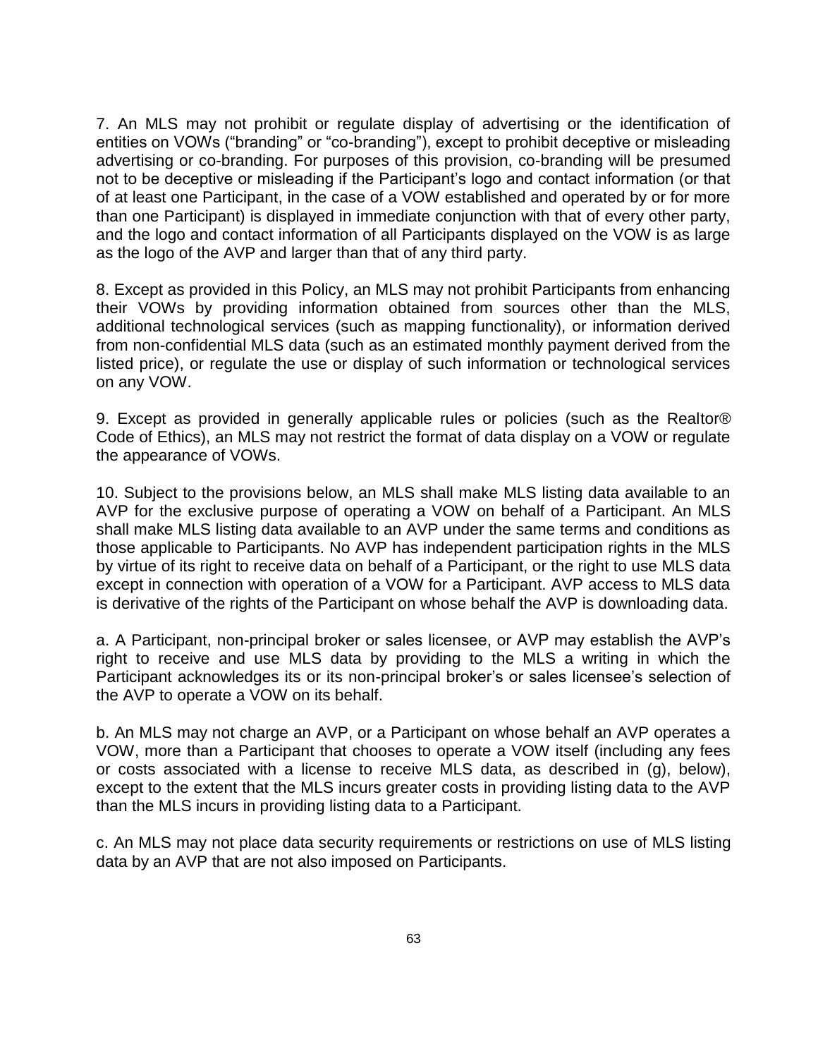7. An MLS may not prohibit or regulate display of advertising or the identification of entities on VOWs ("branding" or "co-branding"), except to prohibit deceptive or misleading advertising or co-branding. For purposes of this provision, co-branding will be presumed not to be deceptive or misleading if the Participant's logo and contact information (or that of at least one Participant, in the case of a VOW established and operated by or for more than one Participant) is displayed in immediate conjunction with that of every other party, and the logo and contact information of all Participants displayed on the VOW is as large as the logo of the AVP and larger than that of any third party.

8. Except as provided in this Policy, an MLS may not prohibit Participants from enhancing their VOWs by providing information obtained from sources other than the MLS, additional technological services (such as mapping functionality), or information derived from non-confidential MLS data (such as an estimated monthly payment derived from the listed price), or regulate the use or display of such information or technological services on any VOW.

9. Except as provided in generally applicable rules or policies (such as the Realtor® Code of Ethics), an MLS may not restrict the format of data display on a VOW or regulate the appearance of VOWs.

10. Subject to the provisions below, an MLS shall make MLS listing data available to an AVP for the exclusive purpose of operating a VOW on behalf of a Participant. An MLS shall make MLS listing data available to an AVP under the same terms and conditions as those applicable to Participants. No AVP has independent participation rights in the MLS by virtue of its right to receive data on behalf of a Participant, or the right to use MLS data except in connection with operation of a VOW for a Participant. AVP access to MLS data is derivative of the rights of the Participant on whose behalf the AVP is downloading data.

a. A Participant, non-principal broker or sales licensee, or AVP may establish the AVP's right to receive and use MLS data by providing to the MLS a writing in which the Participant acknowledges its or its non-principal broker's or sales licensee's selection of the AVP to operate a VOW on its behalf.

b. An MLS may not charge an AVP, or a Participant on whose behalf an AVP operates a VOW, more than a Participant that chooses to operate a VOW itself (including any fees or costs associated with a license to receive MLS data, as described in (g), below), except to the extent that the MLS incurs greater costs in providing listing data to the AVP than the MLS incurs in providing listing data to a Participant.

c. An MLS may not place data security requirements or restrictions on use of MLS listing data by an AVP that are not also imposed on Participants.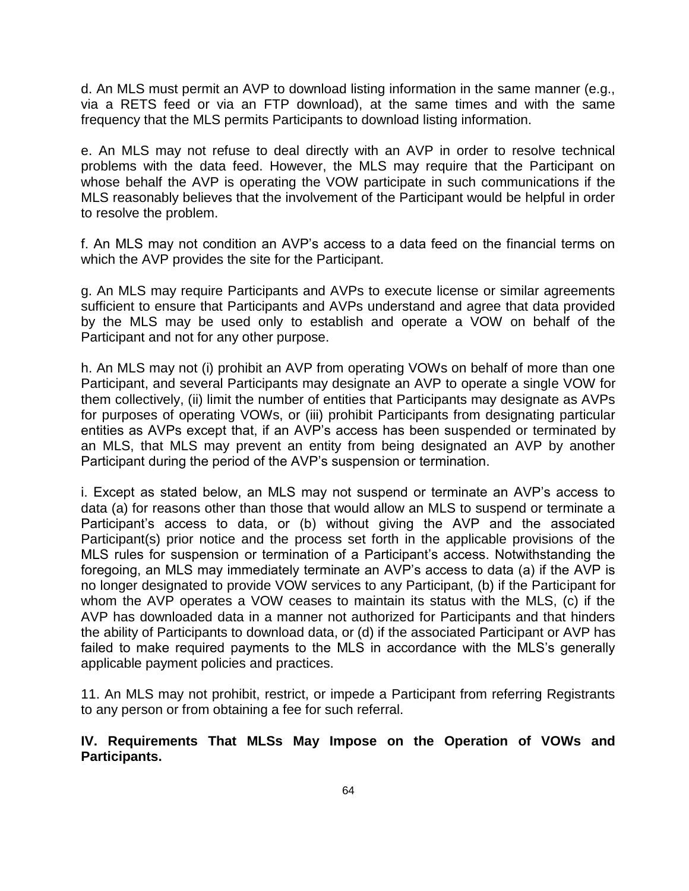d. An MLS must permit an AVP to download listing information in the same manner (e.g., via a RETS feed or via an FTP download), at the same times and with the same frequency that the MLS permits Participants to download listing information.

e. An MLS may not refuse to deal directly with an AVP in order to resolve technical problems with the data feed. However, the MLS may require that the Participant on whose behalf the AVP is operating the VOW participate in such communications if the MLS reasonably believes that the involvement of the Participant would be helpful in order to resolve the problem.

f. An MLS may not condition an AVP's access to a data feed on the financial terms on which the AVP provides the site for the Participant.

g. An MLS may require Participants and AVPs to execute license or similar agreements sufficient to ensure that Participants and AVPs understand and agree that data provided by the MLS may be used only to establish and operate a VOW on behalf of the Participant and not for any other purpose.

h. An MLS may not (i) prohibit an AVP from operating VOWs on behalf of more than one Participant, and several Participants may designate an AVP to operate a single VOW for them collectively, (ii) limit the number of entities that Participants may designate as AVPs for purposes of operating VOWs, or (iii) prohibit Participants from designating particular entities as AVPs except that, if an AVP's access has been suspended or terminated by an MLS, that MLS may prevent an entity from being designated an AVP by another Participant during the period of the AVP's suspension or termination.

i. Except as stated below, an MLS may not suspend or terminate an AVP's access to data (a) for reasons other than those that would allow an MLS to suspend or terminate a Participant's access to data, or (b) without giving the AVP and the associated Participant(s) prior notice and the process set forth in the applicable provisions of the MLS rules for suspension or termination of a Participant's access. Notwithstanding the foregoing, an MLS may immediately terminate an AVP's access to data (a) if the AVP is no longer designated to provide VOW services to any Participant, (b) if the Participant for whom the AVP operates a VOW ceases to maintain its status with the MLS, (c) if the AVP has downloaded data in a manner not authorized for Participants and that hinders the ability of Participants to download data, or (d) if the associated Participant or AVP has failed to make required payments to the MLS in accordance with the MLS's generally applicable payment policies and practices.

11. An MLS may not prohibit, restrict, or impede a Participant from referring Registrants to any person or from obtaining a fee for such referral.

## IV. Requirements That MLSs May Impose on the Operation of VOWs and Participants.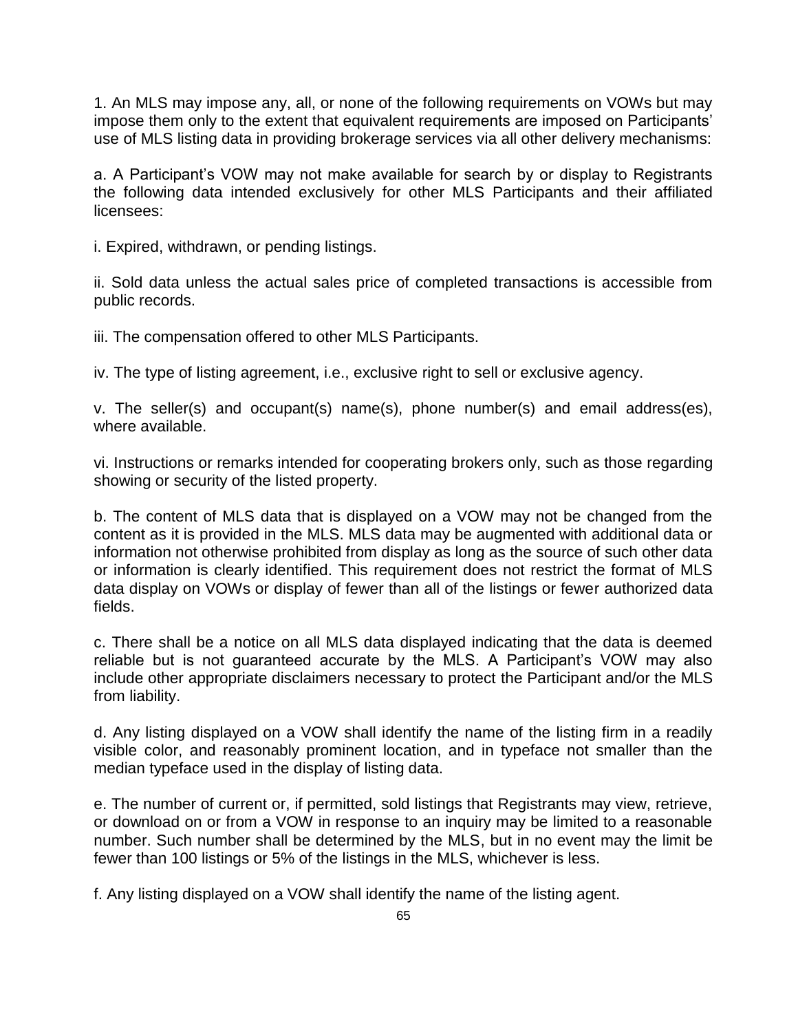1. An MLS may impose any, all, or none of the following requirements on VOWs but may impose them only to the extent that equivalent requirements are imposed on Participants' use of MLS listing data in providing brokerage services via all other delivery mechanisms:

a. A Participant's VOW may not make available for search by or display to Registrants the following data intended exclusively for other MLS Participants and their affiliated licensees:

i. Expired, withdrawn, or pending listings.

ii. Sold data unless the actual sales price of completed transactions is accessible from public records.

iii. The compensation offered to other MLS Participants.

iv. The type of listing agreement, i.e., exclusive right to sell or exclusive agency.

v. The seller(s) and occupant(s) name(s), phone number(s) and email address(es), where available.

vi. Instructions or remarks intended for cooperating brokers only, such as those regarding showing or security of the listed property.

b. The content of MLS data that is displayed on a VOW may not be changed from the content as it is provided in the MLS. MLS data may be augmented with additional data or information not otherwise prohibited from display as long as the source of such other data or information is clearly identified. This requirement does not restrict the format of MLS data display on VOWs or display of fewer than all of the listings or fewer authorized data fields.

c. There shall be a notice on all MLS data displayed indicating that the data is deemed reliable but is not guaranteed accurate by the MLS. A Participant's VOW may also include other appropriate disclaimers necessary to protect the Participant and/or the MLS from liability.

d. Any listing displayed on a VOW shall identify the name of the listing firm in a readily visible color, and reasonably prominent location, and in typeface not smaller than the median typeface used in the display of listing data.

e. The number of current or, if permitted, sold listings that Registrants may view, retrieve, or download on or from a VOW in response to an inquiry may be limited to a reasonable number. Such number shall be determined by the MLS, but in no event may the limit be fewer than 100 listings or 5% of the listings in the MLS, whichever is less.

f. Any listing displayed on a VOW shall identify the name of the listing agent.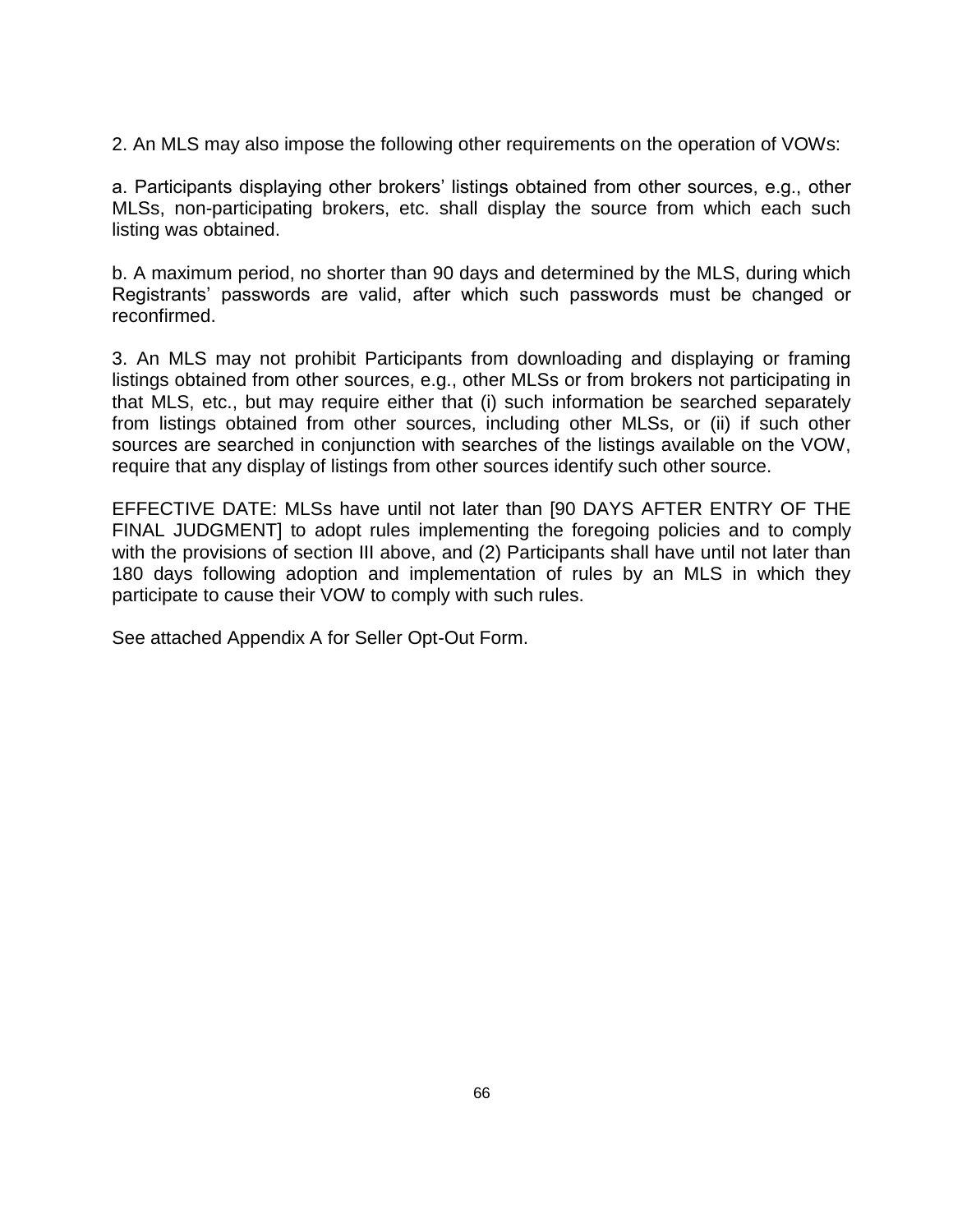2. An MLS may also impose the following other requirements on the operation of VOWs:

a. Participants displaying other brokers' listings obtained from other sources, e.g., other MLSs, non-participating brokers, etc. shall display the source from which each such listing was obtained.

b. A maximum period, no shorter than 90 days and determined by the MLS, during which Registrants' passwords are valid, after which such passwords must be changed or reconfirmed.

3. An MLS may not prohibit Participants from downloading and displaying or framing listings obtained from other sources, e.g., other MLSs or from brokers not participating in that MLS, etc., but may require either that (i) such information be searched separately from listings obtained from other sources, including other MLSs, or (ii) if such other sources are searched in conjunction with searches of the listings available on the VOW, require that any display of listings from other sources identify such other source.

EFFECTIVE DATE: MLSs have until not later than [90 DAYS AFTER ENTRY OF THE FINAL JUDGMENT] to adopt rules implementing the foregoing policies and to comply with the provisions of section III above, and (2) Participants shall have until not later than 180 days following adoption and implementation of rules by an MLS in which they participate to cause their VOW to comply with such rules.

See attached Appendix A for Seller Opt-Out Form.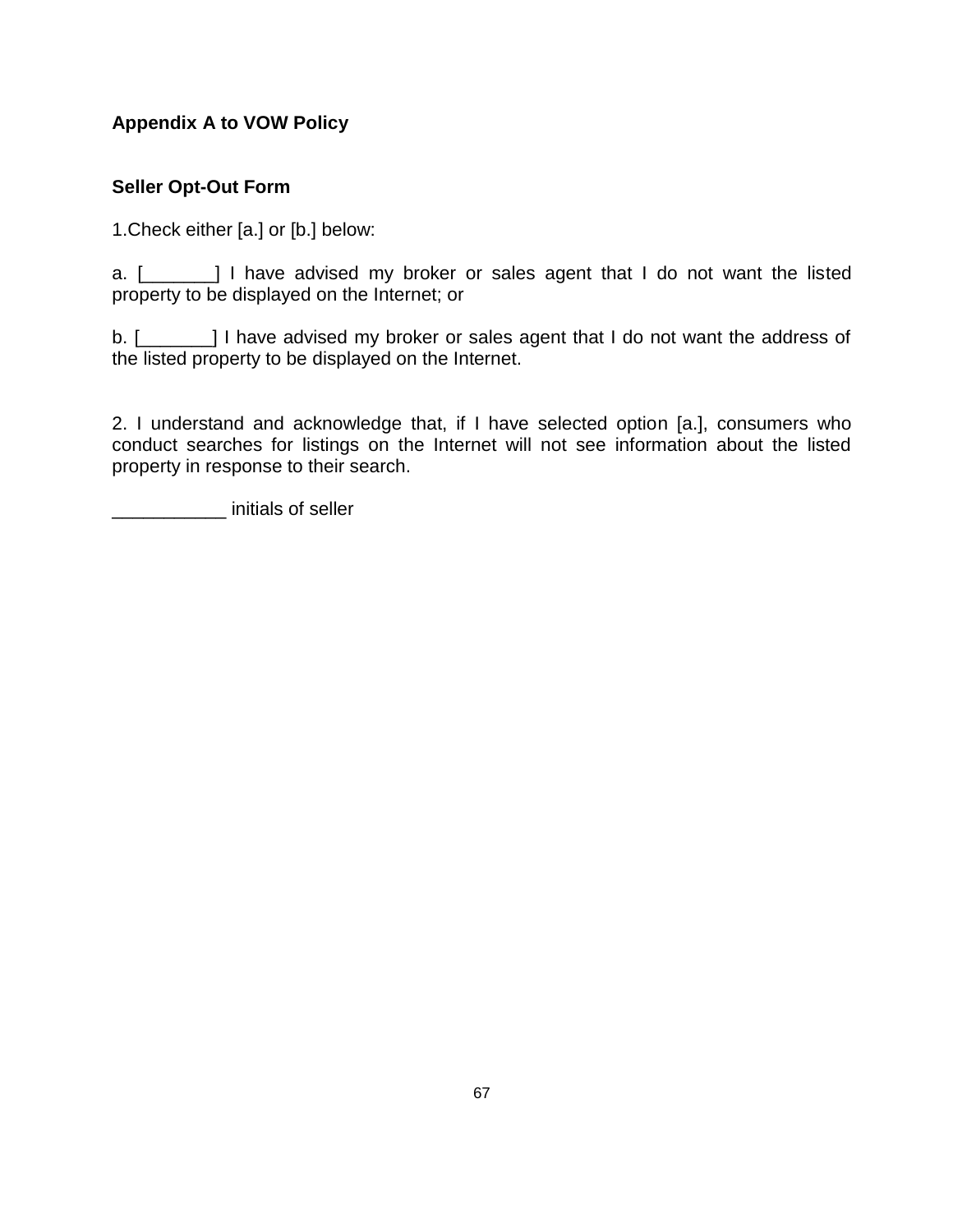**Appendix A to VOW Policy**

**Seller Opt-Out Form**

1.Check either [a.] or [b.] below:

a. [_______] I have advised my broker or sales agent that I do not want the listed property to be displayed on the Internet; or

b. [_______] I have advised my broker or sales agent that I do not want the address of the listed property to be displayed on the Internet.

2. I understand and acknowledge that, if I have selected option [a.], consumers who conduct searches for listings on the Internet will not see information about the listed property in response to their search.

___________ initials of seller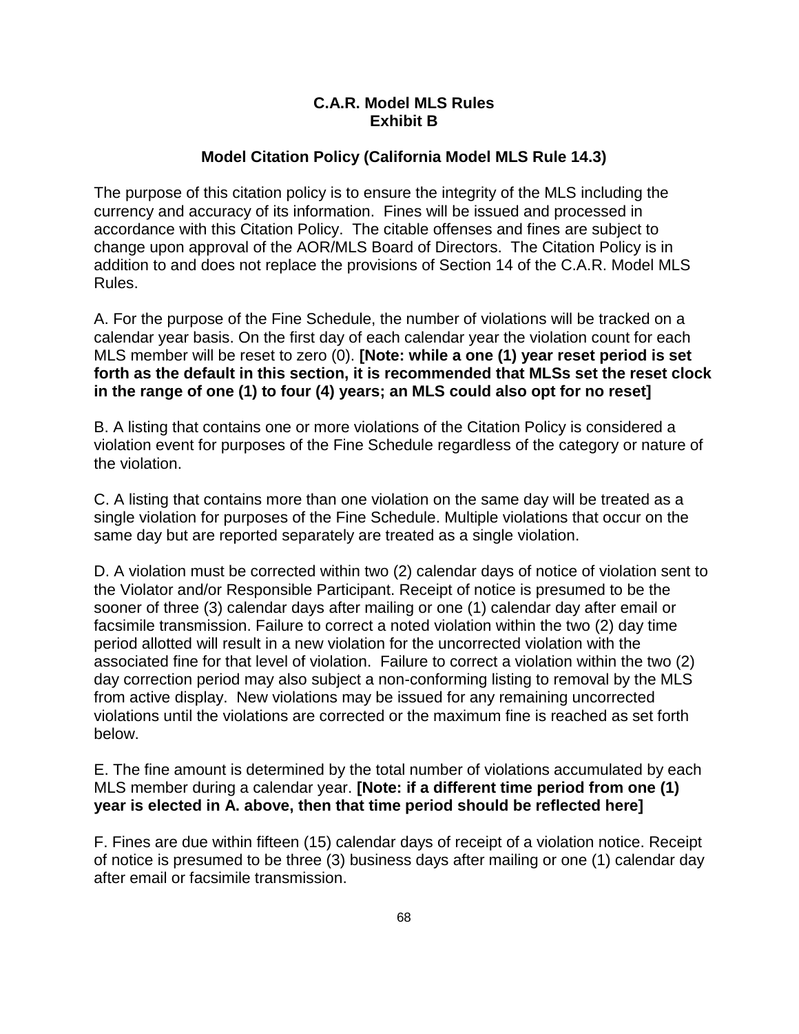**C.A.R. Model MLS Rules**
**Exhibit B**

## Model Citation Policy (California Model MLS Rule 14.3)

The purpose of this citation policy is to ensure the integrity of the MLS including the currency and accuracy of its information. Fines will be issued and processed in accordance with this Citation Policy. The citable offenses and fines are subject to change upon approval of the AOR/MLS Board of Directors. The Citation Policy is in addition to and does not replace the provisions of Section 14 of the C.A.R. Model MLS Rules.

A. For the purpose of the Fine Schedule, the number of violations will be tracked on a calendar year basis. On the first day of each calendar year the violation count for each MLS member will be reset to zero (0). **[Note: while a one (1) year reset period is set forth as the default in this section, it is recommended that MLSs set the reset clock in the range of one (1) to four (4) years; an MLS could also opt for no reset]**

B. A listing that contains one or more violations of the Citation Policy is considered a violation event for purposes of the Fine Schedule regardless of the category or nature of the violation.

C. A listing that contains more than one violation on the same day will be treated as a single violation for purposes of the Fine Schedule. Multiple violations that occur on the same day but are reported separately are treated as a single violation.

D. A violation must be corrected within two (2) calendar days of notice of violation sent to the Violator and/or Responsible Participant. Receipt of notice is presumed to be the sooner of three (3) calendar days after mailing or one (1) calendar day after email or facsimile transmission. Failure to correct a noted violation within the two (2) day time period allotted will result in a new violation for the uncorrected violation with the associated fine for that level of violation. Failure to correct a violation within the two (2) day correction period may also subject a non-conforming listing to removal by the MLS from active display. New violations may be issued for any remaining uncorrected violations until the violations are corrected or the maximum fine is reached as set forth below.

E. The fine amount is determined by the total number of violations accumulated by each MLS member during a calendar year. **[Note: if a different time period from one (1) year is elected in A. above, then that time period should be reflected here]**

F. Fines are due within fifteen (15) calendar days of receipt of a violation notice. Receipt of notice is presumed to be three (3) business days after mailing or one (1) calendar day after email or facsimile transmission.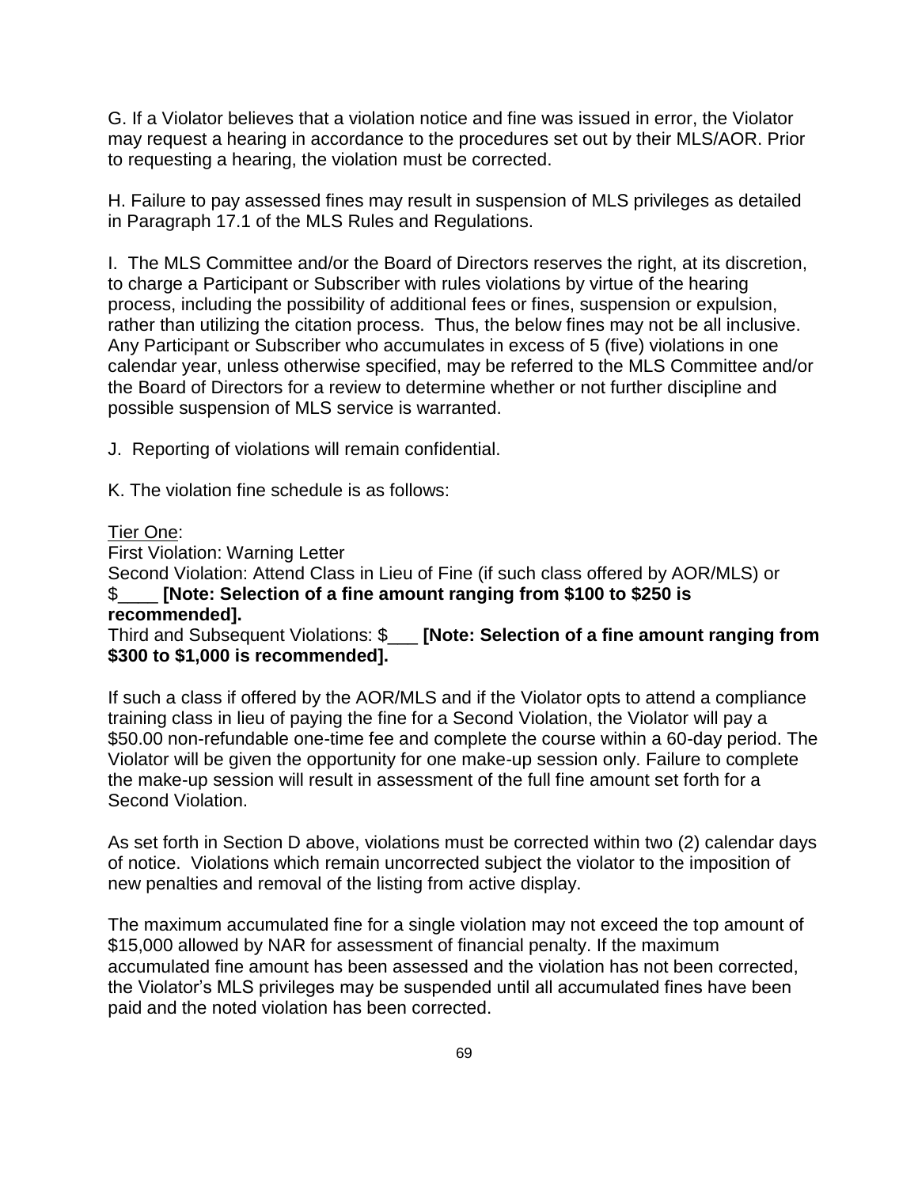G. If a Violator believes that a violation notice and fine was issued in error, the Violator may request a hearing in accordance to the procedures set out by their MLS/AOR. Prior to requesting a hearing, the violation must be corrected.

H. Failure to pay assessed fines may result in suspension of MLS privileges as detailed in Paragraph 17.1 of the MLS Rules and Regulations.

I. The MLS Committee and/or the Board of Directors reserves the right, at its discretion, to charge a Participant or Subscriber with rules violations by virtue of the hearing process, including the possibility of additional fees or fines, suspension or expulsion, rather than utilizing the citation process. Thus, the below fines may not be all inclusive. Any Participant or Subscriber who accumulates in excess of 5 (five) violations in one calendar year, unless otherwise specified, may be referred to the MLS Committee and/or the Board of Directors for a review to determine whether or not further discipline and possible suspension of MLS service is warranted.

J. Reporting of violations will remain confidential.

K. The violation fine schedule is as follows:

<u>Tier One</u>:
First Violation: Warning Letter
Second Violation: Attend Class in Lieu of Fine (if such class offered by AOR/MLS) or $____ **[Note: Selection of a fine amount ranging from $100 to $250 is recommended].**
Third and Subsequent Violations: $___ **[Note: Selection of a fine amount ranging from $300 to $1,000 is recommended].**

If such a class if offered by the AOR/MLS and if the Violator opts to attend a compliance training class in lieu of paying the fine for a Second Violation, the Violator will pay a $50.00 non-refundable one-time fee and complete the course within a 60-day period. The Violator will be given the opportunity for one make-up session only. Failure to complete the make-up session will result in assessment of the full fine amount set forth for a Second Violation.

As set forth in Section D above, violations must be corrected within two (2) calendar days of notice. Violations which remain uncorrected subject the violator to the imposition of new penalties and removal of the listing from active display.

The maximum accumulated fine for a single violation may not exceed the top amount of $15,000 allowed by NAR for assessment of financial penalty. If the maximum accumulated fine amount has been assessed and the violation has not been corrected, the Violator's MLS privileges may be suspended until all accumulated fines have been paid and the noted violation has been corrected.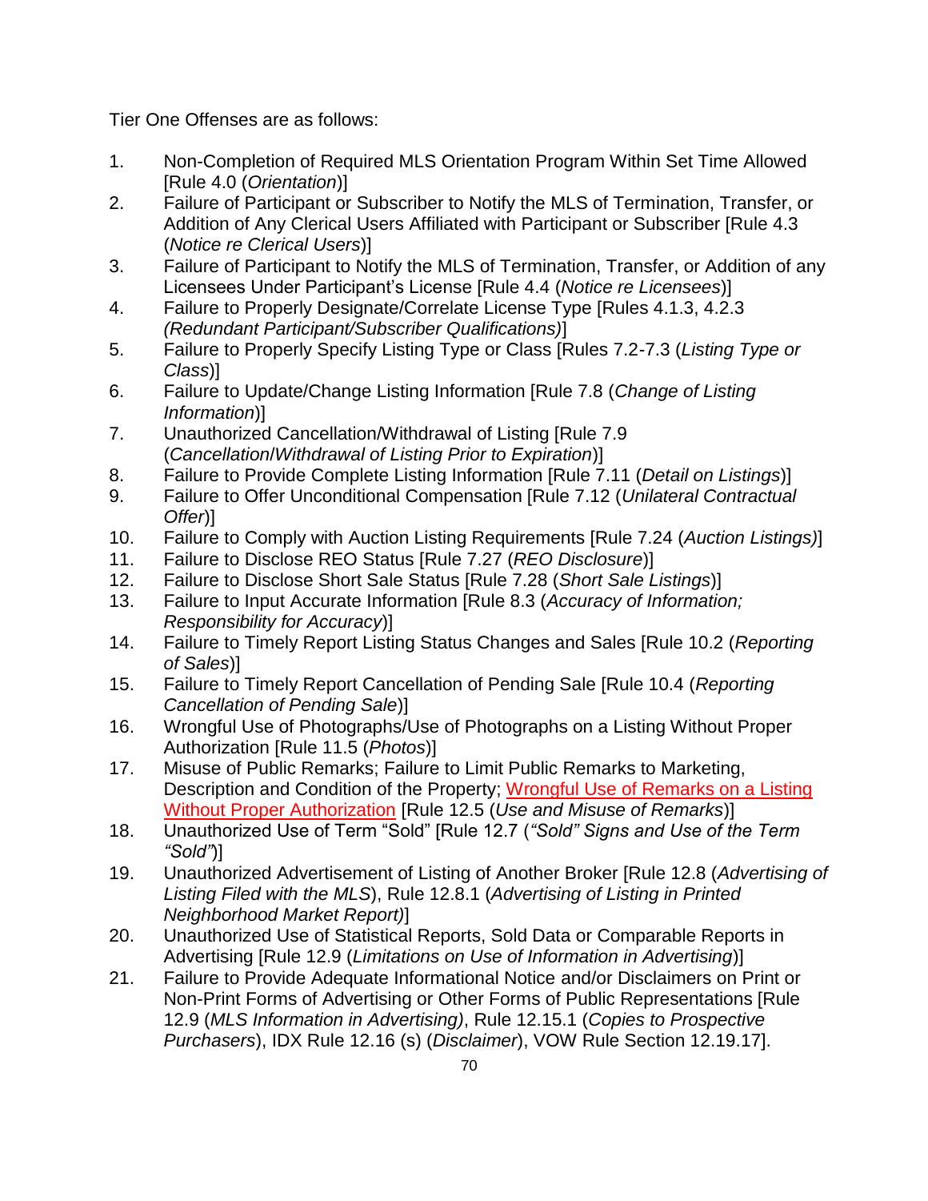Tier One Offenses are as follows:

1. Non-Completion of Required MLS Orientation Program Within Set Time Allowed [Rule 4.0 (*Orientation*)]
2. Failure of Participant or Subscriber to Notify the MLS of Termination, Transfer, or Addition of Any Clerical Users Affiliated with Participant or Subscriber [Rule 4.3 (*Notice re Clerical Users*)]
3. Failure of Participant to Notify the MLS of Termination, Transfer, or Addition of any Licensees Under Participant's License [Rule 4.4 (*Notice re Licensees*)]
4. Failure to Properly Designate/Correlate License Type [Rules 4.1.3, 4.2.3 *(Redundant Participant/Subscriber Qualifications)*]
5. Failure to Properly Specify Listing Type or Class [Rules 7.2-7.3 (*Listing Type or Class*)]
6. Failure to Update/Change Listing Information [Rule 7.8 (*Change of Listing Information*)]
7. Unauthorized Cancellation/Withdrawal of Listing [Rule 7.9 (*Cancellation/Withdrawal of Listing Prior to Expiration*)]
8. Failure to Provide Complete Listing Information [Rule 7.11 (*Detail on Listings*)]
9. Failure to Offer Unconditional Compensation [Rule 7.12 (*Unilateral Contractual Offer*)]
10. Failure to Comply with Auction Listing Requirements [Rule 7.24 (*Auction Listings)*]
11. Failure to Disclose REO Status [Rule 7.27 (*REO Disclosure*)]
12. Failure to Disclose Short Sale Status [Rule 7.28 (*Short Sale Listings*)]
13. Failure to Input Accurate Information [Rule 8.3 (*Accuracy of Information; Responsibility for Accuracy*)]
14. Failure to Timely Report Listing Status Changes and Sales [Rule 10.2 (*Reporting of Sales*)]
15. Failure to Timely Report Cancellation of Pending Sale [Rule 10.4 (*Reporting Cancellation of Pending Sale*)]
16. Wrongful Use of Photographs/Use of Photographs on a Listing Without Proper Authorization [Rule 11.5 (*Photos*)]
17. Misuse of Public Remarks; Failure to Limit Public Remarks to Marketing, Description and Condition of the Property; Wrongful Use of Remarks on a Listing Without Proper Authorization [Rule 12.5 (*Use and Misuse of Remarks*)]
18. Unauthorized Use of Term "Sold" [Rule 12.7 (*"Sold" Signs and Use of the Term "Sold"*)]
19. Unauthorized Advertisement of Listing of Another Broker [Rule 12.8 (*Advertising of Listing Filed with the MLS*), Rule 12.8.1 (*Advertising of Listing in Printed Neighborhood Market Report)*]
20. Unauthorized Use of Statistical Reports, Sold Data or Comparable Reports in Advertising [Rule 12.9 (*Limitations on Use of Information in Advertising*)]
21. Failure to Provide Adequate Informational Notice and/or Disclaimers on Print or Non-Print Forms of Advertising or Other Forms of Public Representations [Rule 12.9 (*MLS Information in Advertising)*, Rule 12.15.1 (*Copies to Prospective Purchasers*), IDX Rule 12.16 (s) (*Disclaimer*), VOW Rule Section 12.19.17].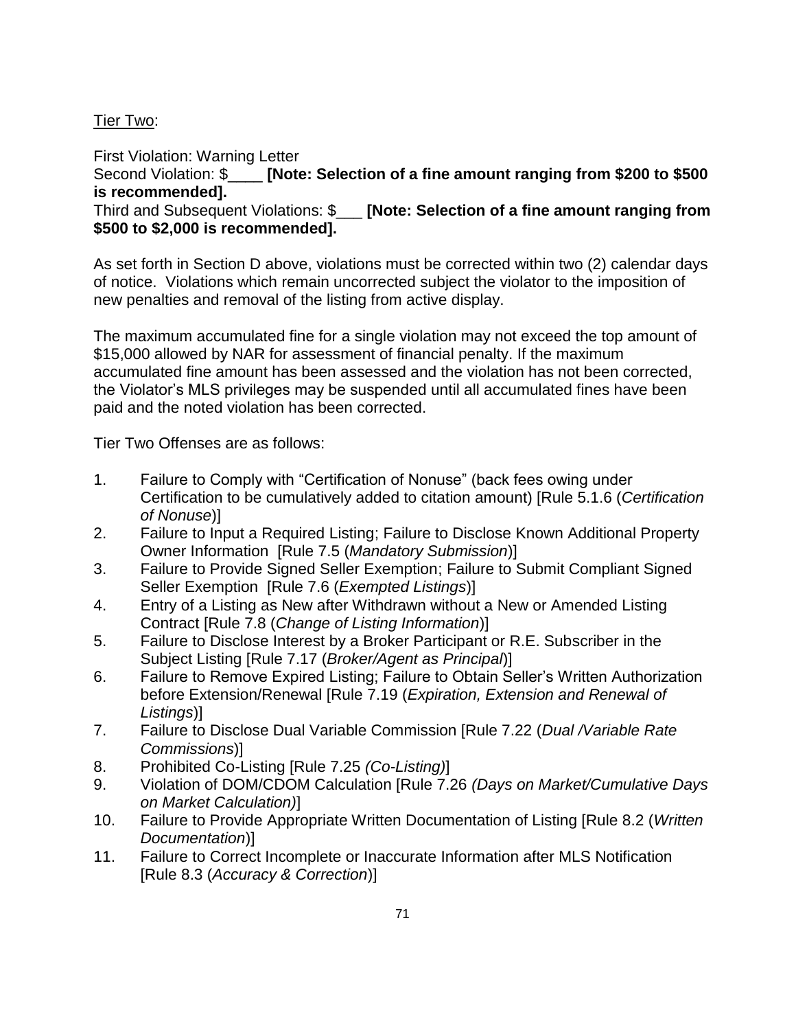Tier Two:

First Violation: Warning Letter
Second Violation: $____ **[Note: Selection of a fine amount ranging from $200 to $500 is recommended].**
Third and Subsequent Violations: $___ **[Note: Selection of a fine amount ranging from $500 to $2,000 is recommended].**

As set forth in Section D above, violations must be corrected within two (2) calendar days of notice. Violations which remain uncorrected subject the violator to the imposition of new penalties and removal of the listing from active display.

The maximum accumulated fine for a single violation may not exceed the top amount of $15,000 allowed by NAR for assessment of financial penalty. If the maximum accumulated fine amount has been assessed and the violation has not been corrected, the Violator's MLS privileges may be suspended until all accumulated fines have been paid and the noted violation has been corrected.

Tier Two Offenses are as follows:

1. Failure to Comply with "Certification of Nonuse" (back fees owing under Certification to be cumulatively added to citation amount) [Rule 5.1.6 (*Certification of Nonuse*)]
2. Failure to Input a Required Listing; Failure to Disclose Known Additional Property Owner Information [Rule 7.5 (*Mandatory Submission*)]
3. Failure to Provide Signed Seller Exemption; Failure to Submit Compliant Signed Seller Exemption [Rule 7.6 (*Exempted Listings*)]
4. Entry of a Listing as New after Withdrawn without a New or Amended Listing Contract [Rule 7.8 (*Change of Listing Information*)]
5. Failure to Disclose Interest by a Broker Participant or R.E. Subscriber in the Subject Listing [Rule 7.17 (*Broker/Agent as Principal*)]
6. Failure to Remove Expired Listing; Failure to Obtain Seller's Written Authorization before Extension/Renewal [Rule 7.19 (*Expiration, Extension and Renewal of Listings*)]
7. Failure to Disclose Dual Variable Commission [Rule 7.22 (*Dual /Variable Rate Commissions*)]
8. Prohibited Co-Listing [Rule 7.25 *(Co-Listing)*]
9. Violation of DOM/CDOM Calculation [Rule 7.26 *(Days on Market/Cumulative Days on Market Calculation)*]
10. Failure to Provide Appropriate Written Documentation of Listing [Rule 8.2 (*Written Documentation*)]
11. Failure to Correct Incomplete or Inaccurate Information after MLS Notification [Rule 8.3 (*Accuracy & Correction*)]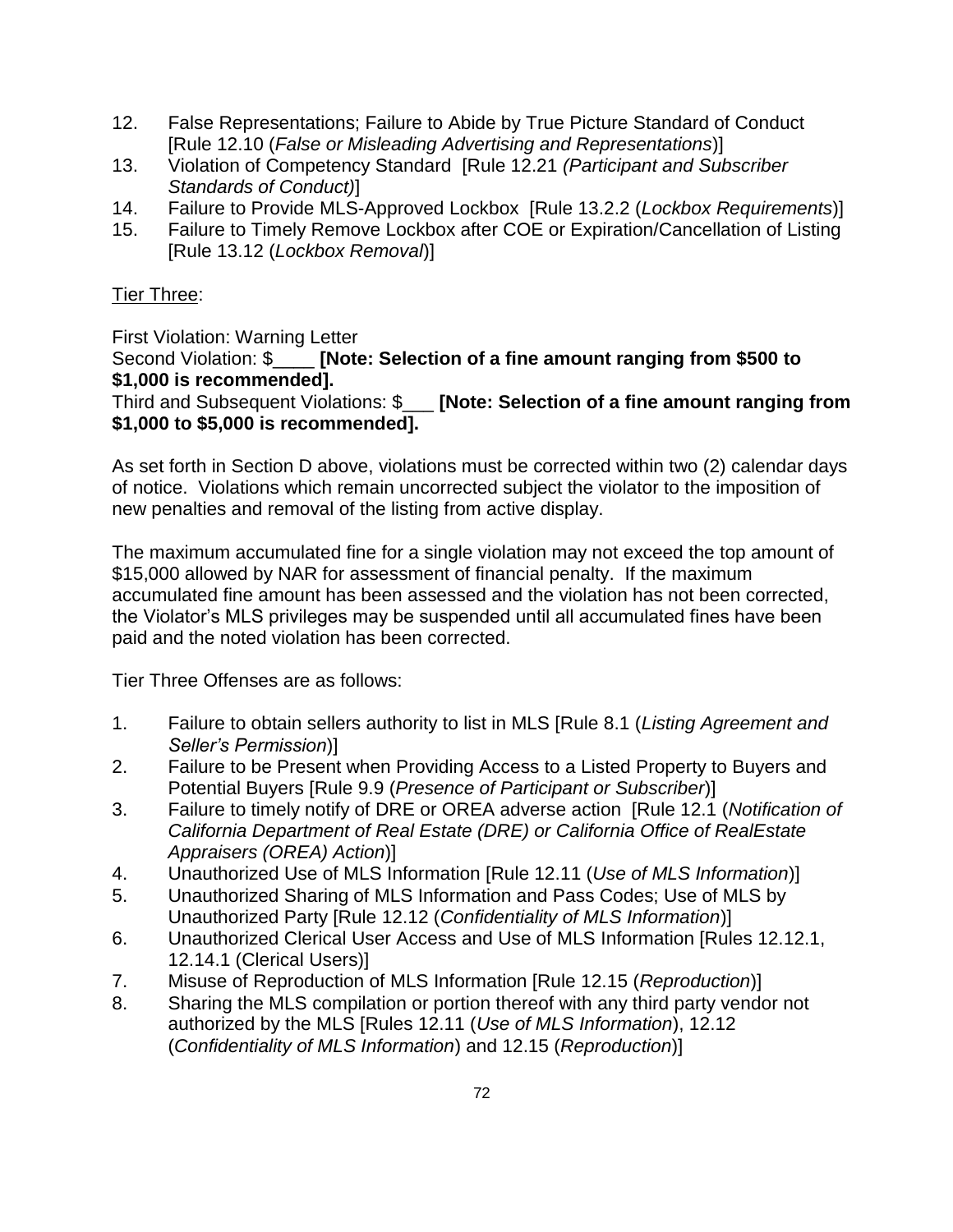12. False Representations; Failure to Abide by True Picture Standard of Conduct [Rule 12.10 (*False or Misleading Advertising and Representations*)]
13. Violation of Competency Standard [Rule 12.21 *(Participant and Subscriber Standards of Conduct)*]
14. Failure to Provide MLS-Approved Lockbox [Rule 13.2.2 (*Lockbox Requirements*)]
15. Failure to Timely Remove Lockbox after COE or Expiration/Cancellation of Listing [Rule 13.12 (*Lockbox Removal*)]

<u>Tier Three</u>:

First Violation: Warning Letter
Second Violation: $____ **[Note: Selection of a fine amount ranging from $500 to $1,000 is recommended].**
Third and Subsequent Violations: $___ **[Note: Selection of a fine amount ranging from $1,000 to $5,000 is recommended].**

As set forth in Section D above, violations must be corrected within two (2) calendar days of notice. Violations which remain uncorrected subject the violator to the imposition of new penalties and removal of the listing from active display.

The maximum accumulated fine for a single violation may not exceed the top amount of $15,000 allowed by NAR for assessment of financial penalty. If the maximum accumulated fine amount has been assessed and the violation has not been corrected, the Violator's MLS privileges may be suspended until all accumulated fines have been paid and the noted violation has been corrected.

Tier Three Offenses are as follows:

1. Failure to obtain sellers authority to list in MLS [Rule 8.1 (*Listing Agreement and Seller's Permission*)]
2. Failure to be Present when Providing Access to a Listed Property to Buyers and Potential Buyers [Rule 9.9 (*Presence of Participant or Subscriber*)]
3. Failure to timely notify of DRE or OREA adverse action [Rule 12.1 (*Notification of California Department of Real Estate (DRE) or California Office of RealEstate Appraisers (OREA) Action*)]
4. Unauthorized Use of MLS Information [Rule 12.11 (*Use of MLS Information*)]
5. Unauthorized Sharing of MLS Information and Pass Codes; Use of MLS by Unauthorized Party [Rule 12.12 (*Confidentiality of MLS Information*)]
6. Unauthorized Clerical User Access and Use of MLS Information [Rules 12.12.1, 12.14.1 (Clerical Users)]
7. Misuse of Reproduction of MLS Information [Rule 12.15 (*Reproduction*)]
8. Sharing the MLS compilation or portion thereof with any third party vendor not authorized by the MLS [Rules 12.11 (*Use of MLS Information*), 12.12 (*Confidentiality of MLS Information*) and 12.15 (*Reproduction*)]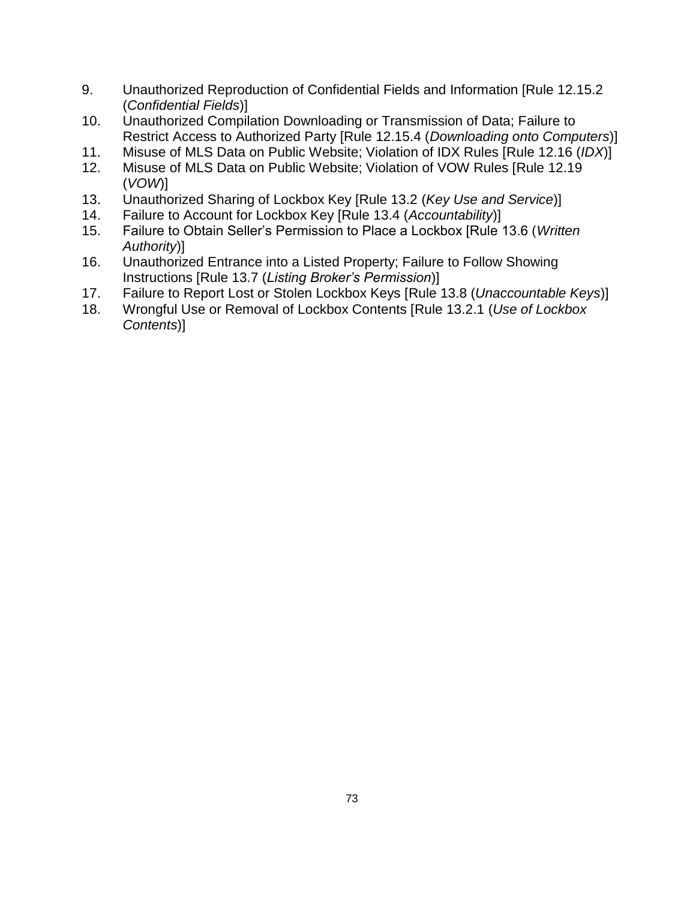9. Unauthorized Reproduction of Confidential Fields and Information [Rule 12.15.2 (*Confidential Fields*)]
10. Unauthorized Compilation Downloading or Transmission of Data; Failure to Restrict Access to Authorized Party [Rule 12.15.4 (*Downloading onto Computers*)]
11. Misuse of MLS Data on Public Website; Violation of IDX Rules [Rule 12.16 (*IDX*)]
12. Misuse of MLS Data on Public Website; Violation of VOW Rules [Rule 12.19 (*VOW*)]
13. Unauthorized Sharing of Lockbox Key [Rule 13.2 (*Key Use and Service*)]
14. Failure to Account for Lockbox Key [Rule 13.4 (*Accountability*)]
15. Failure to Obtain Seller's Permission to Place a Lockbox [Rule 13.6 (*Written Authority*)]
16. Unauthorized Entrance into a Listed Property; Failure to Follow Showing Instructions [Rule 13.7 (*Listing Broker's Permission*)]
17. Failure to Report Lost or Stolen Lockbox Keys [Rule 13.8 (*Unaccountable Keys*)]
18. Wrongful Use or Removal of Lockbox Contents [Rule 13.2.1 (*Use of Lockbox Contents*)]